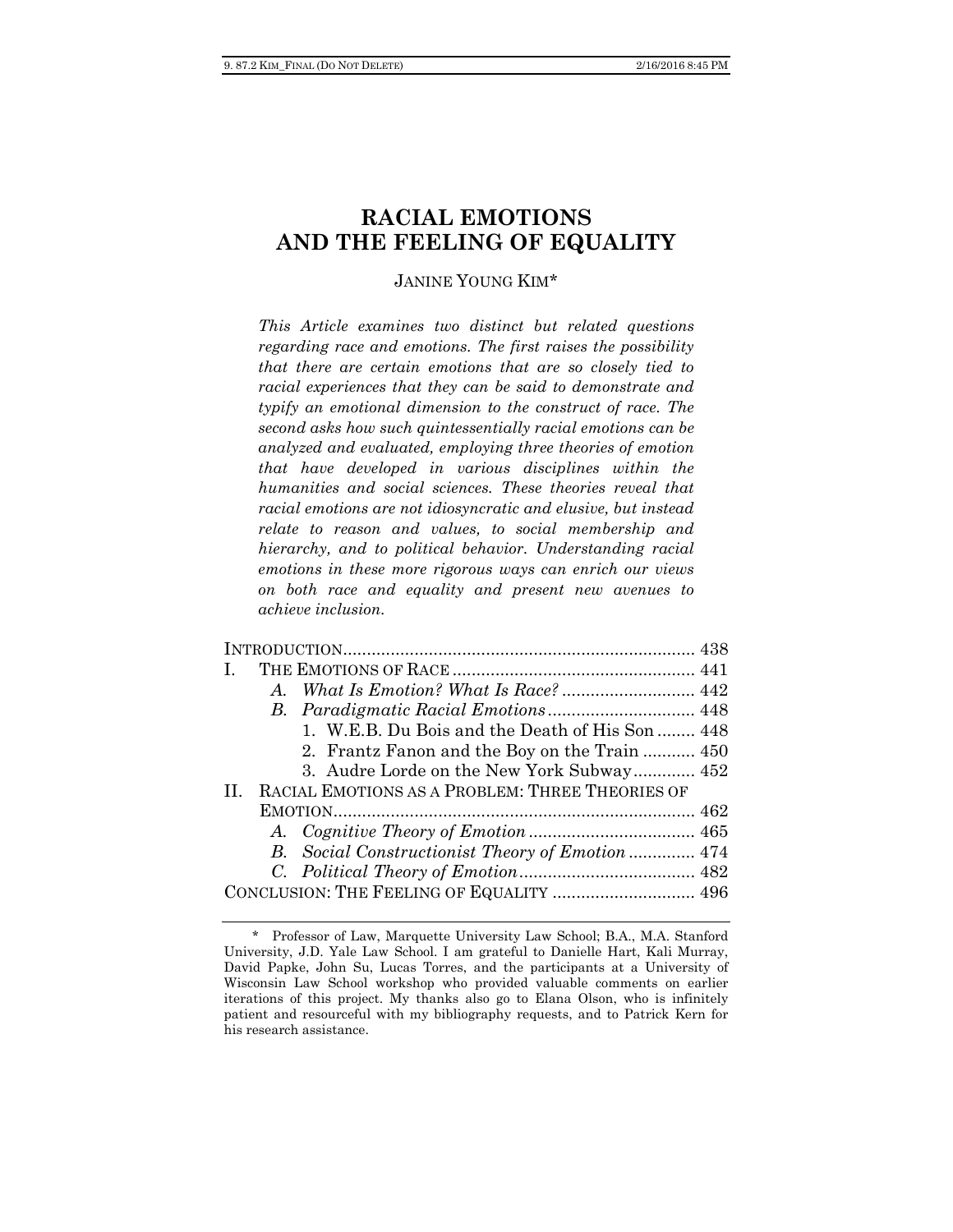# RACIAL EMOTIONS AND THE FEELING OF EQUALITY

JANINE YOUNG KIM*

*This Article examines two distinct but related questions regarding race and emotions. The first raises the possibility that there are certain emotions that are so closely tied to racial experiences that they can be said to demonstrate and typify an emotional dimension to the construct of race. The second asks how such quintessentially racial emotions can be analyzed and evaluated, employing three theories of emotion that have developed in various disciplines within the humanities and social sciences. These theories reveal that racial emotions are not idiosyncratic and elusive, but instead relate to reason and values, to social membership and hierarchy, and to political behavior. Understanding racial emotions in these more rigorous ways can enrich our views on both race and equality and present new avenues to achieve inclusion.*

| | |
|---|---|
| INTRODUCTION | 438 |
| I. THE EMOTIONS OF RACE | 441 |
| A. *What Is Emotion? What Is Race?* | 442 |
| B. *Paradigmatic Racial Emotions* | 448 |
| 1. W.E.B. Du Bois and the Death of His Son | 448 |
| 2. Frantz Fanon and the Boy on the Train | 450 |
| 3. Audre Lorde on the New York Subway | 452 |
| II. RACIAL EMOTIONS AS A PROBLEM: THREE THEORIES OF EMOTION | 462 |
| A. *Cognitive Theory of Emotion* | 465 |
| B. *Social Constructionist Theory of Emotion* | 474 |
| C. *Political Theory of Emotion* | 482 |
| CONCLUSION: THE FEELING OF EQUALITY | 496 |

\* Professor of Law, Marquette University Law School; B.A., M.A. Stanford University, J.D. Yale Law School. I am grateful to Danielle Hart, Kali Murray, David Papke, John Su, Lucas Torres, and the participants at a University of Wisconsin Law School workshop who provided valuable comments on earlier iterations of this project. My thanks also go to Elana Olson, who is infinitely patient and resourceful with my bibliography requests, and to Patrick Kern for his research assistance.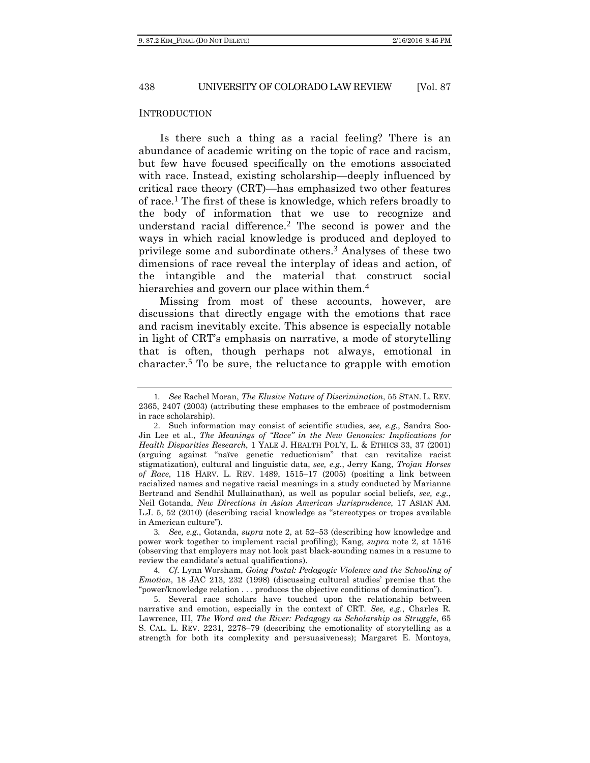## Introduction

Is there such a thing as a racial feeling? There is an abundance of academic writing on the topic of race and racism, but few have focused specifically on the emotions associated with race. Instead, existing scholarship—deeply influenced by critical race theory (CRT)—has emphasized two other features of race.[1] The first of these is knowledge, which refers broadly to the body of information that we use to recognize and understand racial difference.[2] The second is power and the ways in which racial knowledge is produced and deployed to privilege some and subordinate others.[3] Analyses of these two dimensions of race reveal the interplay of ideas and action, of the intangible and the material that construct social hierarchies and govern our place within them.[4]

Missing from most of these accounts, however, are discussions that directly engage with the emotions that race and racism inevitably excite. This absence is especially notable in light of CRT's emphasis on narrative, a mode of storytelling that is often, though perhaps not always, emotional in character.[5] To be sure, the reluctance to grapple with emotion

---

1. *See* Rachel Moran, *The Elusive Nature of Discrimination*, 55 STAN. L. REV. 2365, 2407 (2003) (attributing these emphases to the embrace of postmodernism in race scholarship).

2. Such information may consist of scientific studies, *see, e.g.*, Sandra Soo-Jin Lee et al., *The Meanings of "Race" in the New Genomics: Implications for Health Disparities Research*, 1 YALE J. HEALTH POL'Y, L. & ETHICS 33, 37 (2001) (arguing against "naïve genetic reductionism" that can revitalize racist stigmatization), cultural and linguistic data, *see, e.g.*, Jerry Kang, *Trojan Horses of Race*, 118 HARV. L. REV. 1489, 1515–17 (2005) (positing a link between racialized names and negative racial meanings in a study conducted by Marianne Bertrand and Sendhil Mullainathan), as well as popular social beliefs, *see, e.g.*, Neil Gotanda, *New Directions in Asian American Jurisprudence*, 17 ASIAN AM. L.J. 5, 52 (2010) (describing racial knowledge as "stereotypes or tropes available in American culture").

3. *See, e.g.*, Gotanda, *supra* note 2, at 52–53 (describing how knowledge and power work together to implement racial profiling); Kang, *supra* note 2, at 1516 (observing that employers may not look past black-sounding names in a resume to review the candidate's actual qualifications).

4. *Cf.* Lynn Worsham, *Going Postal: Pedagogic Violence and the Schooling of Emotion*, 18 JAC 213, 232 (1998) (discussing cultural studies' premise that the "power/knowledge relation . . . produces the objective conditions of domination").

5. Several race scholars have touched upon the relationship between narrative and emotion, especially in the context of CRT. *See, e.g.*, Charles R. Lawrence, III, *The Word and the River: Pedagogy as Scholarship as Struggle*, 65 S. CAL. L. REV. 2231, 2278–79 (describing the emotionality of storytelling as a strength for both its complexity and persuasiveness); Margaret E. Montoya,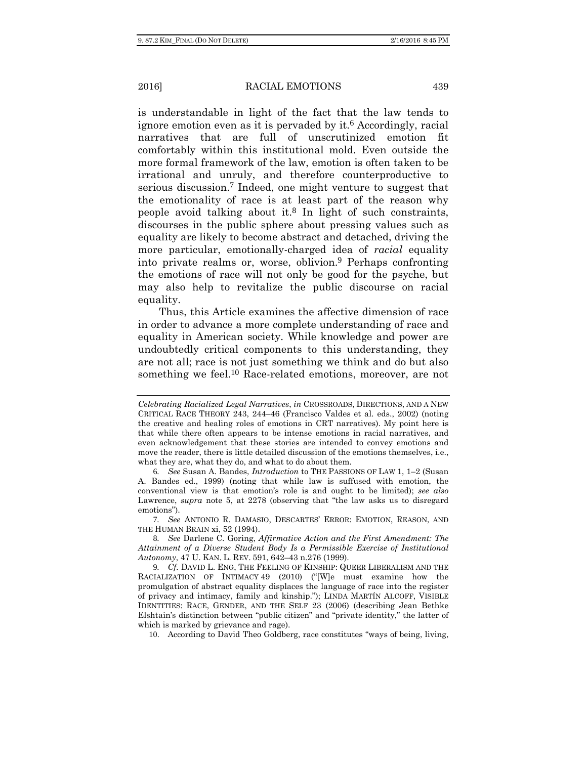is understandable in light of the fact that the law tends to ignore emotion even as it is pervaded by it.[6] Accordingly, racial narratives that are full of unscrutinized emotion fit comfortably within this institutional mold. Even outside the more formal framework of the law, emotion is often taken to be irrational and unruly, and therefore counterproductive to serious discussion.[7] Indeed, one might venture to suggest that the emotionality of race is at least part of the reason why people avoid talking about it.[8] In light of such constraints, discourses in the public sphere about pressing values such as equality are likely to become abstract and detached, driving the more particular, emotionally-charged idea of *racial* equality into private realms or, worse, oblivion.[9] Perhaps confronting the emotions of race will not only be good for the psyche, but may also help to revitalize the public discourse on racial equality.

Thus, this Article examines the affective dimension of race in order to advance a more complete understanding of race and equality in American society. While knowledge and power are undoubtedly critical components to this understanding, they are not all; race is not just something we think and do but also something we feel.[10] Race-related emotions, moreover, are not

---

*Celebrating Racialized Legal Narratives*, *in* CROSSROADS, DIRECTIONS, AND A NEW CRITICAL RACE THEORY 243, 244–46 (Francisco Valdes et al. eds., 2002) (noting the creative and healing roles of emotions in CRT narratives). My point here is that while there often appears to be intense emotions in racial narratives, and even acknowledgement that these stories are intended to convey emotions and move the reader, there is little detailed discussion of the emotions themselves, i.e., what they are, what they do, and what to do about them.

6. *See* Susan A. Bandes, *Introduction* to THE PASSIONS OF LAW 1, 1–2 (Susan A. Bandes ed., 1999) (noting that while law is suffused with emotion, the conventional view is that emotion's role is and ought to be limited); *see also* Lawrence, *supra* note 5, at 2278 (observing that "the law asks us to disregard emotions").

7. *See* ANTONIO R. DAMASIO, DESCARTES' ERROR: EMOTION, REASON, AND THE HUMAN BRAIN xi, 52 (1994).

8. *See* Darlene C. Goring, *Affirmative Action and the First Amendment: The Attainment of a Diverse Student Body Is a Permissible Exercise of Institutional Autonomy*, 47 U. KAN. L. REV. 591, 642–43 n.276 (1999).

9. *Cf.* DAVID L. ENG, THE FEELING OF KINSHIP: QUEER LIBERALISM AND THE RACIALIZATION OF INTIMACY 49 (2010) ("[W]e must examine how the promulgation of abstract equality displaces the language of race into the register of privacy and intimacy, family and kinship."); LINDA MARTÍN ALCOFF, VISIBLE IDENTITIES: RACE, GENDER, AND THE SELF 23 (2006) (describing Jean Bethke Elshtain's distinction between "public citizen" and "private identity," the latter of which is marked by grievance and rage).

10. According to David Theo Goldberg, race constitutes "ways of being, living,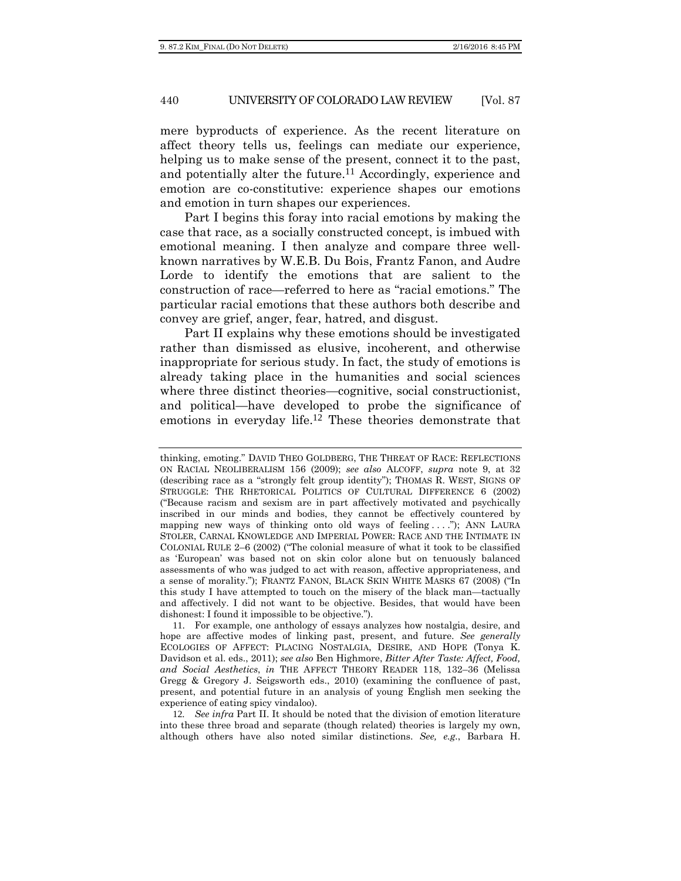mere byproducts of experience. As the recent literature on affect theory tells us, feelings can mediate our experience, helping us to make sense of the present, connect it to the past, and potentially alter the future.[11] Accordingly, experience and emotion are co-constitutive: experience shapes our emotions and emotion in turn shapes our experiences.

Part I begins this foray into racial emotions by making the case that race, as a socially constructed concept, is imbued with emotional meaning. I then analyze and compare three well-known narratives by W.E.B. Du Bois, Frantz Fanon, and Audre Lorde to identify the emotions that are salient to the construction of race—referred to here as "racial emotions." The particular racial emotions that these authors both describe and convey are grief, anger, fear, hatred, and disgust.

Part II explains why these emotions should be investigated rather than dismissed as elusive, incoherent, and otherwise inappropriate for serious study. In fact, the study of emotions is already taking place in the humanities and social sciences where three distinct theories—cognitive, social constructionist, and political—have developed to probe the significance of emotions in everyday life.[12] These theories demonstrate that

---

thinking, emoting." DAVID THEO GOLDBERG, THE THREAT OF RACE: REFLECTIONS ON RACIAL NEOLIBERALISM 156 (2009); *see also* ALCOFF, *supra* note 9, at 32 (describing race as a "strongly felt group identity"); THOMAS R. WEST, SIGNS OF STRUGGLE: THE RHETORICAL POLITICS OF CULTURAL DIFFERENCE 6 (2002) ("Because racism and sexism are in part affectively motivated and psychically inscribed in our minds and bodies, they cannot be effectively countered by mapping new ways of thinking onto old ways of feeling . . . ."); ANN LAURA STOLER, CARNAL KNOWLEDGE AND IMPERIAL POWER: RACE AND THE INTIMATE IN COLONIAL RULE 2–6 (2002) ("The colonial measure of what it took to be classified as 'European' was based not on skin color alone but on tenuously balanced assessments of who was judged to act with reason, affective appropriateness, and a sense of morality."); FRANTZ FANON, BLACK SKIN WHITE MASKS 67 (2008) ("In this study I have attempted to touch on the misery of the black man—tactually and affectively. I did not want to be objective. Besides, that would have been dishonest: I found it impossible to be objective.").

11. For example, one anthology of essays analyzes how nostalgia, desire, and hope are affective modes of linking past, present, and future. *See generally* ECOLOGIES OF AFFECT: PLACING NOSTALGIA, DESIRE, AND HOPE (Tonya K. Davidson et al. eds., 2011); *see also* Ben Highmore, *Bitter After Taste: Affect, Food, and Social Aesthetics*, *in* THE AFFECT THEORY READER 118, 132–36 (Melissa Gregg & Gregory J. Seigsworth eds., 2010) (examining the confluence of past, present, and potential future in an analysis of young English men seeking the experience of eating spicy vindaloo).

12. *See infra* Part II. It should be noted that the division of emotion literature into these three broad and separate (though related) theories is largely my own, although others have also noted similar distinctions. *See, e.g.*, Barbara H.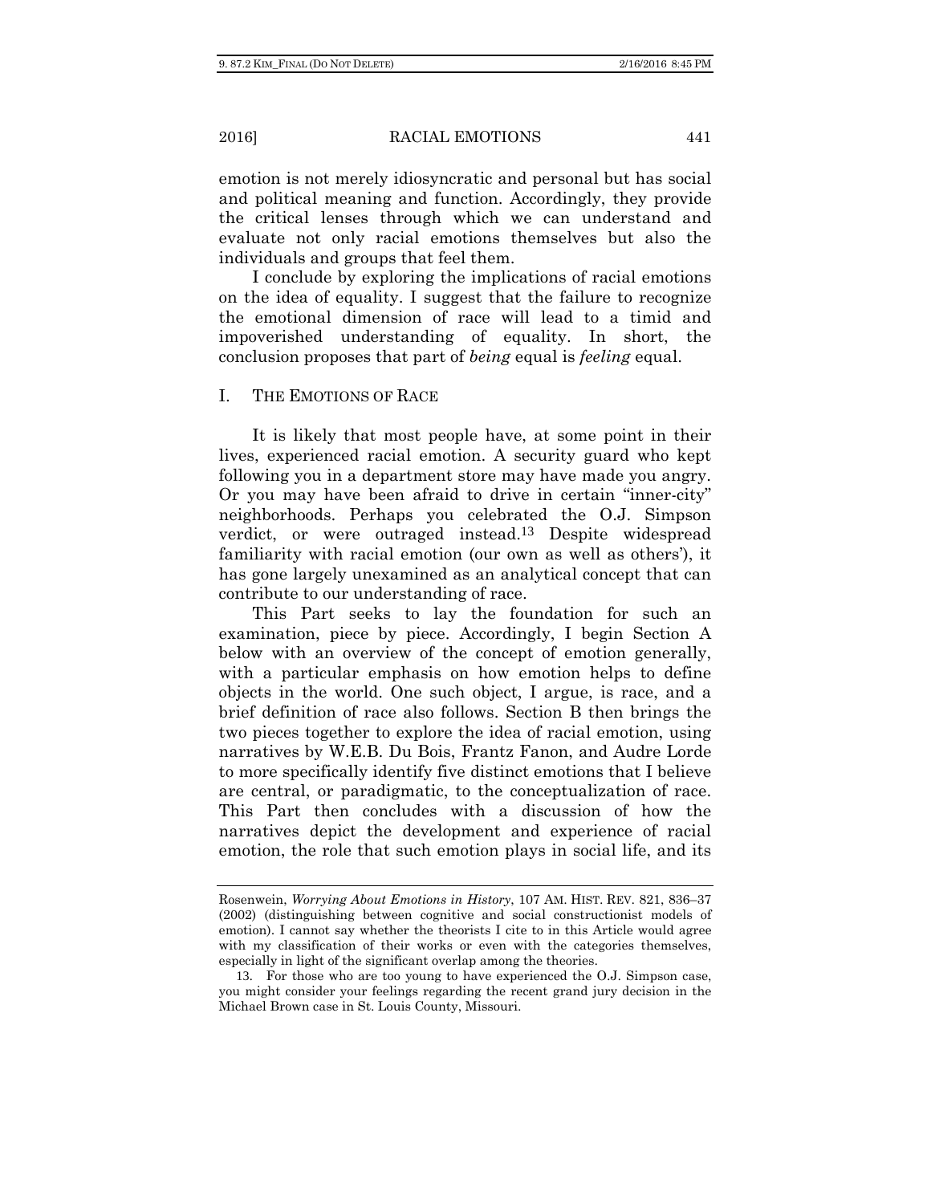emotion is not merely idiosyncratic and personal but has social and political meaning and function. Accordingly, they provide the critical lenses through which we can understand and evaluate not only racial emotions themselves but also the individuals and groups that feel them.

I conclude by exploring the implications of racial emotions on the idea of equality. I suggest that the failure to recognize the emotional dimension of race will lead to a timid and impoverished understanding of equality. In short, the conclusion proposes that part of *being* equal is *feeling* equal.

## I. THE EMOTIONS OF RACE

It is likely that most people have, at some point in their lives, experienced racial emotion. A security guard who kept following you in a department store may have made you angry. Or you may have been afraid to drive in certain "inner-city" neighborhoods. Perhaps you celebrated the O.J. Simpson verdict, or were outraged instead.[13] Despite widespread familiarity with racial emotion (our own as well as others'), it has gone largely unexamined as an analytical concept that can contribute to our understanding of race.

This Part seeks to lay the foundation for such an examination, piece by piece. Accordingly, I begin Section A below with an overview of the concept of emotion generally, with a particular emphasis on how emotion helps to define objects in the world. One such object, I argue, is race, and a brief definition of race also follows. Section B then brings the two pieces together to explore the idea of racial emotion, using narratives by W.E.B. Du Bois, Frantz Fanon, and Audre Lorde to more specifically identify five distinct emotions that I believe are central, or paradigmatic, to the conceptualization of race. This Part then concludes with a discussion of how the narratives depict the development and experience of racial emotion, the role that such emotion plays in social life, and its

---

Rosenwein, *Worrying About Emotions in History*, 107 AM. HIST. REV. 821, 836–37 (2002) (distinguishing between cognitive and social constructionist models of emotion). I cannot say whether the theorists I cite to in this Article would agree with my classification of their works or even with the categories themselves, especially in light of the significant overlap among the theories.

13. For those who are too young to have experienced the O.J. Simpson case, you might consider your feelings regarding the recent grand jury decision in the Michael Brown case in St. Louis County, Missouri.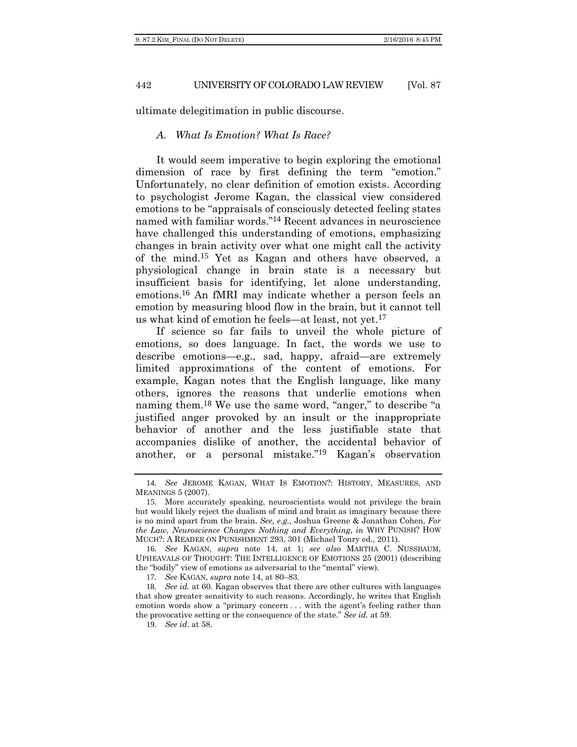ultimate delegitimation in public discourse.

### *A. What Is Emotion? What Is Race?*

It would seem imperative to begin exploring the emotional dimension of race by first defining the term "emotion." Unfortunately, no clear definition of emotion exists. According to psychologist Jerome Kagan, the classical view considered emotions to be "appraisals of consciously detected feeling states named with familiar words."[14] Recent advances in neuroscience have challenged this understanding of emotions, emphasizing changes in brain activity over what one might call the activity of the mind.[15] Yet as Kagan and others have observed, a physiological change in brain state is a necessary but insufficient basis for identifying, let alone understanding, emotions.[16] An fMRI may indicate whether a person feels an emotion by measuring blood flow in the brain, but it cannot tell us what kind of emotion he feels—at least, not yet.[17]

If science so far fails to unveil the whole picture of emotions, so does language. In fact, the words we use to describe emotions—e.g., sad, happy, afraid—are extremely limited approximations of the content of emotions. For example, Kagan notes that the English language, like many others, ignores the reasons that underlie emotions when naming them.[18] We use the same word, "anger," to describe "a justified anger provoked by an insult or the inappropriate behavior of another and the less justifiable state that accompanies dislike of another, the accidental behavior of another, or a personal mistake."[19] Kagan's observation

---

14. *See* JEROME KAGAN, WHAT IS EMOTION?: HISTORY, MEASURES, AND MEANINGS 5 (2007).

15. More accurately speaking, neuroscientists would not privilege the brain but would likely reject the dualism of mind and brain as imaginary because there is no mind apart from the brain. *See, e.g.*, Joshua Greene & Jonathan Cohen, *For the Law, Neuroscience Changes Nothing and Everything*, *in* WHY PUNISH? HOW MUCH?: A READER ON PUNISHMENT 293, 301 (Michael Tonry ed., 2011).

16. *See* KAGAN, *supra* note 14, at 1; *see also* MARTHA C. NUSSBAUM, UPHEAVALS OF THOUGHT: THE INTELLIGENCE OF EMOTIONS 25 (2001) (describing the "bodily" view of emotions as adversarial to the "mental" view).

17. *See* KAGAN, *supra* note 14, at 80–83.

18. *See id.* at 60. Kagan observes that there are other cultures with languages that show greater sensitivity to such reasons. Accordingly, he writes that English emotion words show a "primary concern . . . with the agent's feeling rather than the provocative setting or the consequence of the state." *See id.* at 59.

19. *See id*. at 58.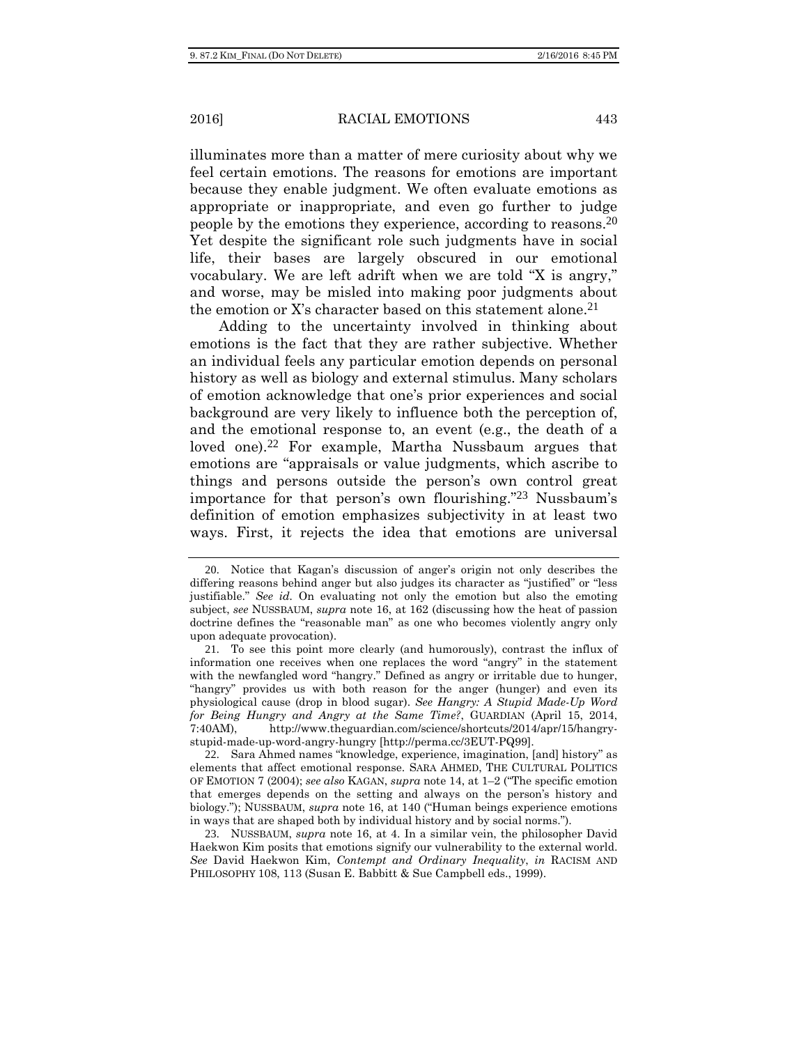illuminates more than a matter of mere curiosity about why we feel certain emotions. The reasons for emotions are important because they enable judgment. We often evaluate emotions as appropriate or inappropriate, and even go further to judge people by the emotions they experience, according to reasons.[20] Yet despite the significant role such judgments have in social life, their bases are largely obscured in our emotional vocabulary. We are left adrift when we are told "X is angry," and worse, may be misled into making poor judgments about the emotion or X's character based on this statement alone.[21]

Adding to the uncertainty involved in thinking about emotions is the fact that they are rather subjective. Whether an individual feels any particular emotion depends on personal history as well as biology and external stimulus. Many scholars of emotion acknowledge that one's prior experiences and social background are very likely to influence both the perception of, and the emotional response to, an event (e.g., the death of a loved one).[22] For example, Martha Nussbaum argues that emotions are "appraisals or value judgments, which ascribe to things and persons outside the person's own control great importance for that person's own flourishing."[23] Nussbaum's definition of emotion emphasizes subjectivity in at least two ways. First, it rejects the idea that emotions are universal

---

20. Notice that Kagan's discussion of anger's origin not only describes the differing reasons behind anger but also judges its character as "justified" or "less justifiable." *See id.* On evaluating not only the emotion but also the emoting subject, *see* NUSSBAUM, *supra* note 16, at 162 (discussing how the heat of passion doctrine defines the "reasonable man" as one who becomes violently angry only upon adequate provocation).

21. To see this point more clearly (and humorously), contrast the influx of information one receives when one replaces the word "angry" in the statement with the newfangled word "hangry." Defined as angry or irritable due to hunger, "hangry" provides us with both reason for the anger (hunger) and even its physiological cause (drop in blood sugar). *See Hangry: A Stupid Made-Up Word for Being Hungry and Angry at the Same Time?*, GUARDIAN (April 15, 2014, 7:40AM), http://www.theguardian.com/science/shortcuts/2014/apr/15/hangry-stupid-made-up-word-angry-hungry [http://perma.cc/3EUT-PQ99].

22. Sara Ahmed names "knowledge, experience, imagination, [and] history" as elements that affect emotional response. SARA AHMED, THE CULTURAL POLITICS OF EMOTION 7 (2004); *see also* KAGAN, *supra* note 14, at 1–2 ("The specific emotion that emerges depends on the setting and always on the person's history and biology."); NUSSBAUM, *supra* note 16, at 140 ("Human beings experience emotions in ways that are shaped both by individual history and by social norms.").

23. NUSSBAUM, *supra* note 16, at 4. In a similar vein, the philosopher David Haekwon Kim posits that emotions signify our vulnerability to the external world. *See* David Haekwon Kim, *Contempt and Ordinary Inequality*, *in* RACISM AND PHILOSOPHY 108, 113 (Susan E. Babbitt & Sue Campbell eds., 1999).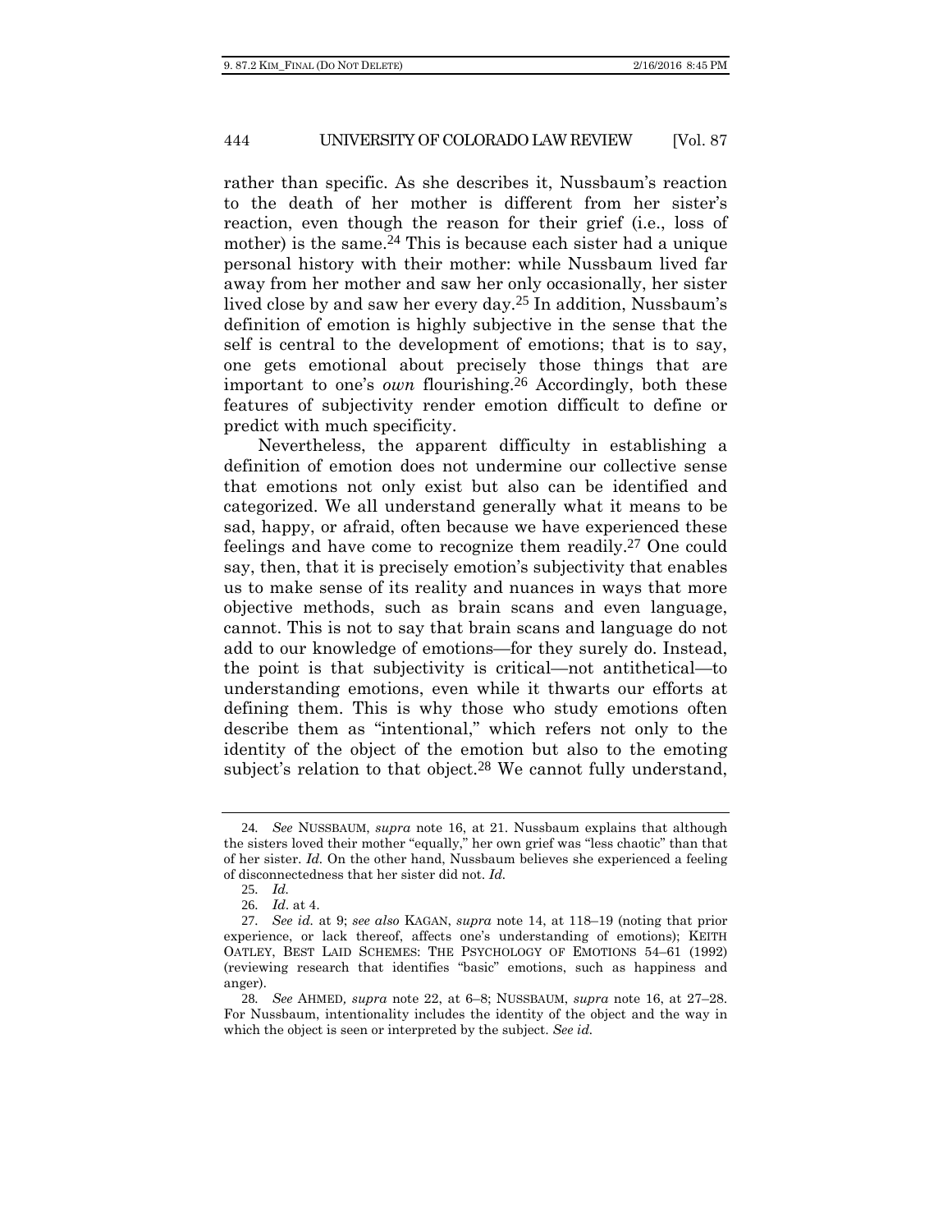rather than specific. As she describes it, Nussbaum's reaction to the death of her mother is different from her sister's reaction, even though the reason for their grief (i.e., loss of mother) is the same.[24] This is because each sister had a unique personal history with their mother: while Nussbaum lived far away from her mother and saw her only occasionally, her sister lived close by and saw her every day.[25] In addition, Nussbaum's definition of emotion is highly subjective in the sense that the self is central to the development of emotions; that is to say, one gets emotional about precisely those things that are important to one's *own* flourishing.[26] Accordingly, both these features of subjectivity render emotion difficult to define or predict with much specificity.

Nevertheless, the apparent difficulty in establishing a definition of emotion does not undermine our collective sense that emotions not only exist but also can be identified and categorized. We all understand generally what it means to be sad, happy, or afraid, often because we have experienced these feelings and have come to recognize them readily.[27] One could say, then, that it is precisely emotion's subjectivity that enables us to make sense of its reality and nuances in ways that more objective methods, such as brain scans and even language, cannot. This is not to say that brain scans and language do not add to our knowledge of emotions—for they surely do. Instead, the point is that subjectivity is critical—not antithetical—to understanding emotions, even while it thwarts our efforts at defining them. This is why those who study emotions often describe them as "intentional," which refers not only to the identity of the object of the emotion but also to the emoting subject's relation to that object.[28] We cannot fully understand,

---

24. *See* NUSSBAUM, *supra* note 16, at 21. Nussbaum explains that although the sisters loved their mother "equally," her own grief was "less chaotic" than that of her sister. *Id.* On the other hand, Nussbaum believes she experienced a feeling of disconnectedness that her sister did not. *Id.*

25. *Id.*

26. *Id*. at 4.

27. *See id.* at 9; *see also* KAGAN, *supra* note 14, at 118–19 (noting that prior experience, or lack thereof, affects one's understanding of emotions); KEITH OATLEY, BEST LAID SCHEMES: THE PSYCHOLOGY OF EMOTIONS 54–61 (1992) (reviewing research that identifies "basic" emotions, such as happiness and anger).

28. *See* AHMED*, supra* note 22, at 6–8; NUSSBAUM, *supra* note 16, at 27–28. For Nussbaum, intentionality includes the identity of the object and the way in which the object is seen or interpreted by the subject. *See id.*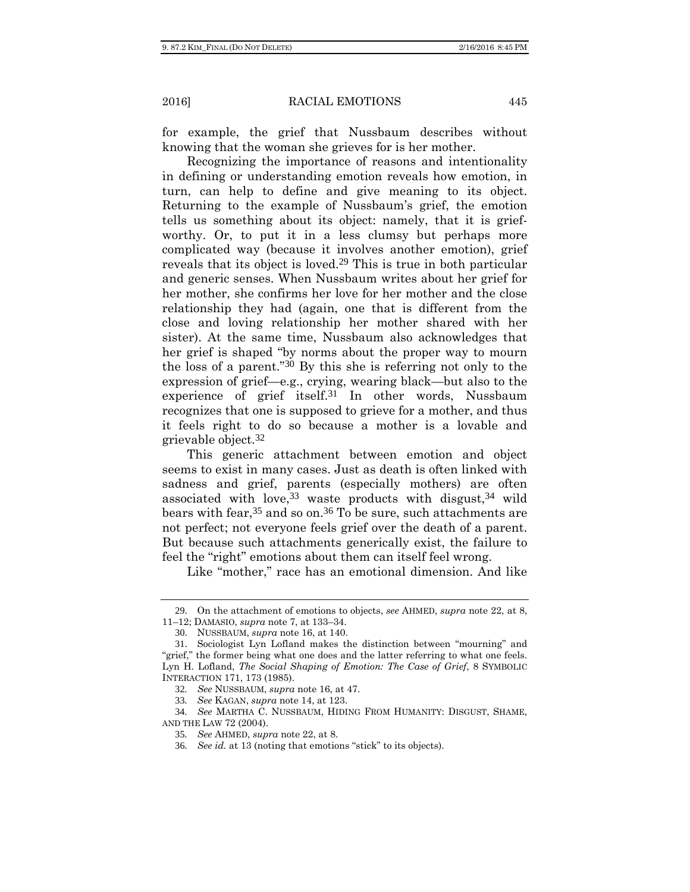for example, the grief that Nussbaum describes without knowing that the woman she grieves for is her mother.

Recognizing the importance of reasons and intentionality in defining or understanding emotion reveals how emotion, in turn, can help to define and give meaning to its object. Returning to the example of Nussbaum's grief, the emotion tells us something about its object: namely, that it is grief-worthy. Or, to put it in a less clumsy but perhaps more complicated way (because it involves another emotion), grief reveals that its object is loved.[29] This is true in both particular and generic senses. When Nussbaum writes about her grief for her mother, she confirms her love for her mother and the close relationship they had (again, one that is different from the close and loving relationship her mother shared with her sister). At the same time, Nussbaum also acknowledges that her grief is shaped "by norms about the proper way to mourn the loss of a parent."[30] By this she is referring not only to the expression of grief—e.g., crying, wearing black—but also to the experience of grief itself.[31] In other words, Nussbaum recognizes that one is supposed to grieve for a mother, and thus it feels right to do so because a mother is a lovable and grievable object.[32]

This generic attachment between emotion and object seems to exist in many cases. Just as death is often linked with sadness and grief, parents (especially mothers) are often associated with love,[33] waste products with disgust,[34] wild bears with fear,[35] and so on.[36] To be sure, such attachments are not perfect; not everyone feels grief over the death of a parent. But because such attachments generically exist, the failure to feel the "right" emotions about them can itself feel wrong.

Like "mother," race has an emotional dimension. And like

---

29. On the attachment of emotions to objects, *see* AHMED, *supra* note 22, at 8, 11–12; DAMASIO, *supra* note 7, at 133–34.

30. NUSSBAUM, *supra* note 16, at 140.

31. Sociologist Lyn Lofland makes the distinction between "mourning" and "grief," the former being what one does and the latter referring to what one feels. Lyn H. Lofland, *The Social Shaping of Emotion: The Case of Grief*, 8 SYMBOLIC INTERACTION 171, 173 (1985).

32. *See* NUSSBAUM, *supra* note 16, at 47.

33. *See* KAGAN, *supra* note 14, at 123.

34. *See* MARTHA C. NUSSBAUM, HIDING FROM HUMANITY: DISGUST, SHAME, AND THE LAW 72 (2004).

35. *See* AHMED, *supra* note 22, at 8.

36. *See id.* at 13 (noting that emotions "stick" to its objects).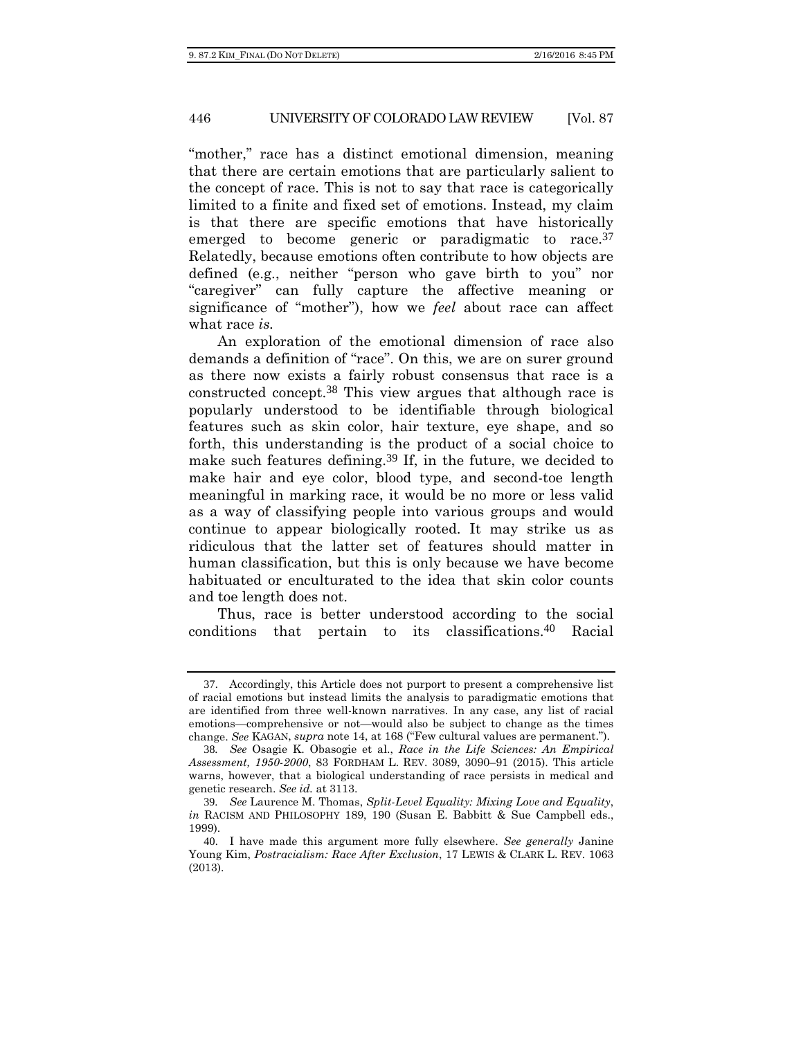"mother," race has a distinct emotional dimension, meaning that there are certain emotions that are particularly salient to the concept of race. This is not to say that race is categorically limited to a finite and fixed set of emotions. Instead, my claim is that there are specific emotions that have historically emerged to become generic or paradigmatic to race.[37] Relatedly, because emotions often contribute to how objects are defined (e.g., neither "person who gave birth to you" nor "caregiver" can fully capture the affective meaning or significance of "mother"), how we *feel* about race can affect what race *is*.

An exploration of the emotional dimension of race also demands a definition of "race". On this, we are on surer ground as there now exists a fairly robust consensus that race is a constructed concept.[38] This view argues that although race is popularly understood to be identifiable through biological features such as skin color, hair texture, eye shape, and so forth, this understanding is the product of a social choice to make such features defining.[39] If, in the future, we decided to make hair and eye color, blood type, and second-toe length meaningful in marking race, it would be no more or less valid as a way of classifying people into various groups and would continue to appear biologically rooted. It may strike us as ridiculous that the latter set of features should matter in human classification, but this is only because we have become habituated or enculturated to the idea that skin color counts and toe length does not.

Thus, race is better understood according to the social conditions that pertain to its classifications.[40] Racial

---

37. Accordingly, this Article does not purport to present a comprehensive list of racial emotions but instead limits the analysis to paradigmatic emotions that are identified from three well-known narratives. In any case, any list of racial emotions—comprehensive or not—would also be subject to change as the times change. *See* KAGAN, *supra* note 14, at 168 ("Few cultural values are permanent.").

38. *See* Osagie K. Obasogie et al., *Race in the Life Sciences: An Empirical Assessment, 1950-2000*, 83 FORDHAM L. REV. 3089, 3090–91 (2015). This article warns, however, that a biological understanding of race persists in medical and genetic research. *See id.* at 3113.

39. *See* Laurence M. Thomas, *Split-Level Equality: Mixing Love and Equality*, *in* RACISM AND PHILOSOPHY 189, 190 (Susan E. Babbitt & Sue Campbell eds., 1999).

40. I have made this argument more fully elsewhere. *See generally* Janine Young Kim, *Postracialism: Race After Exclusion*, 17 LEWIS & CLARK L. REV. 1063 (2013).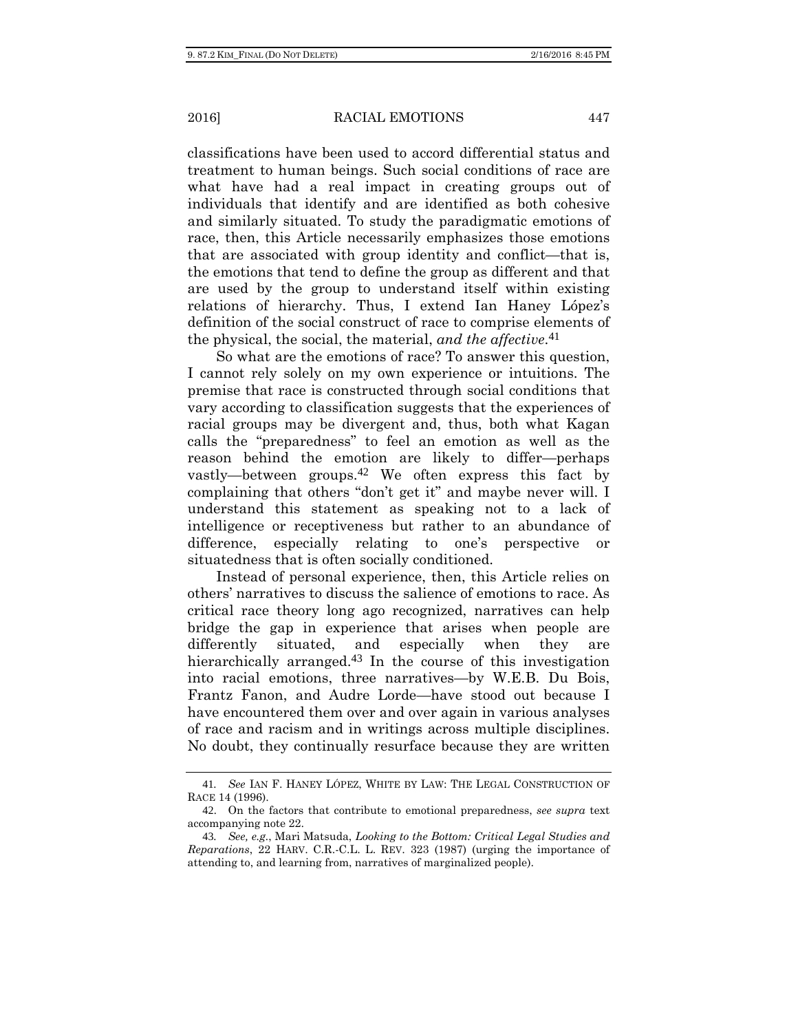classifications have been used to accord differential status and treatment to human beings. Such social conditions of race are what have had a real impact in creating groups out of individuals that identify and are identified as both cohesive and similarly situated. To study the paradigmatic emotions of race, then, this Article necessarily emphasizes those emotions that are associated with group identity and conflict—that is, the emotions that tend to define the group as different and that are used by the group to understand itself within existing relations of hierarchy. Thus, I extend Ian Haney López's definition of the social construct of race to comprise elements of the physical, the social, the material, *and the affective*.[41]

So what are the emotions of race? To answer this question, I cannot rely solely on my own experience or intuitions. The premise that race is constructed through social conditions that vary according to classification suggests that the experiences of racial groups may be divergent and, thus, both what Kagan calls the "preparedness" to feel an emotion as well as the reason behind the emotion are likely to differ—perhaps vastly—between groups.[42] We often express this fact by complaining that others "don't get it" and maybe never will. I understand this statement as speaking not to a lack of intelligence or receptiveness but rather to an abundance of difference, especially relating to one's perspective or situatedness that is often socially conditioned.

Instead of personal experience, then, this Article relies on others' narratives to discuss the salience of emotions to race. As critical race theory long ago recognized, narratives can help bridge the gap in experience that arises when people are differently situated, and especially when they are hierarchically arranged.[43] In the course of this investigation into racial emotions, three narratives—by W.E.B. Du Bois, Frantz Fanon, and Audre Lorde—have stood out because I have encountered them over and over again in various analyses of race and racism and in writings across multiple disciplines. No doubt, they continually resurface because they are written

---

41. *See* IAN F. HANEY LÓPEZ, WHITE BY LAW: THE LEGAL CONSTRUCTION OF RACE 14 (1996).

42. On the factors that contribute to emotional preparedness, *see supra* text accompanying note 22.

43. *See, e.g.*, Mari Matsuda, *Looking to the Bottom: Critical Legal Studies and Reparations*, 22 HARV. C.R.-C.L. L. REV. 323 (1987) (urging the importance of attending to, and learning from, narratives of marginalized people).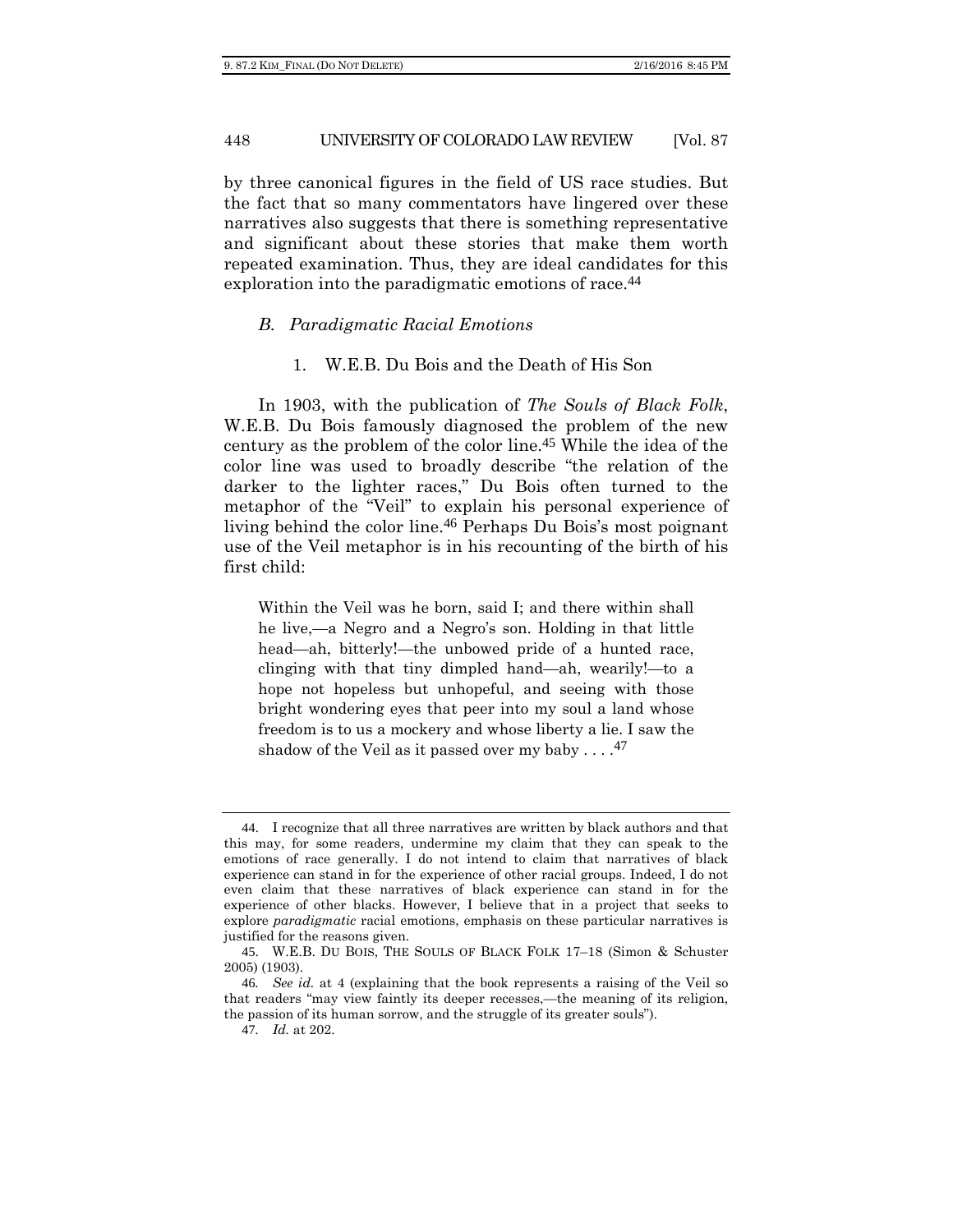by three canonical figures in the field of US race studies. But the fact that so many commentators have lingered over these narratives also suggests that there is something representative and significant about these stories that make them worth repeated examination. Thus, they are ideal candidates for this exploration into the paradigmatic emotions of race.[44]

### *B. Paradigmatic Racial Emotions*

#### 1. W.E.B. Du Bois and the Death of His Son

In 1903, with the publication of *The Souls of Black Folk*, W.E.B. Du Bois famously diagnosed the problem of the new century as the problem of the color line.[45] While the idea of the color line was used to broadly describe "the relation of the darker to the lighter races," Du Bois often turned to the metaphor of the "Veil" to explain his personal experience of living behind the color line.[46] Perhaps Du Bois's most poignant use of the Veil metaphor is in his recounting of the birth of his first child:

> Within the Veil was he born, said I; and there within shall he live,—a Negro and a Negro's son. Holding in that little head—ah, bitterly!—the unbowed pride of a hunted race, clinging with that tiny dimpled hand—ah, wearily!—to a hope not hopeless but unhopeful, and seeing with those bright wondering eyes that peer into my soul a land whose freedom is to us a mockery and whose liberty a lie. I saw the shadow of the Veil as it passed over my baby . . . .[47]

---

44. I recognize that all three narratives are written by black authors and that this may, for some readers, undermine my claim that they can speak to the emotions of race generally. I do not intend to claim that narratives of black experience can stand in for the experience of other racial groups. Indeed, I do not even claim that these narratives of black experience can stand in for the experience of other blacks. However, I believe that in a project that seeks to explore *paradigmatic* racial emotions, emphasis on these particular narratives is justified for the reasons given.

45. W.E.B. DU BOIS, THE SOULS OF BLACK FOLK 17–18 (Simon & Schuster 2005) (1903).

46. *See id.* at 4 (explaining that the book represents a raising of the Veil so that readers "may view faintly its deeper recesses,—the meaning of its religion, the passion of its human sorrow, and the struggle of its greater souls").

47. *Id.* at 202.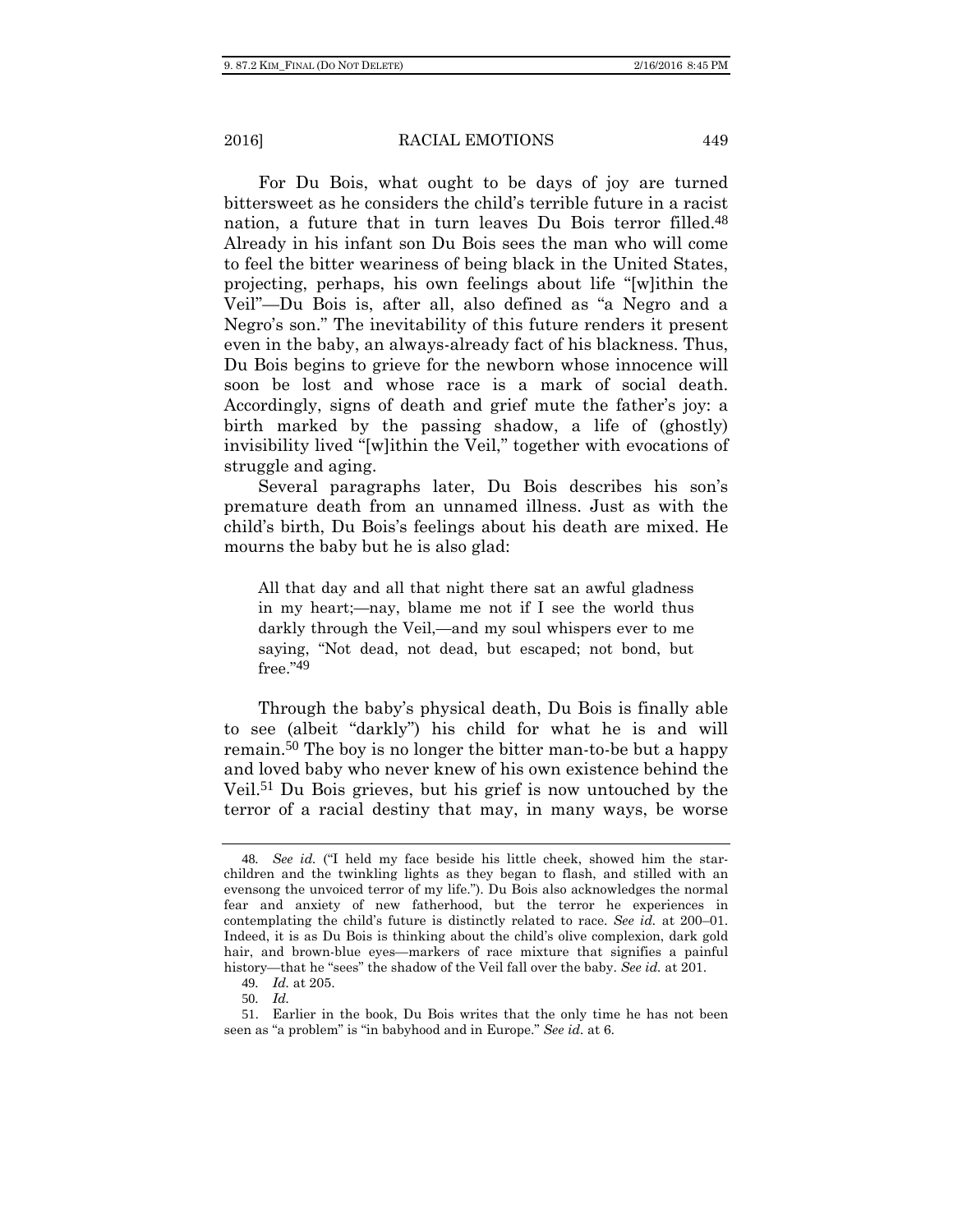For Du Bois, what ought to be days of joy are turned bittersweet as he considers the child's terrible future in a racist nation, a future that in turn leaves Du Bois terror filled.[48] Already in his infant son Du Bois sees the man who will come to feel the bitter weariness of being black in the United States, projecting, perhaps, his own feelings about life "[w]ithin the Veil"—Du Bois is, after all, also defined as "a Negro and a Negro's son." The inevitability of this future renders it present even in the baby, an always-already fact of his blackness. Thus, Du Bois begins to grieve for the newborn whose innocence will soon be lost and whose race is a mark of social death. Accordingly, signs of death and grief mute the father's joy: a birth marked by the passing shadow, a life of (ghostly) invisibility lived "[w]ithin the Veil," together with evocations of struggle and aging.

Several paragraphs later, Du Bois describes his son's premature death from an unnamed illness. Just as with the child's birth, Du Bois's feelings about his death are mixed. He mourns the baby but he is also glad:

> All that day and all that night there sat an awful gladness in my heart;—nay, blame me not if I see the world thus darkly through the Veil,—and my soul whispers ever to me saying, "Not dead, not dead, but escaped; not bond, but free."[49]

Through the baby's physical death, Du Bois is finally able to see (albeit "darkly") his child for what he is and will remain.[50] The boy is no longer the bitter man-to-be but a happy and loved baby who never knew of his own existence behind the Veil.[51] Du Bois grieves, but his grief is now untouched by the terror of a racial destiny that may, in many ways, be worse

---

48. *See id.* ("I held my face beside his little cheek, showed him the star-children and the twinkling lights as they began to flash, and stilled with an evensong the unvoiced terror of my life."). Du Bois also acknowledges the normal fear and anxiety of new fatherhood, but the terror he experiences in contemplating the child's future is distinctly related to race. *See id.* at 200–01. Indeed, it is as Du Bois is thinking about the child's olive complexion, dark gold hair, and brown-blue eyes—markers of race mixture that signifies a painful history—that he "sees" the shadow of the Veil fall over the baby. *See id.* at 201.

49. *Id.* at 205.

50. *Id.*

51. Earlier in the book, Du Bois writes that the only time he has not been seen as "a problem" is "in babyhood and in Europe." *See id.* at 6.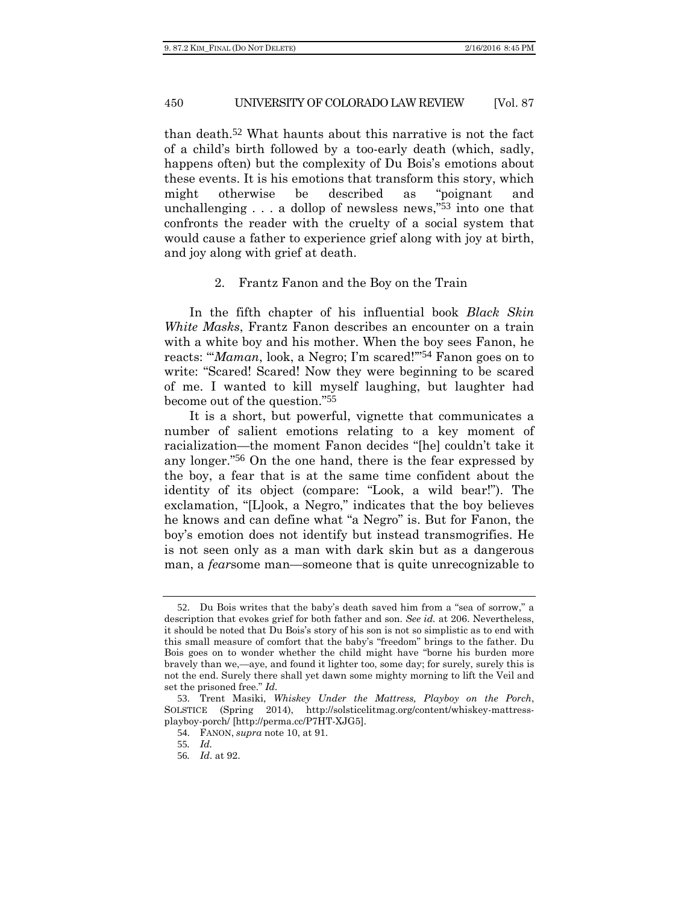than death.[52] What haunts about this narrative is not the fact of a child's birth followed by a too-early death (which, sadly, happens often) but the complexity of Du Bois's emotions about these events. It is his emotions that transform this story, which might otherwise be described as "poignant and unchallenging . . . a dollop of newsless news,"[53] into one that confronts the reader with the cruelty of a social system that would cause a father to experience grief along with joy at birth, and joy along with grief at death.

### 2. Frantz Fanon and the Boy on the Train

In the fifth chapter of his influential book *Black Skin White Masks*, Frantz Fanon describes an encounter on a train with a white boy and his mother. When the boy sees Fanon, he reacts: "'*Maman*, look, a Negro; I'm scared!'"[54] Fanon goes on to write: "Scared! Scared! Now they were beginning to be scared of me. I wanted to kill myself laughing, but laughter had become out of the question."[55]

It is a short, but powerful, vignette that communicates a number of salient emotions relating to a key moment of racialization—the moment Fanon decides "[he] couldn't take it any longer."[56] On the one hand, there is the fear expressed by the boy, a fear that is at the same time confident about the identity of its object (compare: "Look, a wild bear!"). The exclamation, "[L]ook, a Negro," indicates that the boy believes he knows and can define what "a Negro" is. But for Fanon, the boy's emotion does not identify but instead transmogrifies. He is not seen only as a man with dark skin but as a dangerous man, a *fear*some man—someone that is quite unrecognizable to

---

52. Du Bois writes that the baby's death saved him from a "sea of sorrow," a description that evokes grief for both father and son. *See id.* at 206. Nevertheless, it should be noted that Du Bois's story of his son is not so simplistic as to end with this small measure of comfort that the baby's "freedom" brings to the father. Du Bois goes on to wonder whether the child might have "borne his burden more bravely than we,—aye, and found it lighter too, some day; for surely, surely this is not the end. Surely there shall yet dawn some mighty morning to lift the Veil and set the prisoned free." *Id.*

53. Trent Masiki, *Whiskey Under the Mattress, Playboy on the Porch*, SOLSTICE (Spring 2014), http://solsticelitmag.org/content/whiskey-mattress-playboy-porch/ [http://perma.cc/P7HT-XJG5].

54. FANON, *supra* note 10, at 91.

55. *Id.*

56. *Id.* at 92.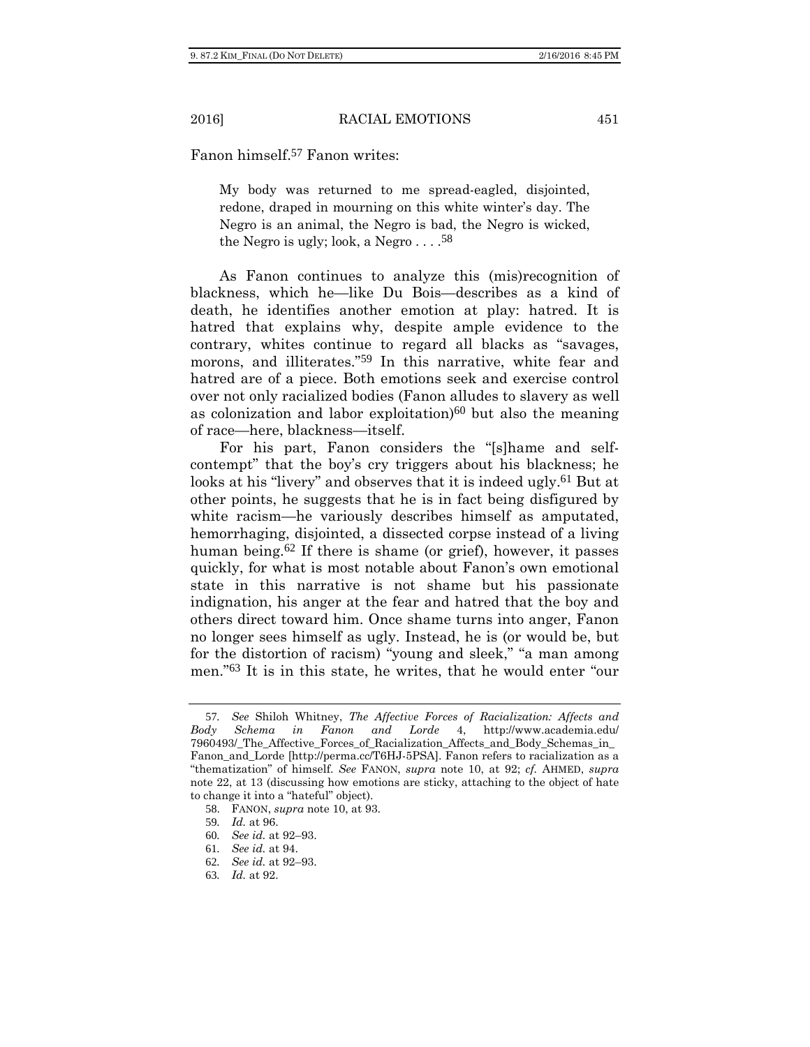Fanon himself.[57] Fanon writes:

> My body was returned to me spread-eagled, disjointed, redone, draped in mourning on this white winter's day. The Negro is an animal, the Negro is bad, the Negro is wicked, the Negro is ugly; look, a Negro . . . .[58]

As Fanon continues to analyze this (mis)recognition of blackness, which he—like Du Bois—describes as a kind of death, he identifies another emotion at play: hatred. It is hatred that explains why, despite ample evidence to the contrary, whites continue to regard all blacks as "savages, morons, and illiterates."[59] In this narrative, white fear and hatred are of a piece. Both emotions seek and exercise control over not only racialized bodies (Fanon alludes to slavery as well as colonization and labor exploitation)[60] but also the meaning of race—here, blackness—itself.

For his part, Fanon considers the "[s]hame and self-contempt" that the boy's cry triggers about his blackness; he looks at his "livery" and observes that it is indeed ugly.[61] But at other points, he suggests that he is in fact being disfigured by white racism—he variously describes himself as amputated, hemorrhaging, disjointed, a dissected corpse instead of a living human being.[62] If there is shame (or grief), however, it passes quickly, for what is most notable about Fanon's own emotional state in this narrative is not shame but his passionate indignation, his anger at the fear and hatred that the boy and others direct toward him. Once shame turns into anger, Fanon no longer sees himself as ugly. Instead, he is (or would be, but for the distortion of racism) "young and sleek," "a man among men."[63] It is in this state, he writes, that he would enter "our

---

57. *See* Shiloh Whitney, *The Affective Forces of Racialization: Affects and Body Schema in Fanon and Lorde* 4, http://www.academia.edu/7960493/_The_Affective_Forces_of_Racialization_Affects_and_Body_Schemas_in_Fanon_and_Lorde [http://perma.cc/T6HJ-5PSA]. Fanon refers to racialization as a "thematization" of himself. *See* FANON, *supra* note 10, at 92; *cf.* AHMED, *supra* note 22, at 13 (discussing how emotions are sticky, attaching to the object of hate to change it into a "hateful" object).

58. FANON, *supra* note 10, at 93.

59. *Id.* at 96.

60. *See id.* at 92–93.

61. *See id.* at 94.

62. *See id.* at 92–93.

63. *Id.* at 92.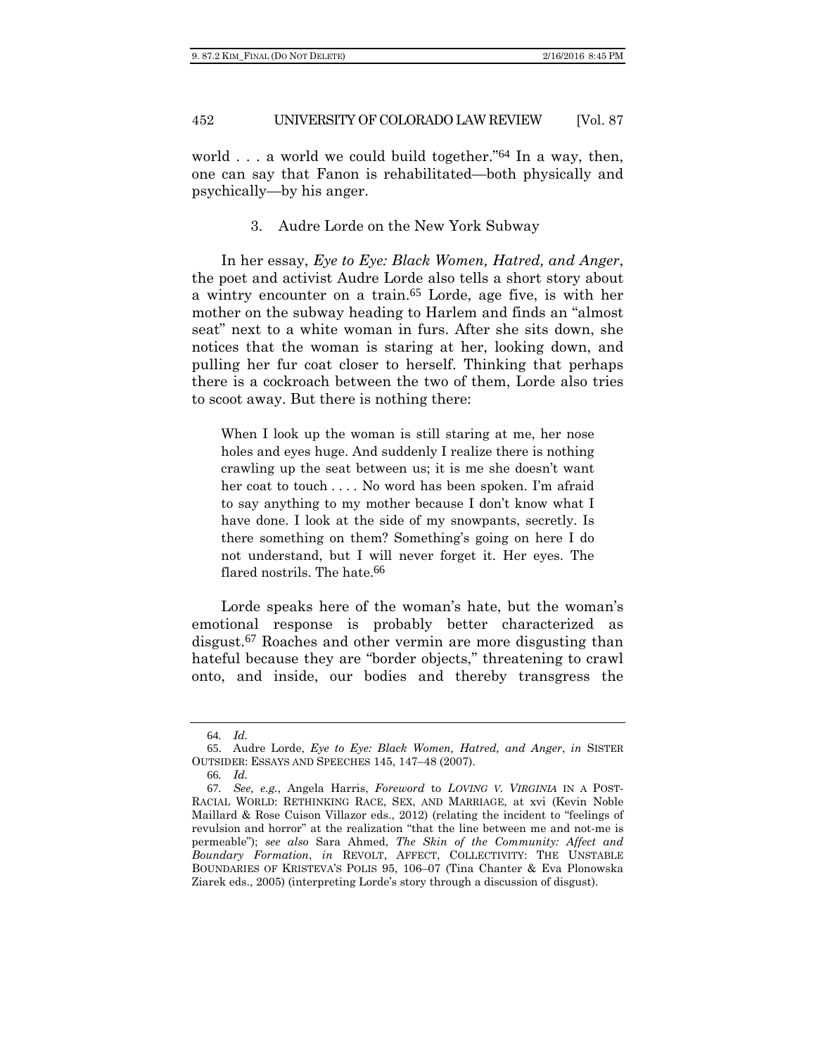world . . . a world we could build together."[64] In a way, then, one can say that Fanon is rehabilitated—both physically and psychically—by his anger.

### 3. Audre Lorde on the New York Subway

In her essay, *Eye to Eye: Black Women, Hatred, and Anger*, the poet and activist Audre Lorde also tells a short story about a wintry encounter on a train.[65] Lorde, age five, is with her mother on the subway heading to Harlem and finds an "almost seat" next to a white woman in furs. After she sits down, she notices that the woman is staring at her, looking down, and pulling her fur coat closer to herself. Thinking that perhaps there is a cockroach between the two of them, Lorde also tries to scoot away. But there is nothing there:

> When I look up the woman is still staring at me, her nose holes and eyes huge. And suddenly I realize there is nothing crawling up the seat between us; it is me she doesn't want her coat to touch . . . . No word has been spoken. I'm afraid to say anything to my mother because I don't know what I have done. I look at the side of my snowpants, secretly. Is there something on them? Something's going on here I do not understand, but I will never forget it. Her eyes. The flared nostrils. The hate.[66]

Lorde speaks here of the woman's hate, but the woman's emotional response is probably better characterized as disgust.[67] Roaches and other vermin are more disgusting than hateful because they are "border objects," threatening to crawl onto, and inside, our bodies and thereby transgress the

---

64. *Id.*

65. Audre Lorde, *Eye to Eye: Black Women, Hatred, and Anger*, *in* SISTER OUTSIDER: ESSAYS AND SPEECHES 145, 147–48 (2007).

66. *Id.*

67. *See, e.g.*, Angela Harris, *Foreword* to *LOVING V. VIRGINIA* IN A POST-RACIAL WORLD: RETHINKING RACE, SEX, AND MARRIAGE, at xvi (Kevin Noble Maillard & Rose Cuison Villazor eds., 2012) (relating the incident to "feelings of revulsion and horror" at the realization "that the line between me and not-me is permeable"); *see also* Sara Ahmed, *The Skin of the Community: Affect and Boundary Formation*, *in* REVOLT, AFFECT, COLLECTIVITY: THE UNSTABLE BOUNDARIES OF KRISTEVA'S POLIS 95, 106–07 (Tina Chanter & Eva Plonowska Ziarek eds., 2005) (interpreting Lorde's story through a discussion of disgust).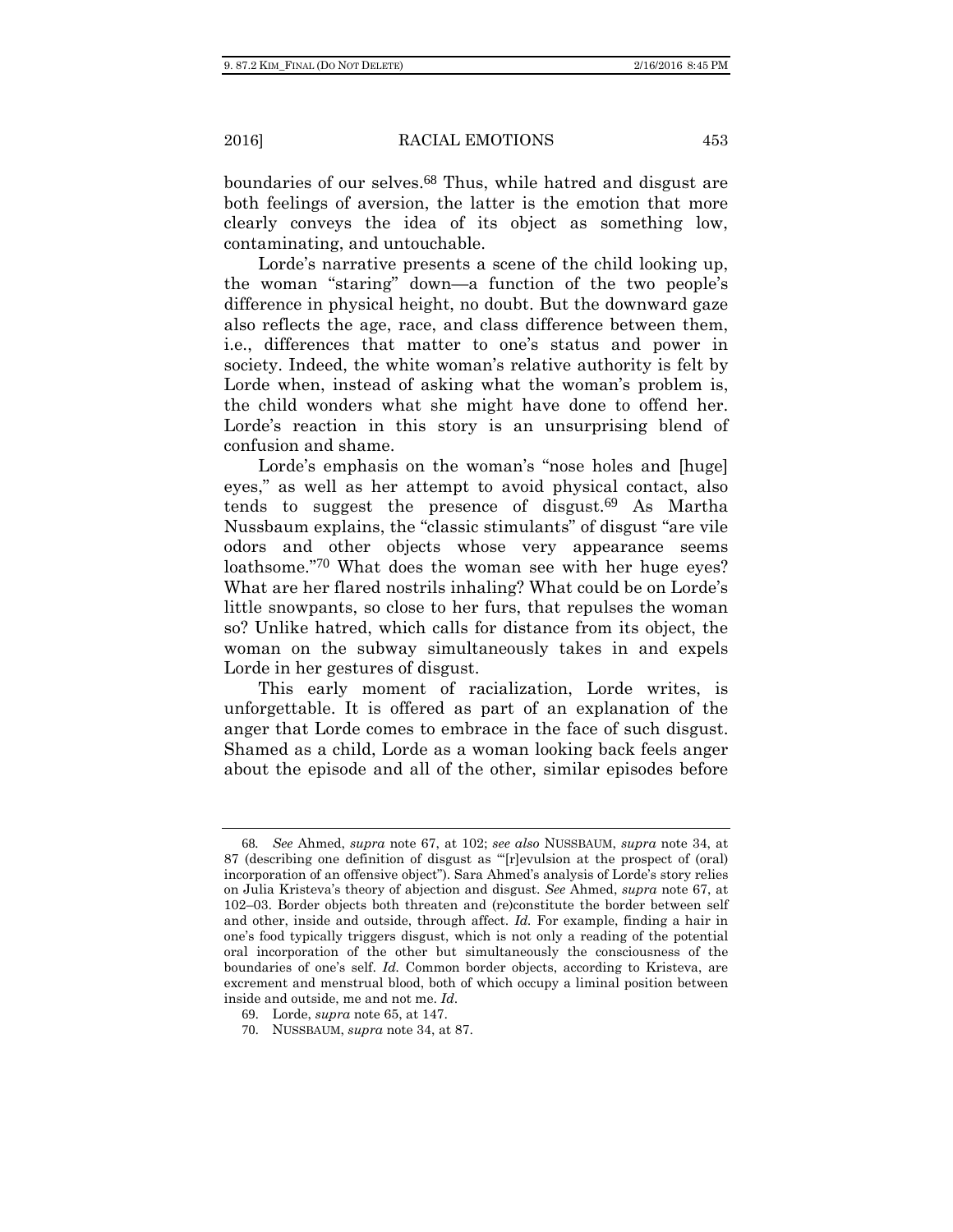boundaries of our selves.[68] Thus, while hatred and disgust are both feelings of aversion, the latter is the emotion that more clearly conveys the idea of its object as something low, contaminating, and untouchable.

Lorde's narrative presents a scene of the child looking up, the woman "staring" down—a function of the two people's difference in physical height, no doubt. But the downward gaze also reflects the age, race, and class difference between them, i.e., differences that matter to one's status and power in society. Indeed, the white woman's relative authority is felt by Lorde when, instead of asking what the woman's problem is, the child wonders what she might have done to offend her. Lorde's reaction in this story is an unsurprising blend of confusion and shame.

Lorde's emphasis on the woman's "nose holes and [huge] eyes," as well as her attempt to avoid physical contact, also tends to suggest the presence of disgust.[69] As Martha Nussbaum explains, the "classic stimulants" of disgust "are vile odors and other objects whose very appearance seems loathsome."[70] What does the woman see with her huge eyes? What are her flared nostrils inhaling? What could be on Lorde's little snowpants, so close to her furs, that repulses the woman so? Unlike hatred, which calls for distance from its object, the woman on the subway simultaneously takes in and expels Lorde in her gestures of disgust.

This early moment of racialization, Lorde writes, is unforgettable. It is offered as part of an explanation of the anger that Lorde comes to embrace in the face of such disgust. Shamed as a child, Lorde as a woman looking back feels anger about the episode and all of the other, similar episodes before

---

68. *See* Ahmed, *supra* note 67, at 102; *see also* NUSSBAUM, *supra* note 34, at 87 (describing one definition of disgust as "'[r]evulsion at the prospect of (oral) incorporation of an offensive object"). Sara Ahmed's analysis of Lorde's story relies on Julia Kristeva's theory of abjection and disgust. *See* Ahmed, *supra* note 67, at 102–03. Border objects both threaten and (re)constitute the border between self and other, inside and outside, through affect. *Id.* For example, finding a hair in one's food typically triggers disgust, which is not only a reading of the potential oral incorporation of the other but simultaneously the consciousness of the boundaries of one's self. *Id.* Common border objects, according to Kristeva, are excrement and menstrual blood, both of which occupy a liminal position between inside and outside, me and not me. *Id*.

69. Lorde, *supra* note 65, at 147.

70. NUSSBAUM, *supra* note 34, at 87.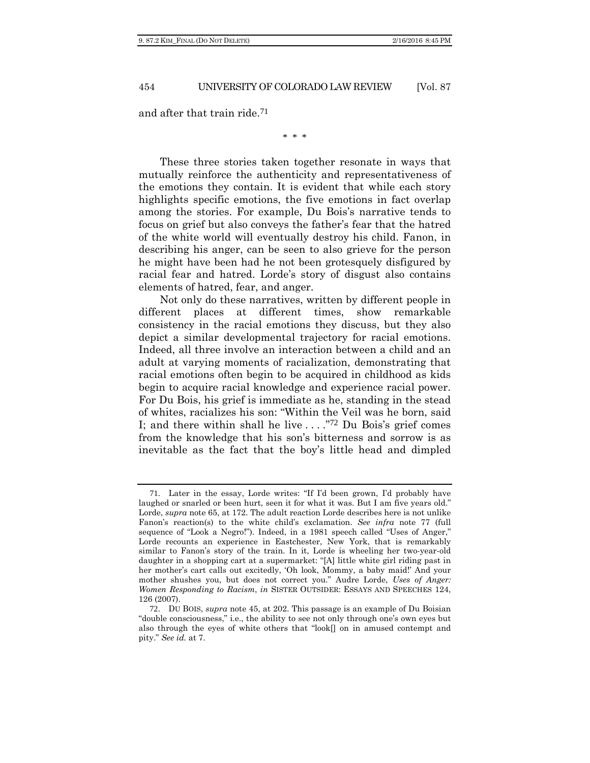and after that train ride.[71]

\* \* \*

These three stories taken together resonate in ways that mutually reinforce the authenticity and representativeness of the emotions they contain. It is evident that while each story highlights specific emotions, the five emotions in fact overlap among the stories. For example, Du Bois's narrative tends to focus on grief but also conveys the father's fear that the hatred of the white world will eventually destroy his child. Fanon, in describing his anger, can be seen to also grieve for the person he might have been had he not been grotesquely disfigured by racial fear and hatred. Lorde's story of disgust also contains elements of hatred, fear, and anger.

Not only do these narratives, written by different people in different places at different times, show remarkable consistency in the racial emotions they discuss, but they also depict a similar developmental trajectory for racial emotions. Indeed, all three involve an interaction between a child and an adult at varying moments of racialization, demonstrating that racial emotions often begin to be acquired in childhood as kids begin to acquire racial knowledge and experience racial power. For Du Bois, his grief is immediate as he, standing in the stead of whites, racializes his son: "Within the Veil was he born, said I; and there within shall he live . . . ."[72] Du Bois's grief comes from the knowledge that his son's bitterness and sorrow is as inevitable as the fact that the boy's little head and dimpled

---

71. Later in the essay, Lorde writes: "If I'd been grown, I'd probably have laughed or snarled or been hurt, seen it for what it was. But I am five years old." Lorde, *supra* note 65, at 172. The adult reaction Lorde describes here is not unlike Fanon's reaction(s) to the white child's exclamation. *See infra* note 77 (full sequence of "Look a Negro!"). Indeed, in a 1981 speech called "Uses of Anger," Lorde recounts an experience in Eastchester, New York, that is remarkably similar to Fanon's story of the train. In it, Lorde is wheeling her two-year-old daughter in a shopping cart at a supermarket: "[A] little white girl riding past in her mother's cart calls out excitedly, 'Oh look, Mommy, a baby maid!' And your mother shushes you, but does not correct you." Audre Lorde, *Uses of Anger: Women Responding to Racism*, *in* SISTER OUTSIDER: ESSAYS AND SPEECHES 124, 126 (2007).

72. DU BOIS, *supra* note 45, at 202. This passage is an example of Du Boisian "double consciousness," i.e., the ability to see not only through one's own eyes but also through the eyes of white others that "look[] on in amused contempt and pity." *See id.* at 7.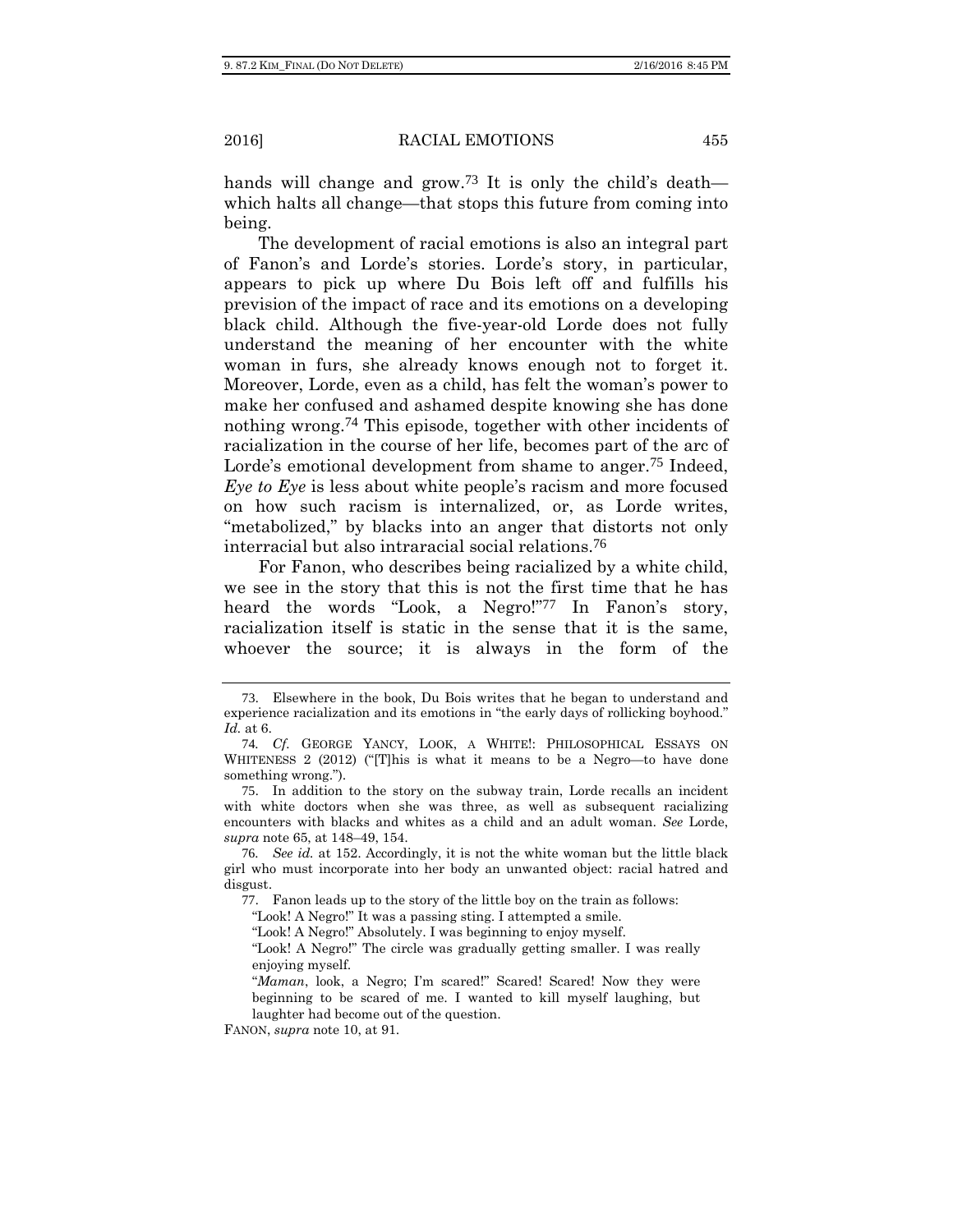hands will change and grow.[73] It is only the child's death—which halts all change—that stops this future from coming into being.

The development of racial emotions is also an integral part of Fanon's and Lorde's stories. Lorde's story, in particular, appears to pick up where Du Bois left off and fulfills his prevision of the impact of race and its emotions on a developing black child. Although the five-year-old Lorde does not fully understand the meaning of her encounter with the white woman in furs, she already knows enough not to forget it. Moreover, Lorde, even as a child, has felt the woman's power to make her confused and ashamed despite knowing she has done nothing wrong.[74] This episode, together with other incidents of racialization in the course of her life, becomes part of the arc of Lorde's emotional development from shame to anger.[75] Indeed, *Eye to Eye* is less about white people's racism and more focused on how such racism is internalized, or, as Lorde writes, "metabolized," by blacks into an anger that distorts not only interracial but also intraracial social relations.[76]

For Fanon, who describes being racialized by a white child, we see in the story that this is not the first time that he has heard the words "Look, a Negro!"[77] In Fanon's story, racialization itself is static in the sense that it is the same, whoever the source; it is always in the form of the

---

73. Elsewhere in the book, Du Bois writes that he began to understand and experience racialization and its emotions in "the early days of rollicking boyhood." *Id.* at 6.

74. *Cf.* GEORGE YANCY, LOOK, A WHITE!: PHILOSOPHICAL ESSAYS ON WHITENESS 2 (2012) ("[T]his is what it means to be a Negro—to have done something wrong.").

75. In addition to the story on the subway train, Lorde recalls an incident with white doctors when she was three, as well as subsequent racializing encounters with blacks and whites as a child and an adult woman. *See* Lorde, *supra* note 65, at 148–49, 154.

76. *See id.* at 152. Accordingly, it is not the white woman but the little black girl who must incorporate into her body an unwanted object: racial hatred and disgust.

77. Fanon leads up to the story of the little boy on the train as follows:

> "Look! A Negro!" It was a passing sting. I attempted a smile.
>
> "Look! A Negro!" Absolutely. I was beginning to enjoy myself.
>
> "Look! A Negro!" The circle was gradually getting smaller. I was really enjoying myself.
>
> "*Maman*, look, a Negro; I'm scared!" Scared! Scared! Now they were beginning to be scared of me. I wanted to kill myself laughing, but laughter had become out of the question.

FANON, *supra* note 10, at 91.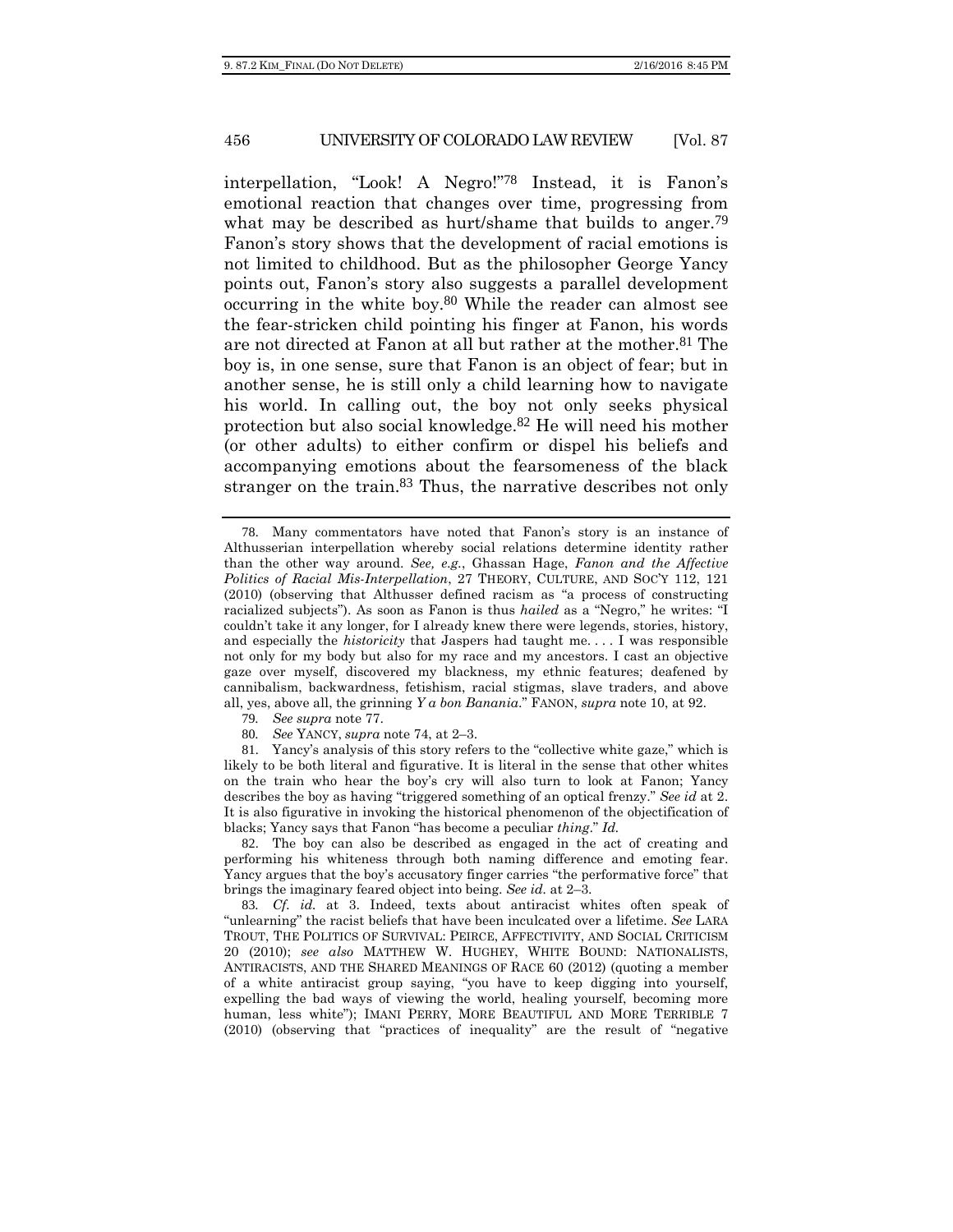interpellation, "Look! A Negro!"[78] Instead, it is Fanon's emotional reaction that changes over time, progressing from what may be described as hurt/shame that builds to anger.[79] Fanon's story shows that the development of racial emotions is not limited to childhood. But as the philosopher George Yancy points out, Fanon's story also suggests a parallel development occurring in the white boy.[80] While the reader can almost see the fear-stricken child pointing his finger at Fanon, his words are not directed at Fanon at all but rather at the mother.[81] The boy is, in one sense, sure that Fanon is an object of fear; but in another sense, he is still only a child learning how to navigate his world. In calling out, the boy not only seeks physical protection but also social knowledge.[82] He will need his mother (or other adults) to either confirm or dispel his beliefs and accompanying emotions about the fearsomeness of the black stranger on the train.[83] Thus, the narrative describes not only

---

78. Many commentators have noted that Fanon's story is an instance of Althusserian interpellation whereby social relations determine identity rather than the other way around. *See, e.g.*, Ghassan Hage, *Fanon and the Affective Politics of Racial Mis-Interpellation*, 27 THEORY, CULTURE, AND SOC'Y 112, 121 (2010) (observing that Althusser defined racism as "a process of constructing racialized subjects"). As soon as Fanon is thus *hailed* as a "Negro," he writes: "I couldn't take it any longer, for I already knew there were legends, stories, history, and especially the *historicity* that Jaspers had taught me. . . . I was responsible not only for my body but also for my race and my ancestors. I cast an objective gaze over myself, discovered my blackness, my ethnic features; deafened by cannibalism, backwardness, fetishism, racial stigmas, slave traders, and above all, yes, above all, the grinning *Y a bon Banania*." FANON, *supra* note 10, at 92.

79. *See supra* note 77.

80. *See* YANCY, *supra* note 74, at 2–3.

81. Yancy's analysis of this story refers to the "collective white gaze," which is likely to be both literal and figurative. It is literal in the sense that other whites on the train who hear the boy's cry will also turn to look at Fanon; Yancy describes the boy as having "triggered something of an optical frenzy." *See id* at 2. It is also figurative in invoking the historical phenomenon of the objectification of blacks; Yancy says that Fanon "has become a peculiar *thing*." *Id.*

82. The boy can also be described as engaged in the act of creating and performing his whiteness through both naming difference and emoting fear. Yancy argues that the boy's accusatory finger carries "the performative force" that brings the imaginary feared object into being. *See id.* at 2–3.

83. *Cf. id.* at 3. Indeed, texts about antiracist whites often speak of "unlearning" the racist beliefs that have been inculcated over a lifetime. *See* LARA TROUT, THE POLITICS OF SURVIVAL: PEIRCE, AFFECTIVITY, AND SOCIAL CRITICISM 20 (2010); *see also* MATTHEW W. HUGHEY, WHITE BOUND: NATIONALISTS, ANTIRACISTS, AND THE SHARED MEANINGS OF RACE 60 (2012) (quoting a member of a white antiracist group saying, "you have to keep digging into yourself, expelling the bad ways of viewing the world, healing yourself, becoming more human, less white"); IMANI PERRY, MORE BEAUTIFUL AND MORE TERRIBLE 7 (2010) (observing that "practices of inequality" are the result of "negative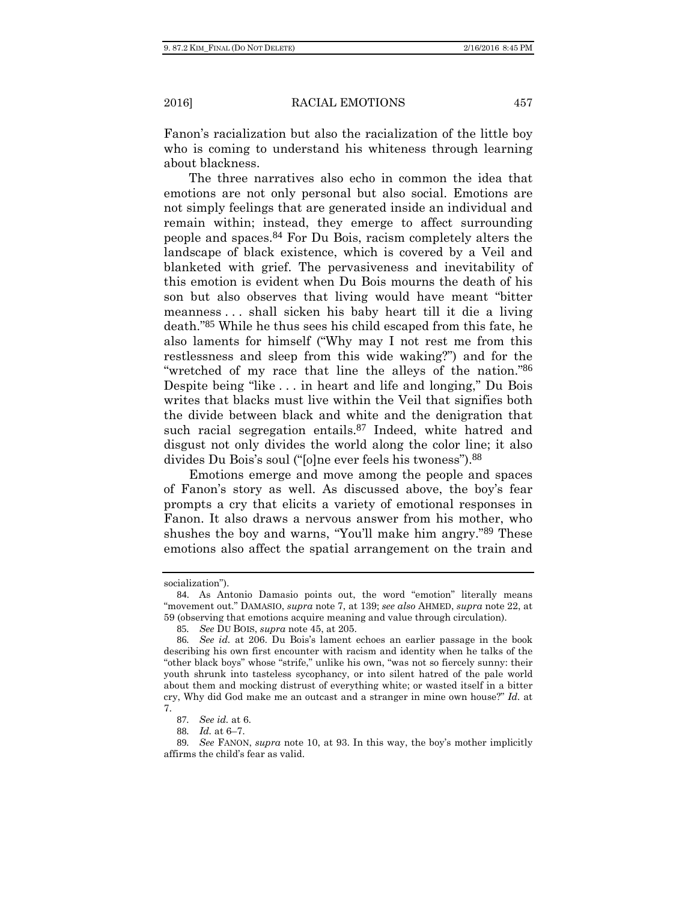Fanon's racialization but also the racialization of the little boy who is coming to understand his whiteness through learning about blackness.

The three narratives also echo in common the idea that emotions are not only personal but also social. Emotions are not simply feelings that are generated inside an individual and remain within; instead, they emerge to affect surrounding people and spaces.[84] For Du Bois, racism completely alters the landscape of black existence, which is covered by a Veil and blanketed with grief. The pervasiveness and inevitability of this emotion is evident when Du Bois mourns the death of his son but also observes that living would have meant "bitter meanness . . . shall sicken his baby heart till it die a living death."[85] While he thus sees his child escaped from this fate, he also laments for himself ("Why may I not rest me from this restlessness and sleep from this wide waking?") and for the "wretched of my race that line the alleys of the nation."[86] Despite being "like . . . in heart and life and longing," Du Bois writes that blacks must live within the Veil that signifies both the divide between black and white and the denigration that such racial segregation entails.[87] Indeed, white hatred and disgust not only divides the world along the color line; it also divides Du Bois's soul ("[o]ne ever feels his twoness").[88]

Emotions emerge and move among the people and spaces of Fanon's story as well. As discussed above, the boy's fear prompts a cry that elicits a variety of emotional responses in Fanon. It also draws a nervous answer from his mother, who shushes the boy and warns, "You'll make him angry."[89] These emotions also affect the spatial arrangement on the train and

---

socialization").

84. As Antonio Damasio points out, the word "emotion" literally means "movement out." DAMASIO, *supra* note 7, at 139; *see also* AHMED, *supra* note 22, at 59 (observing that emotions acquire meaning and value through circulation).

85. *See* DU BOIS, *supra* note 45, at 205.

86. *See id.* at 206. Du Bois's lament echoes an earlier passage in the book describing his own first encounter with racism and identity when he talks of the "other black boys" whose "strife," unlike his own, "was not so fiercely sunny: their youth shrunk into tasteless sycophancy, or into silent hatred of the pale world about them and mocking distrust of everything white; or wasted itself in a bitter cry, Why did God make me an outcast and a stranger in mine own house?" *Id.* at 7.

87. *See id.* at 6.

88. *Id.* at 6–7.

89. *See* FANON, *supra* note 10, at 93. In this way, the boy's mother implicitly affirms the child's fear as valid.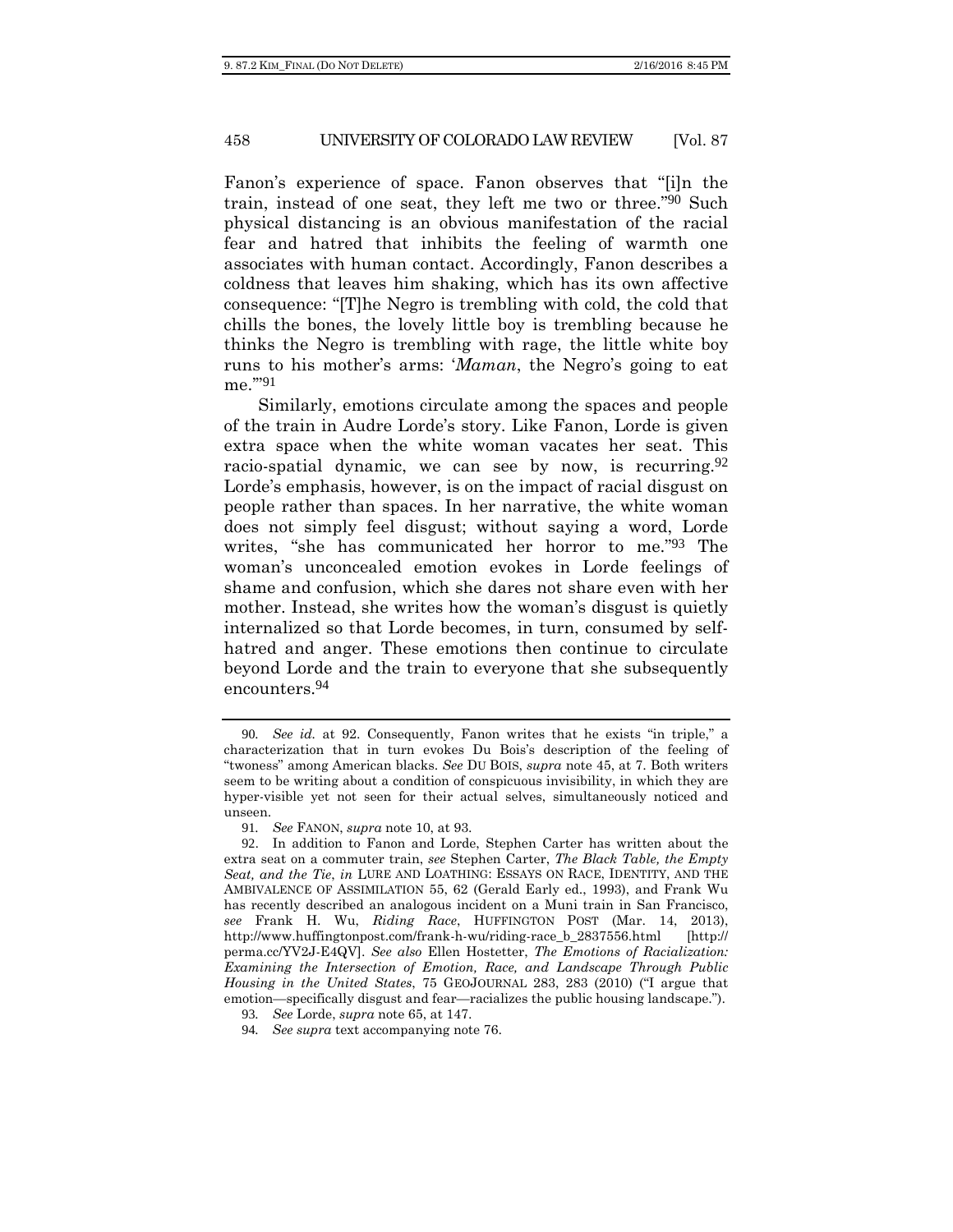Fanon's experience of space. Fanon observes that "[i]n the train, instead of one seat, they left me two or three."[90] Such physical distancing is an obvious manifestation of the racial fear and hatred that inhibits the feeling of warmth one associates with human contact. Accordingly, Fanon describes a coldness that leaves him shaking, which has its own affective consequence: "[T]he Negro is trembling with cold, the cold that chills the bones, the lovely little boy is trembling because he thinks the Negro is trembling with rage, the little white boy runs to his mother's arms: '*Maman*, the Negro's going to eat me.'"[91]

Similarly, emotions circulate among the spaces and people of the train in Audre Lorde's story. Like Fanon, Lorde is given extra space when the white woman vacates her seat. This racio-spatial dynamic, we can see by now, is recurring.[92] Lorde's emphasis, however, is on the impact of racial disgust on people rather than spaces. In her narrative, the white woman does not simply feel disgust; without saying a word, Lorde writes, "she has communicated her horror to me."[93] The woman's unconcealed emotion evokes in Lorde feelings of shame and confusion, which she dares not share even with her mother. Instead, she writes how the woman's disgust is quietly internalized so that Lorde becomes, in turn, consumed by self-hatred and anger. These emotions then continue to circulate beyond Lorde and the train to everyone that she subsequently encounters.[94]

---

90. *See id.* at 92. Consequently, Fanon writes that he exists "in triple," a characterization that in turn evokes Du Bois's description of the feeling of "twoness" among American blacks. *See* DU BOIS, *supra* note 45, at 7. Both writers seem to be writing about a condition of conspicuous invisibility, in which they are hyper-visible yet not seen for their actual selves, simultaneously noticed and unseen.

91. *See* FANON, *supra* note 10, at 93.

92. In addition to Fanon and Lorde, Stephen Carter has written about the extra seat on a commuter train, *see* Stephen Carter, *The Black Table, the Empty Seat, and the Tie*, *in* LURE AND LOATHING: ESSAYS ON RACE, IDENTITY, AND THE AMBIVALENCE OF ASSIMILATION 55, 62 (Gerald Early ed., 1993), and Frank Wu has recently described an analogous incident on a Muni train in San Francisco, *see* Frank H. Wu, *Riding Race*, HUFFINGTON POST (Mar. 14, 2013), http://www.huffingtonpost.com/frank-h-wu/riding-race_b_2837556.html [http://perma.cc/YV2J-E4QV]. *See also* Ellen Hostetter, *The Emotions of Racialization: Examining the Intersection of Emotion, Race, and Landscape Through Public Housing in the United States*, 75 GEOJOURNAL 283, 283 (2010) ("I argue that emotion—specifically disgust and fear—racializes the public housing landscape.").

93. *See* Lorde, *supra* note 65, at 147.

94. *See supra* text accompanying note 76.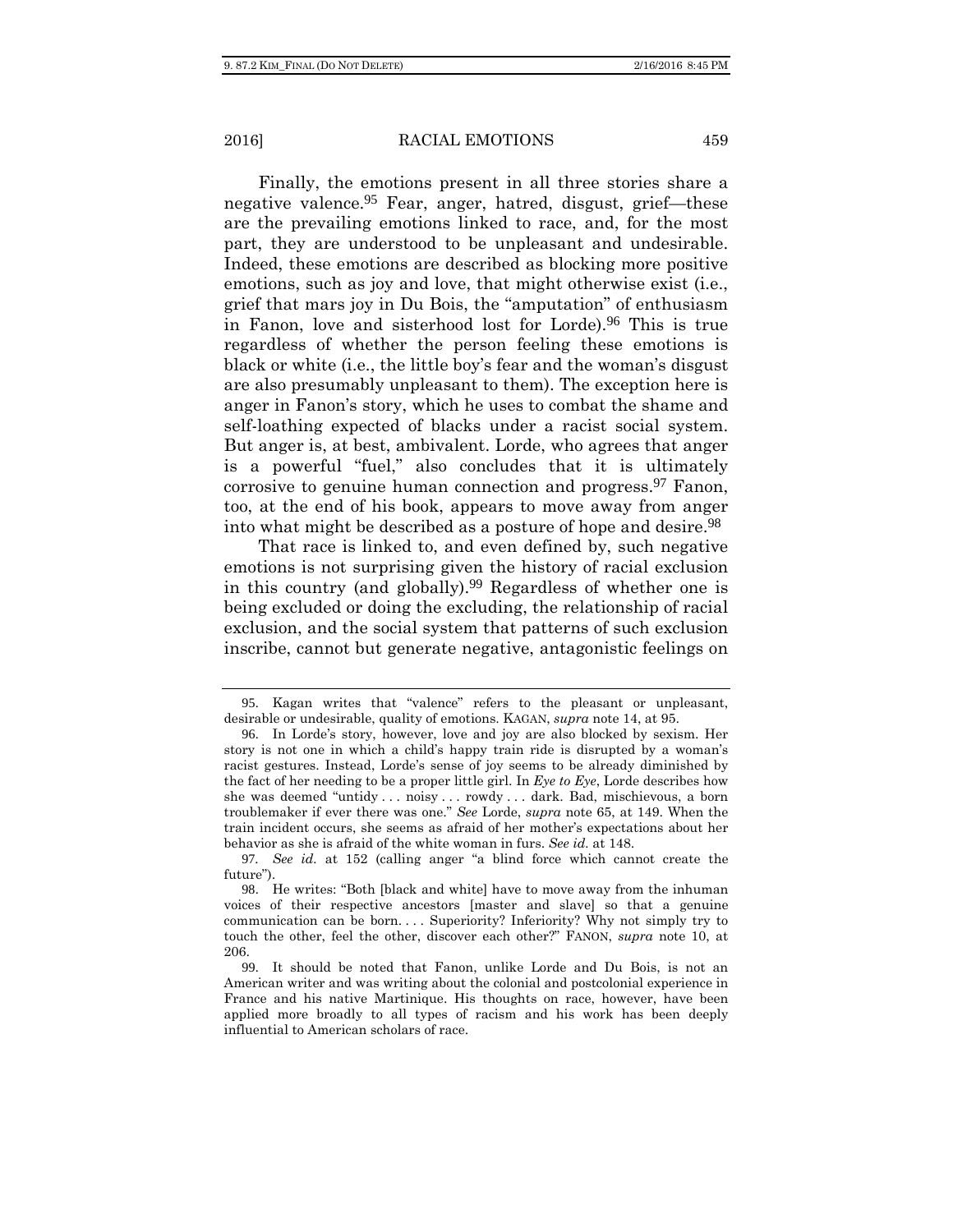Finally, the emotions present in all three stories share a negative valence.[95] Fear, anger, hatred, disgust, grief—these are the prevailing emotions linked to race, and, for the most part, they are understood to be unpleasant and undesirable. Indeed, these emotions are described as blocking more positive emotions, such as joy and love, that might otherwise exist (i.e., grief that mars joy in Du Bois, the "amputation" of enthusiasm in Fanon, love and sisterhood lost for Lorde).[96] This is true regardless of whether the person feeling these emotions is black or white (i.e., the little boy's fear and the woman's disgust are also presumably unpleasant to them). The exception here is anger in Fanon's story, which he uses to combat the shame and self-loathing expected of blacks under a racist social system. But anger is, at best, ambivalent. Lorde, who agrees that anger is a powerful "fuel," also concludes that it is ultimately corrosive to genuine human connection and progress.[97] Fanon, too, at the end of his book, appears to move away from anger into what might be described as a posture of hope and desire.[98]

That race is linked to, and even defined by, such negative emotions is not surprising given the history of racial exclusion in this country (and globally).[99] Regardless of whether one is being excluded or doing the excluding, the relationship of racial exclusion, and the social system that patterns of such exclusion inscribe, cannot but generate negative, antagonistic feelings on

---

95. Kagan writes that "valence" refers to the pleasant or unpleasant, desirable or undesirable, quality of emotions. KAGAN, *supra* note 14, at 95.

96. In Lorde's story, however, love and joy are also blocked by sexism. Her story is not one in which a child's happy train ride is disrupted by a woman's racist gestures. Instead, Lorde's sense of joy seems to be already diminished by the fact of her needing to be a proper little girl. In *Eye to Eye*, Lorde describes how she was deemed "untidy . . . noisy . . . rowdy . . . dark. Bad, mischievous, a born troublemaker if ever there was one." *See* Lorde, *supra* note 65, at 149. When the train incident occurs, she seems as afraid of her mother's expectations about her behavior as she is afraid of the white woman in furs. *See id.* at 148.

97. *See id.* at 152 (calling anger "a blind force which cannot create the future").

98. He writes: "Both [black and white] have to move away from the inhuman voices of their respective ancestors [master and slave] so that a genuine communication can be born. . . . Superiority? Inferiority? Why not simply try to touch the other, feel the other, discover each other?" FANON, *supra* note 10, at 206.

99. It should be noted that Fanon, unlike Lorde and Du Bois, is not an American writer and was writing about the colonial and postcolonial experience in France and his native Martinique. His thoughts on race, however, have been applied more broadly to all types of racism and his work has been deeply influential to American scholars of race.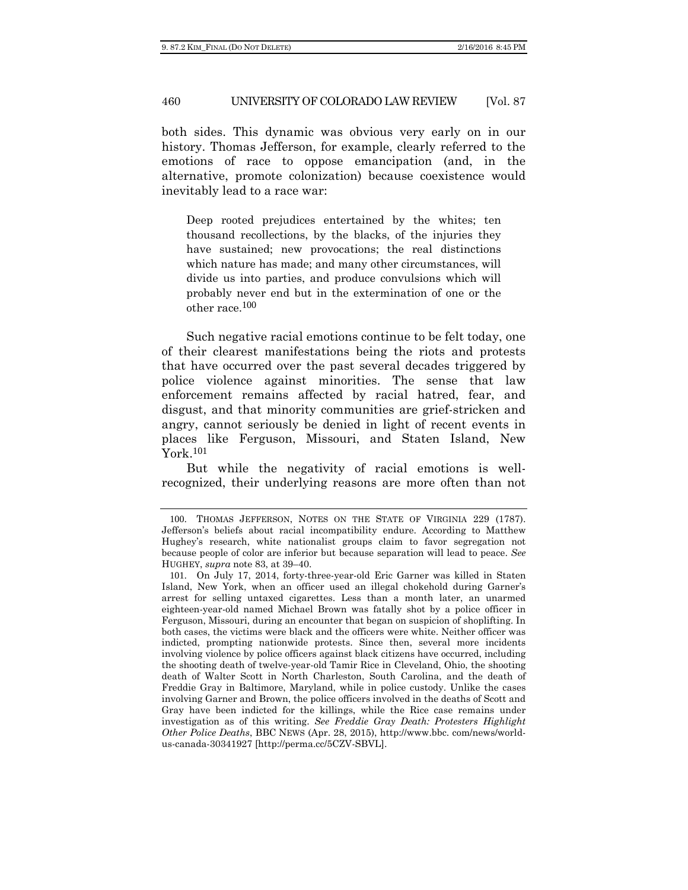both sides. This dynamic was obvious very early on in our history. Thomas Jefferson, for example, clearly referred to the emotions of race to oppose emancipation (and, in the alternative, promote colonization) because coexistence would inevitably lead to a race war:

> Deep rooted prejudices entertained by the whites; ten thousand recollections, by the blacks, of the injuries they have sustained; new provocations; the real distinctions which nature has made; and many other circumstances, will divide us into parties, and produce convulsions which will probably never end but in the extermination of one or the other race.[100]

Such negative racial emotions continue to be felt today, one of their clearest manifestations being the riots and protests that have occurred over the past several decades triggered by police violence against minorities. The sense that law enforcement remains affected by racial hatred, fear, and disgust, and that minority communities are grief-stricken and angry, cannot seriously be denied in light of recent events in places like Ferguson, Missouri, and Staten Island, New York.[101]

But while the negativity of racial emotions is well-recognized, their underlying reasons are more often than not

---

100. THOMAS JEFFERSON, NOTES ON THE STATE OF VIRGINIA 229 (1787). Jefferson's beliefs about racial incompatibility endure. According to Matthew Hughey's research, white nationalist groups claim to favor segregation not because people of color are inferior but because separation will lead to peace. *See* HUGHEY, *supra* note 83, at 39–40.

101. On July 17, 2014, forty-three-year-old Eric Garner was killed in Staten Island, New York, when an officer used an illegal chokehold during Garner's arrest for selling untaxed cigarettes. Less than a month later, an unarmed eighteen-year-old named Michael Brown was fatally shot by a police officer in Ferguson, Missouri, during an encounter that began on suspicion of shoplifting. In both cases, the victims were black and the officers were white. Neither officer was indicted, prompting nationwide protests. Since then, several more incidents involving violence by police officers against black citizens have occurred, including the shooting death of twelve-year-old Tamir Rice in Cleveland, Ohio, the shooting death of Walter Scott in North Charleston, South Carolina, and the death of Freddie Gray in Baltimore, Maryland, while in police custody. Unlike the cases involving Garner and Brown, the police officers involved in the deaths of Scott and Gray have been indicted for the killings, while the Rice case remains under investigation as of this writing. *See Freddie Gray Death: Protesters Highlight Other Police Deaths*, BBC NEWS (Apr. 28, 2015), http://www.bbc. com/news/world-us-canada-30341927 [http://perma.cc/5CZV-SBVL].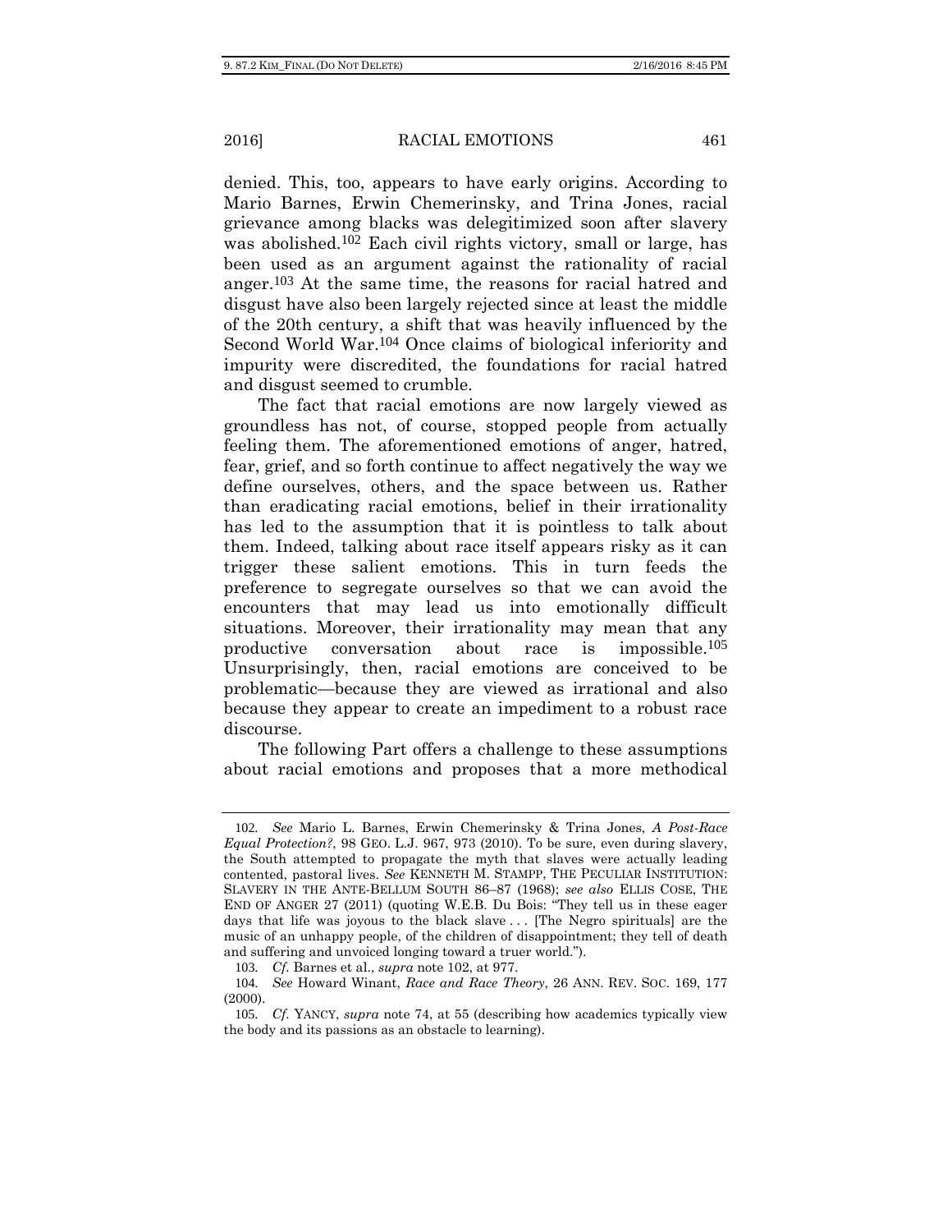denied. This, too, appears to have early origins. According to Mario Barnes, Erwin Chemerinsky, and Trina Jones, racial grievance among blacks was delegitimized soon after slavery was abolished.[102] Each civil rights victory, small or large, has been used as an argument against the rationality of racial anger.[103] At the same time, the reasons for racial hatred and disgust have also been largely rejected since at least the middle of the 20th century, a shift that was heavily influenced by the Second World War.[104] Once claims of biological inferiority and impurity were discredited, the foundations for racial hatred and disgust seemed to crumble.

The fact that racial emotions are now largely viewed as groundless has not, of course, stopped people from actually feeling them. The aforementioned emotions of anger, hatred, fear, grief, and so forth continue to affect negatively the way we define ourselves, others, and the space between us. Rather than eradicating racial emotions, belief in their irrationality has led to the assumption that it is pointless to talk about them. Indeed, talking about race itself appears risky as it can trigger these salient emotions. This in turn feeds the preference to segregate ourselves so that we can avoid the encounters that may lead us into emotionally difficult situations. Moreover, their irrationality may mean that any productive conversation about race is impossible.[105] Unsurprisingly, then, racial emotions are conceived to be problematic—because they are viewed as irrational and also because they appear to create an impediment to a robust race discourse.

The following Part offers a challenge to these assumptions about racial emotions and proposes that a more methodical

---

102. *See* Mario L. Barnes, Erwin Chemerinsky & Trina Jones, *A Post-Race Equal Protection?*, 98 GEO. L.J. 967, 973 (2010). To be sure, even during slavery, the South attempted to propagate the myth that slaves were actually leading contented, pastoral lives. *See* KENNETH M. STAMPP, THE PECULIAR INSTITUTION: SLAVERY IN THE ANTE-BELLUM SOUTH 86–87 (1968); *see also* ELLIS COSE, THE END OF ANGER 27 (2011) (quoting W.E.B. Du Bois: "They tell us in these eager days that life was joyous to the black slave . . . [The Negro spirituals] are the music of an unhappy people, of the children of disappointment; they tell of death and suffering and unvoiced longing toward a truer world.").

103. *Cf.* Barnes et al., *supra* note 102, at 977.

104. *See* Howard Winant, *Race and Race Theory*, 26 ANN. REV. SOC. 169, 177 (2000).

105. *Cf.* YANCY, *supra* note 74, at 55 (describing how academics typically view the body and its passions as an obstacle to learning).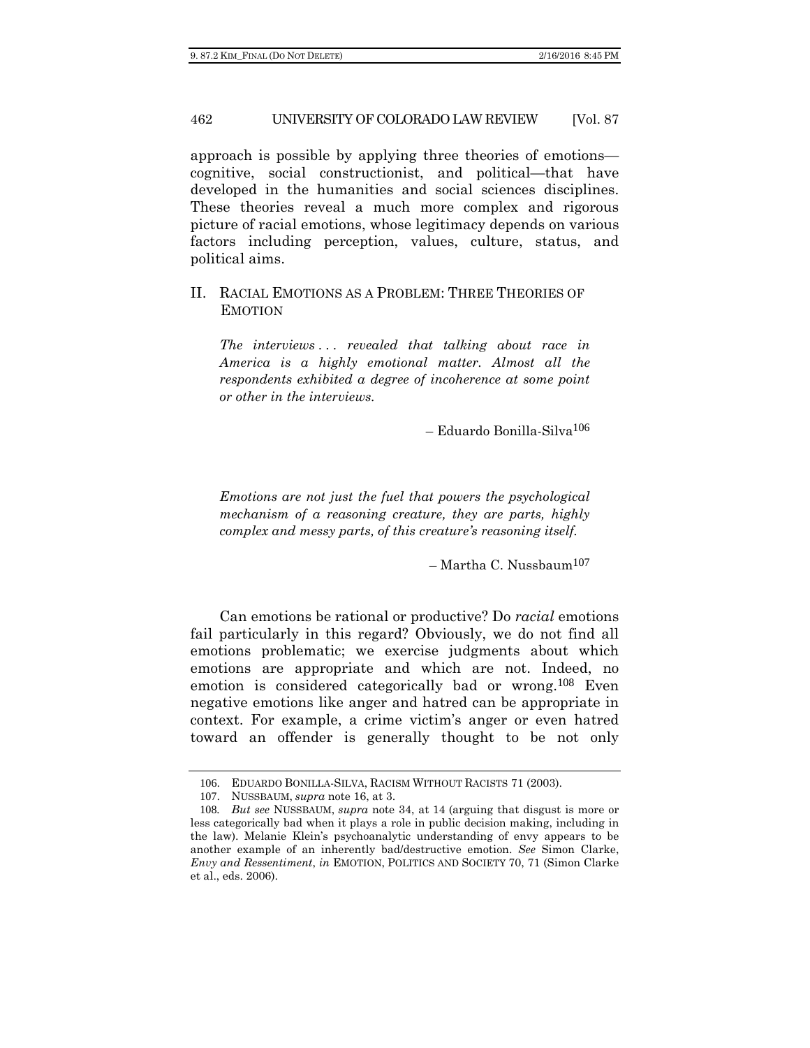approach is possible by applying three theories of emotions—cognitive, social constructionist, and political—that have developed in the humanities and social sciences disciplines. These theories reveal a much more complex and rigorous picture of racial emotions, whose legitimacy depends on various factors including perception, values, culture, status, and political aims.

## II. RACIAL EMOTIONS AS A PROBLEM: THREE THEORIES OF EMOTION

> *The interviews . . . revealed that talking about race in America is a highly emotional matter. Almost all the respondents exhibited a degree of incoherence at some point or other in the interviews.*
>
> – Eduardo Bonilla-Silva[106]

> *Emotions are not just the fuel that powers the psychological mechanism of a reasoning creature, they are parts, highly complex and messy parts, of this creature's reasoning itself.*
>
> – Martha C. Nussbaum[107]

Can emotions be rational or productive? Do *racial* emotions fail particularly in this regard? Obviously, we do not find all emotions problematic; we exercise judgments about which emotions are appropriate and which are not. Indeed, no emotion is considered categorically bad or wrong.[108] Even negative emotions like anger and hatred can be appropriate in context. For example, a crime victim's anger or even hatred toward an offender is generally thought to be not only

---

106. EDUARDO BONILLA-SILVA, RACISM WITHOUT RACISTS 71 (2003).

107. NUSSBAUM, *supra* note 16, at 3.

108. *But see* NUSSBAUM, *supra* note 34, at 14 (arguing that disgust is more or less categorically bad when it plays a role in public decision making, including in the law). Melanie Klein's psychoanalytic understanding of envy appears to be another example of an inherently bad/destructive emotion. *See* Simon Clarke, *Envy and Ressentiment*, *in* EMOTION, POLITICS AND SOCIETY 70, 71 (Simon Clarke et al., eds. 2006).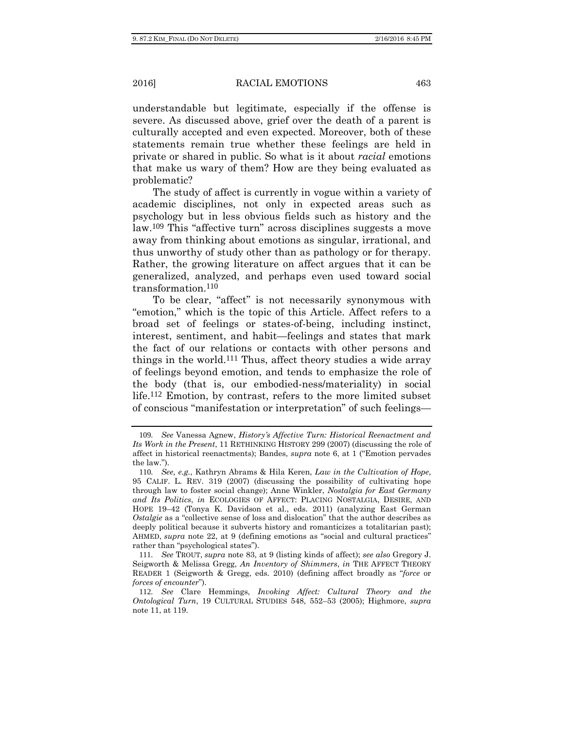understandable but legitimate, especially if the offense is severe. As discussed above, grief over the death of a parent is culturally accepted and even expected. Moreover, both of these statements remain true whether these feelings are held in private or shared in public. So what is it about *racial* emotions that make us wary of them? How are they being evaluated as problematic?

The study of affect is currently in vogue within a variety of academic disciplines, not only in expected areas such as psychology but in less obvious fields such as history and the law.[109] This "affective turn" across disciplines suggests a move away from thinking about emotions as singular, irrational, and thus unworthy of study other than as pathology or for therapy. Rather, the growing literature on affect argues that it can be generalized, analyzed, and perhaps even used toward social transformation.[110]

To be clear, "affect" is not necessarily synonymous with "emotion," which is the topic of this Article. Affect refers to a broad set of feelings or states-of-being, including instinct, interest, sentiment, and habit—feelings and states that mark the fact of our relations or contacts with other persons and things in the world.[111] Thus, affect theory studies a wide array of feelings beyond emotion, and tends to emphasize the role of the body (that is, our embodied-ness/materiality) in social life.[112] Emotion, by contrast, refers to the more limited subset of conscious "manifestation or interpretation" of such feelings—

---

109. *See* Vanessa Agnew, *History's Affective Turn: Historical Reenactment and Its Work in the Present*, 11 RETHINKING HISTORY 299 (2007) (discussing the role of affect in historical reenactments); Bandes, *supra* note 6, at 1 ("Emotion pervades the law.").

110. *See, e.g.*, Kathryn Abrams & Hila Keren, *Law in the Cultivation of Hope*, 95 CALIF. L. REV. 319 (2007) (discussing the possibility of cultivating hope through law to foster social change); Anne Winkler, *Nostalgia for East Germany and Its Politics*, *in* ECOLOGIES OF AFFECT: PLACING NOSTALGIA, DESIRE, AND HOPE 19–42 (Tonya K. Davidson et al., eds. 2011) (analyzing East German *Ostalgie* as a "collective sense of loss and dislocation" that the author describes as deeply political because it subverts history and romanticizes a totalitarian past); AHMED, *supra* note 22, at 9 (defining emotions as "social and cultural practices" rather than "psychological states").

111. *See* TROUT, *supra* note 83, at 9 (listing kinds of affect); *see also* Gregory J. Seigworth & Melissa Gregg, *An Inventory of Shimmers*, *in* THE AFFECT THEORY READER 1 (Seigworth & Gregg, eds. 2010) (defining affect broadly as "*force* or *forces of encounter*").

112. *See* Clare Hemmings, *Invoking Affect: Cultural Theory and the Ontological Turn*, 19 CULTURAL STUDIES 548, 552–53 (2005); Highmore, *supra* note 11, at 119.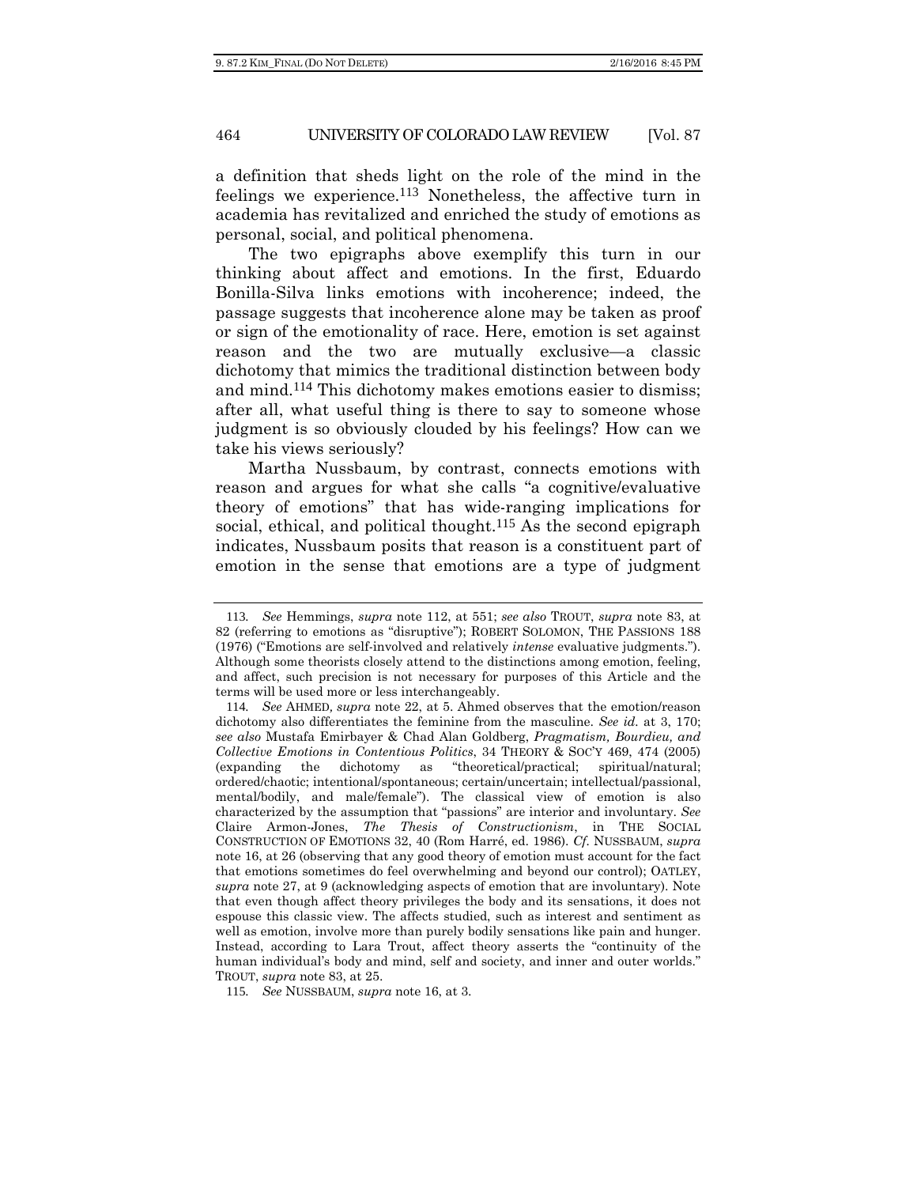a definition that sheds light on the role of the mind in the feelings we experience.[113] Nonetheless, the affective turn in academia has revitalized and enriched the study of emotions as personal, social, and political phenomena.

The two epigraphs above exemplify this turn in our thinking about affect and emotions. In the first, Eduardo Bonilla-Silva links emotions with incoherence; indeed, the passage suggests that incoherence alone may be taken as proof or sign of the emotionality of race. Here, emotion is set against reason and the two are mutually exclusive—a classic dichotomy that mimics the traditional distinction between body and mind.[114] This dichotomy makes emotions easier to dismiss; after all, what useful thing is there to say to someone whose judgment is so obviously clouded by his feelings? How can we take his views seriously?

Martha Nussbaum, by contrast, connects emotions with reason and argues for what she calls "a cognitive/evaluative theory of emotions" that has wide-ranging implications for social, ethical, and political thought.[115] As the second epigraph indicates, Nussbaum posits that reason is a constituent part of emotion in the sense that emotions are a type of judgment

---

113. *See* Hemmings, *supra* note 112, at 551; *see also* TROUT, *supra* note 83, at 82 (referring to emotions as "disruptive"); ROBERT SOLOMON, THE PASSIONS 188 (1976) ("Emotions are self-involved and relatively *intense* evaluative judgments."). Although some theorists closely attend to the distinctions among emotion, feeling, and affect, such precision is not necessary for purposes of this Article and the terms will be used more or less interchangeably.

114. *See* AHMED, *supra* note 22, at 5. Ahmed observes that the emotion/reason dichotomy also differentiates the feminine from the masculine. *See id.* at 3, 170; *see also* Mustafa Emirbayer & Chad Alan Goldberg, *Pragmatism, Bourdieu, and Collective Emotions in Contentious Politics*, 34 THEORY & SOC'Y 469, 474 (2005) (expanding the dichotomy as "theoretical/practical; spiritual/natural; ordered/chaotic; intentional/spontaneous; certain/uncertain; intellectual/passional, mental/bodily, and male/female"). The classical view of emotion is also characterized by the assumption that "passions" are interior and involuntary. *See* Claire Armon-Jones, *The Thesis of Constructionism*, in THE SOCIAL CONSTRUCTION OF EMOTIONS 32, 40 (Rom Harré, ed. 1986). *Cf.* NUSSBAUM, *supra* note 16, at 26 (observing that any good theory of emotion must account for the fact that emotions sometimes do feel overwhelming and beyond our control); OATLEY, *supra* note 27, at 9 (acknowledging aspects of emotion that are involuntary). Note that even though affect theory privileges the body and its sensations, it does not espouse this classic view. The affects studied, such as interest and sentiment as well as emotion, involve more than purely bodily sensations like pain and hunger. Instead, according to Lara Trout, affect theory asserts the "continuity of the human individual's body and mind, self and society, and inner and outer worlds." TROUT, *supra* note 83, at 25.

115. *See* NUSSBAUM, *supra* note 16, at 3.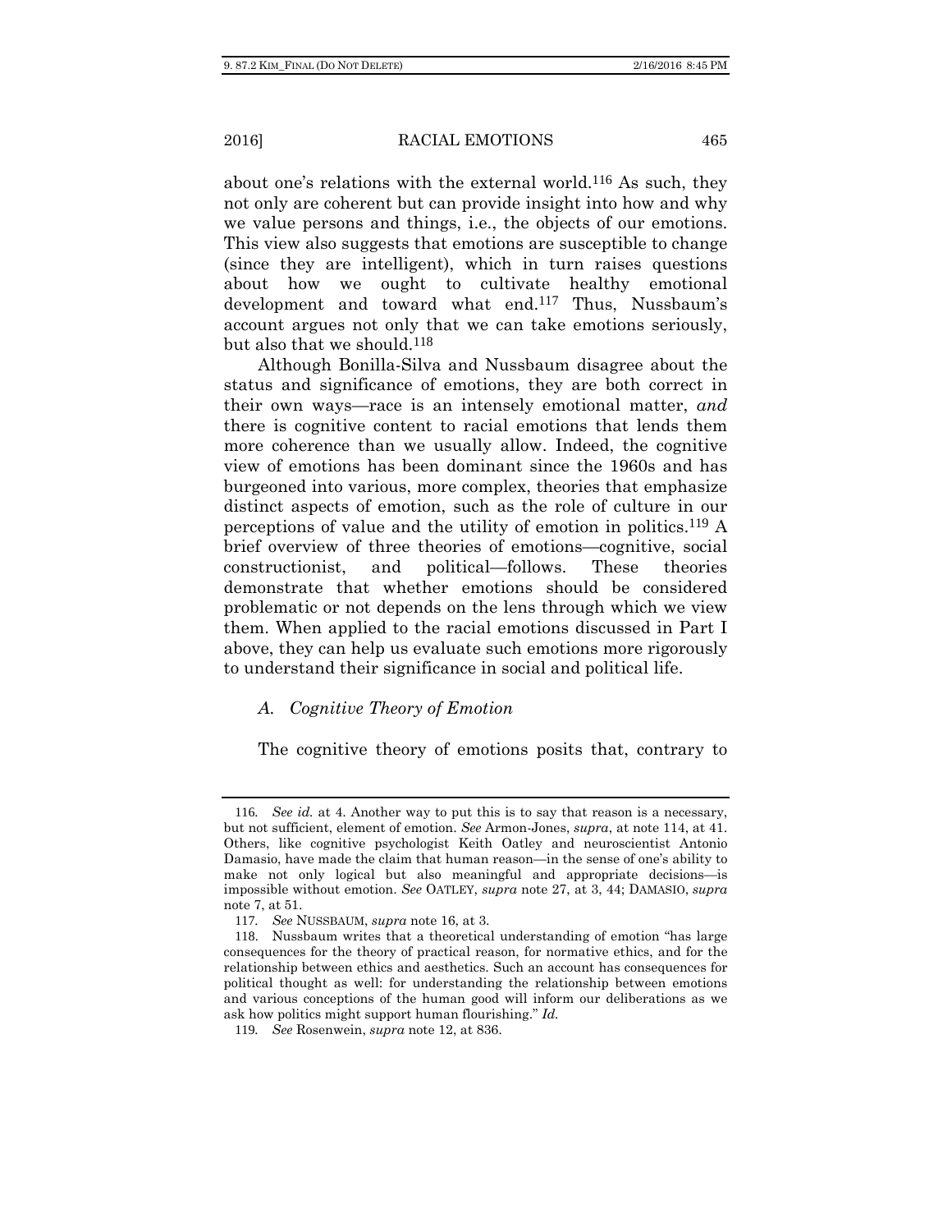about one's relations with the external world.[116] As such, they not only are coherent but can provide insight into how and why we value persons and things, i.e., the objects of our emotions. This view also suggests that emotions are susceptible to change (since they are intelligent), which in turn raises questions about how we ought to cultivate healthy emotional development and toward what end.[117] Thus, Nussbaum's account argues not only that we can take emotions seriously, but also that we should.[118]

Although Bonilla-Silva and Nussbaum disagree about the status and significance of emotions, they are both correct in their own ways—race is an intensely emotional matter, *and* there is cognitive content to racial emotions that lends them more coherence than we usually allow. Indeed, the cognitive view of emotions has been dominant since the 1960s and has burgeoned into various, more complex, theories that emphasize distinct aspects of emotion, such as the role of culture in our perceptions of value and the utility of emotion in politics.[119] A brief overview of three theories of emotions—cognitive, social constructionist, and political—follows. These theories demonstrate that whether emotions should be considered problematic or not depends on the lens through which we view them. When applied to the racial emotions discussed in Part I above, they can help us evaluate such emotions more rigorously to understand their significance in social and political life.

### *A. Cognitive Theory of Emotion*

The cognitive theory of emotions posits that, contrary to

---

116. *See id.* at 4. Another way to put this is to say that reason is a necessary, but not sufficient, element of emotion. *See* Armon-Jones, *supra*, at note 114, at 41. Others, like cognitive psychologist Keith Oatley and neuroscientist Antonio Damasio, have made the claim that human reason—in the sense of one's ability to make not only logical but also meaningful and appropriate decisions—is impossible without emotion. *See* OATLEY, *supra* note 27, at 3, 44; DAMASIO, *supra* note 7, at 51.

117. *See* NUSSBAUM, *supra* note 16, at 3.

118. Nussbaum writes that a theoretical understanding of emotion "has large consequences for the theory of practical reason, for normative ethics, and for the relationship between ethics and aesthetics. Such an account has consequences for political thought as well: for understanding the relationship between emotions and various conceptions of the human good will inform our deliberations as we ask how politics might support human flourishing." *Id.*

119. *See* Rosenwein, *supra* note 12, at 836.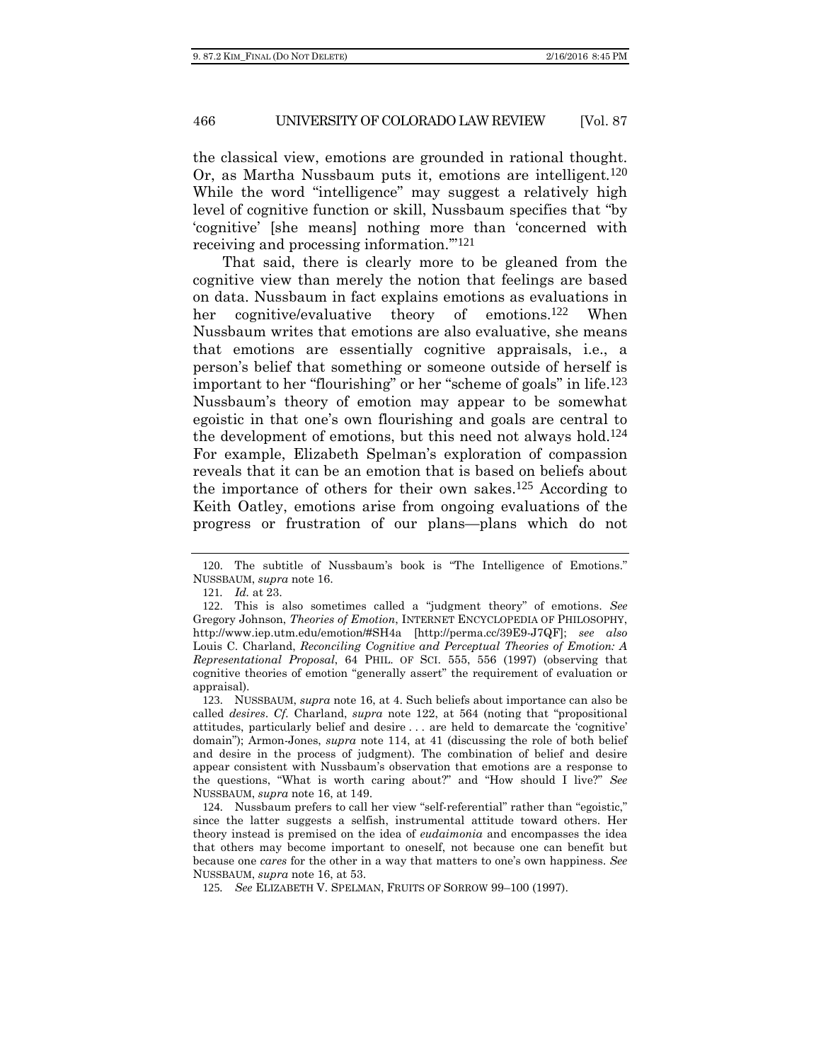the classical view, emotions are grounded in rational thought. Or, as Martha Nussbaum puts it, emotions are intelligent.[120] While the word "intelligence" may suggest a relatively high level of cognitive function or skill, Nussbaum specifies that "by 'cognitive' [she means] nothing more than 'concerned with receiving and processing information.'"[121]

That said, there is clearly more to be gleaned from the cognitive view than merely the notion that feelings are based on data. Nussbaum in fact explains emotions as evaluations in her cognitive/evaluative theory of emotions.[122] When Nussbaum writes that emotions are also evaluative, she means that emotions are essentially cognitive appraisals, i.e., a person's belief that something or someone outside of herself is important to her "flourishing" or her "scheme of goals" in life.[123] Nussbaum's theory of emotion may appear to be somewhat egoistic in that one's own flourishing and goals are central to the development of emotions, but this need not always hold.[124] For example, Elizabeth Spelman's exploration of compassion reveals that it can be an emotion that is based on beliefs about the importance of others for their own sakes.[125] According to Keith Oatley, emotions arise from ongoing evaluations of the progress or frustration of our plans—plans which do not

---

120. The subtitle of Nussbaum's book is "The Intelligence of Emotions." NUSSBAUM, *supra* note 16.

121. *Id.* at 23.

122. This is also sometimes called a "judgment theory" of emotions. *See* Gregory Johnson, *Theories of Emotion*, INTERNET ENCYCLOPEDIA OF PHILOSOPHY, http://www.iep.utm.edu/emotion/#SH4a [http://perma.cc/39E9-J7QF]; *see also* Louis C. Charland, *Reconciling Cognitive and Perceptual Theories of Emotion: A Representational Proposal*, 64 PHIL. OF SCI. 555, 556 (1997) (observing that cognitive theories of emotion "generally assert" the requirement of evaluation or appraisal).

123. NUSSBAUM, *supra* note 16, at 4. Such beliefs about importance can also be called *desires*. *Cf.* Charland, *supra* note 122, at 564 (noting that "propositional attitudes, particularly belief and desire . . . are held to demarcate the 'cognitive' domain"); Armon-Jones, *supra* note 114, at 41 (discussing the role of both belief and desire in the process of judgment). The combination of belief and desire appear consistent with Nussbaum's observation that emotions are a response to the questions, "What is worth caring about?" and "How should I live?" *See* NUSSBAUM, *supra* note 16, at 149.

124. Nussbaum prefers to call her view "self-referential" rather than "egoistic," since the latter suggests a selfish, instrumental attitude toward others. Her theory instead is premised on the idea of *eudaimonia* and encompasses the idea that others may become important to oneself, not because one can benefit but because one *cares* for the other in a way that matters to one's own happiness. *See* NUSSBAUM, *supra* note 16, at 53.

125. *See* ELIZABETH V. SPELMAN, FRUITS OF SORROW 99–100 (1997).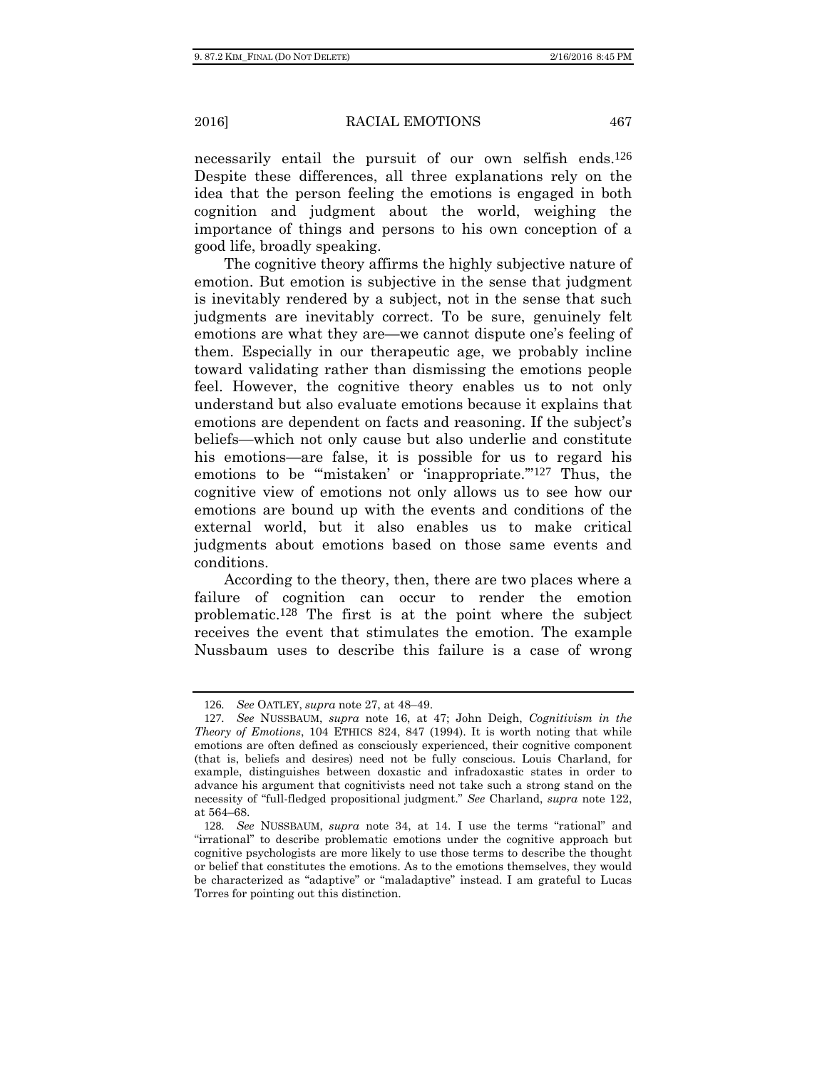necessarily entail the pursuit of our own selfish ends.[126] Despite these differences, all three explanations rely on the idea that the person feeling the emotions is engaged in both cognition and judgment about the world, weighing the importance of things and persons to his own conception of a good life, broadly speaking.

The cognitive theory affirms the highly subjective nature of emotion. But emotion is subjective in the sense that judgment is inevitably rendered by a subject, not in the sense that such judgments are inevitably correct. To be sure, genuinely felt emotions are what they are—we cannot dispute one's feeling of them. Especially in our therapeutic age, we probably incline toward validating rather than dismissing the emotions people feel. However, the cognitive theory enables us to not only understand but also evaluate emotions because it explains that emotions are dependent on facts and reasoning. If the subject's beliefs—which not only cause but also underlie and constitute his emotions—are false, it is possible for us to regard his emotions to be "'mistaken' or 'inappropriate.'"[127] Thus, the cognitive view of emotions not only allows us to see how our emotions are bound up with the events and conditions of the external world, but it also enables us to make critical judgments about emotions based on those same events and conditions.

According to the theory, then, there are two places where a failure of cognition can occur to render the emotion problematic.[128] The first is at the point where the subject receives the event that stimulates the emotion. The example Nussbaum uses to describe this failure is a case of wrong

---

126. *See* OATLEY, *supra* note 27, at 48–49.

127. *See* NUSSBAUM, *supra* note 16, at 47; John Deigh, *Cognitivism in the Theory of Emotions*, 104 ETHICS 824, 847 (1994). It is worth noting that while emotions are often defined as consciously experienced, their cognitive component (that is, beliefs and desires) need not be fully conscious. Louis Charland, for example, distinguishes between doxastic and infradoxastic states in order to advance his argument that cognitivists need not take such a strong stand on the necessity of "full-fledged propositional judgment." *See* Charland, *supra* note 122, at 564–68.

128. *See* NUSSBAUM, *supra* note 34, at 14. I use the terms "rational" and "irrational" to describe problematic emotions under the cognitive approach but cognitive psychologists are more likely to use those terms to describe the thought or belief that constitutes the emotions. As to the emotions themselves, they would be characterized as "adaptive" or "maladaptive" instead. I am grateful to Lucas Torres for pointing out this distinction.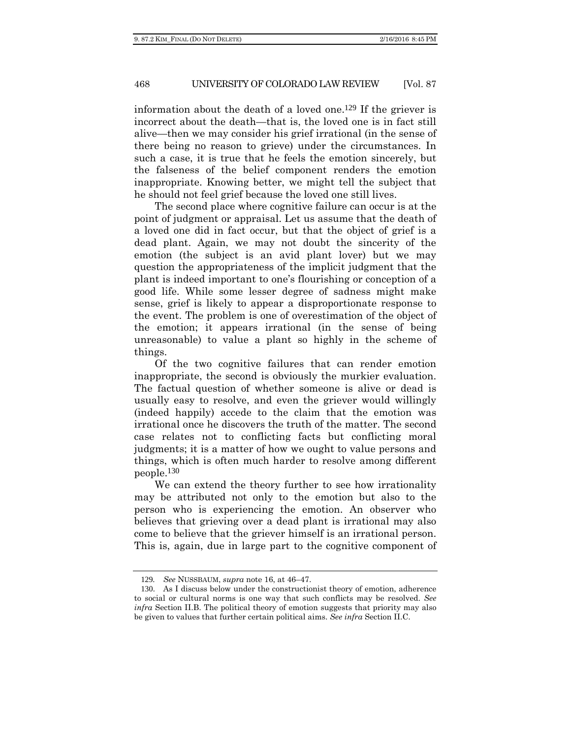information about the death of a loved one.[129] If the griever is incorrect about the death—that is, the loved one is in fact still alive—then we may consider his grief irrational (in the sense of there being no reason to grieve) under the circumstances. In such a case, it is true that he feels the emotion sincerely, but the falseness of the belief component renders the emotion inappropriate. Knowing better, we might tell the subject that he should not feel grief because the loved one still lives.

The second place where cognitive failure can occur is at the point of judgment or appraisal. Let us assume that the death of a loved one did in fact occur, but that the object of grief is a dead plant. Again, we may not doubt the sincerity of the emotion (the subject is an avid plant lover) but we may question the appropriateness of the implicit judgment that the plant is indeed important to one's flourishing or conception of a good life. While some lesser degree of sadness might make sense, grief is likely to appear a disproportionate response to the event. The problem is one of overestimation of the object of the emotion; it appears irrational (in the sense of being unreasonable) to value a plant so highly in the scheme of things.

Of the two cognitive failures that can render emotion inappropriate, the second is obviously the murkier evaluation. The factual question of whether someone is alive or dead is usually easy to resolve, and even the griever would willingly (indeed happily) accede to the claim that the emotion was irrational once he discovers the truth of the matter. The second case relates not to conflicting facts but conflicting moral judgments; it is a matter of how we ought to value persons and things, which is often much harder to resolve among different people.[130]

We can extend the theory further to see how irrationality may be attributed not only to the emotion but also to the person who is experiencing the emotion. An observer who believes that grieving over a dead plant is irrational may also come to believe that the griever himself is an irrational person. This is, again, due in large part to the cognitive component of

---

129. *See* NUSSBAUM, *supra* note 16, at 46–47.

130. As I discuss below under the constructionist theory of emotion, adherence to social or cultural norms is one way that such conflicts may be resolved. *See infra* Section II.B. The political theory of emotion suggests that priority may also be given to values that further certain political aims. *See infra* Section II.C.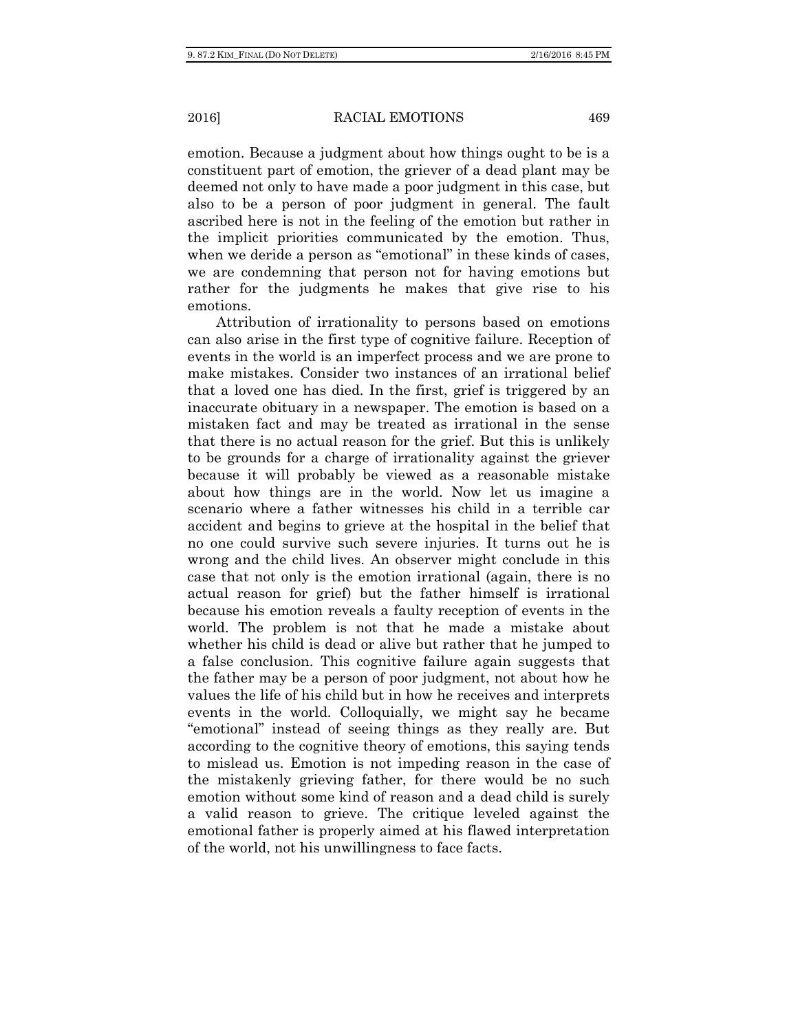emotion. Because a judgment about how things ought to be is a constituent part of emotion, the griever of a dead plant may be deemed not only to have made a poor judgment in this case, but also to be a person of poor judgment in general. The fault ascribed here is not in the feeling of the emotion but rather in the implicit priorities communicated by the emotion. Thus, when we deride a person as "emotional" in these kinds of cases, we are condemning that person not for having emotions but rather for the judgments he makes that give rise to his emotions.

Attribution of irrationality to persons based on emotions can also arise in the first type of cognitive failure. Reception of events in the world is an imperfect process and we are prone to make mistakes. Consider two instances of an irrational belief that a loved one has died. In the first, grief is triggered by an inaccurate obituary in a newspaper. The emotion is based on a mistaken fact and may be treated as irrational in the sense that there is no actual reason for the grief. But this is unlikely to be grounds for a charge of irrationality against the griever because it will probably be viewed as a reasonable mistake about how things are in the world. Now let us imagine a scenario where a father witnesses his child in a terrible car accident and begins to grieve at the hospital in the belief that no one could survive such severe injuries. It turns out he is wrong and the child lives. An observer might conclude in this case that not only is the emotion irrational (again, there is no actual reason for grief) but the father himself is irrational because his emotion reveals a faulty reception of events in the world. The problem is not that he made a mistake about whether his child is dead or alive but rather that he jumped to a false conclusion. This cognitive failure again suggests that the father may be a person of poor judgment, not about how he values the life of his child but in how he receives and interprets events in the world. Colloquially, we might say he became "emotional" instead of seeing things as they really are. But according to the cognitive theory of emotions, this saying tends to mislead us. Emotion is not impeding reason in the case of the mistakenly grieving father, for there would be no such emotion without some kind of reason and a dead child is surely a valid reason to grieve. The critique leveled against the emotional father is properly aimed at his flawed interpretation of the world, not his unwillingness to face facts.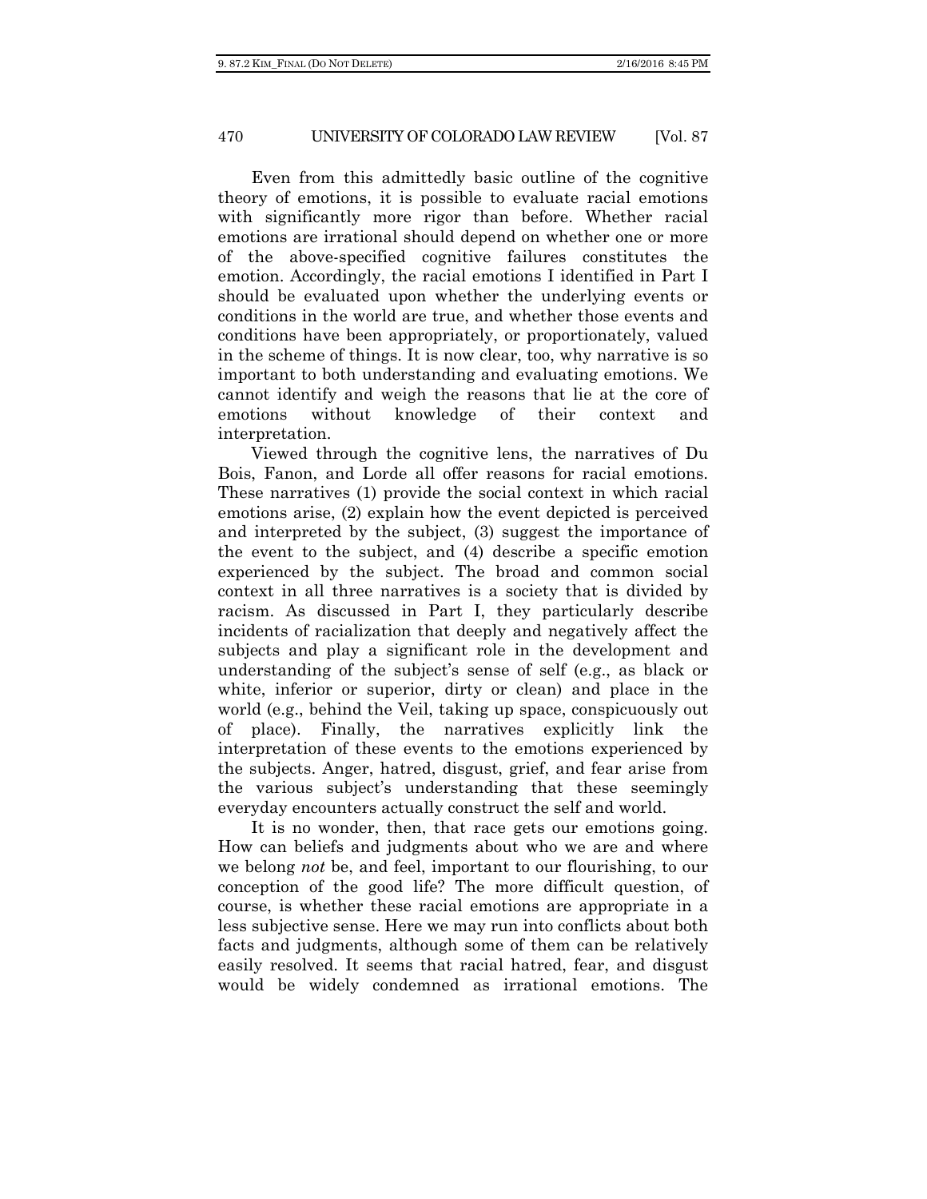Even from this admittedly basic outline of the cognitive theory of emotions, it is possible to evaluate racial emotions with significantly more rigor than before. Whether racial emotions are irrational should depend on whether one or more of the above-specified cognitive failures constitutes the emotion. Accordingly, the racial emotions I identified in Part I should be evaluated upon whether the underlying events or conditions in the world are true, and whether those events and conditions have been appropriately, or proportionately, valued in the scheme of things. It is now clear, too, why narrative is so important to both understanding and evaluating emotions. We cannot identify and weigh the reasons that lie at the core of emotions without knowledge of their context and interpretation.

Viewed through the cognitive lens, the narratives of Du Bois, Fanon, and Lorde all offer reasons for racial emotions. These narratives (1) provide the social context in which racial emotions arise, (2) explain how the event depicted is perceived and interpreted by the subject, (3) suggest the importance of the event to the subject, and (4) describe a specific emotion experienced by the subject. The broad and common social context in all three narratives is a society that is divided by racism. As discussed in Part I, they particularly describe incidents of racialization that deeply and negatively affect the subjects and play a significant role in the development and understanding of the subject's sense of self (e.g., as black or white, inferior or superior, dirty or clean) and place in the world (e.g., behind the Veil, taking up space, conspicuously out of place). Finally, the narratives explicitly link the interpretation of these events to the emotions experienced by the subjects. Anger, hatred, disgust, grief, and fear arise from the various subject's understanding that these seemingly everyday encounters actually construct the self and world.

It is no wonder, then, that race gets our emotions going. How can beliefs and judgments about who we are and where we belong *not* be, and feel, important to our flourishing, to our conception of the good life? The more difficult question, of course, is whether these racial emotions are appropriate in a less subjective sense. Here we may run into conflicts about both facts and judgments, although some of them can be relatively easily resolved. It seems that racial hatred, fear, and disgust would be widely condemned as irrational emotions. The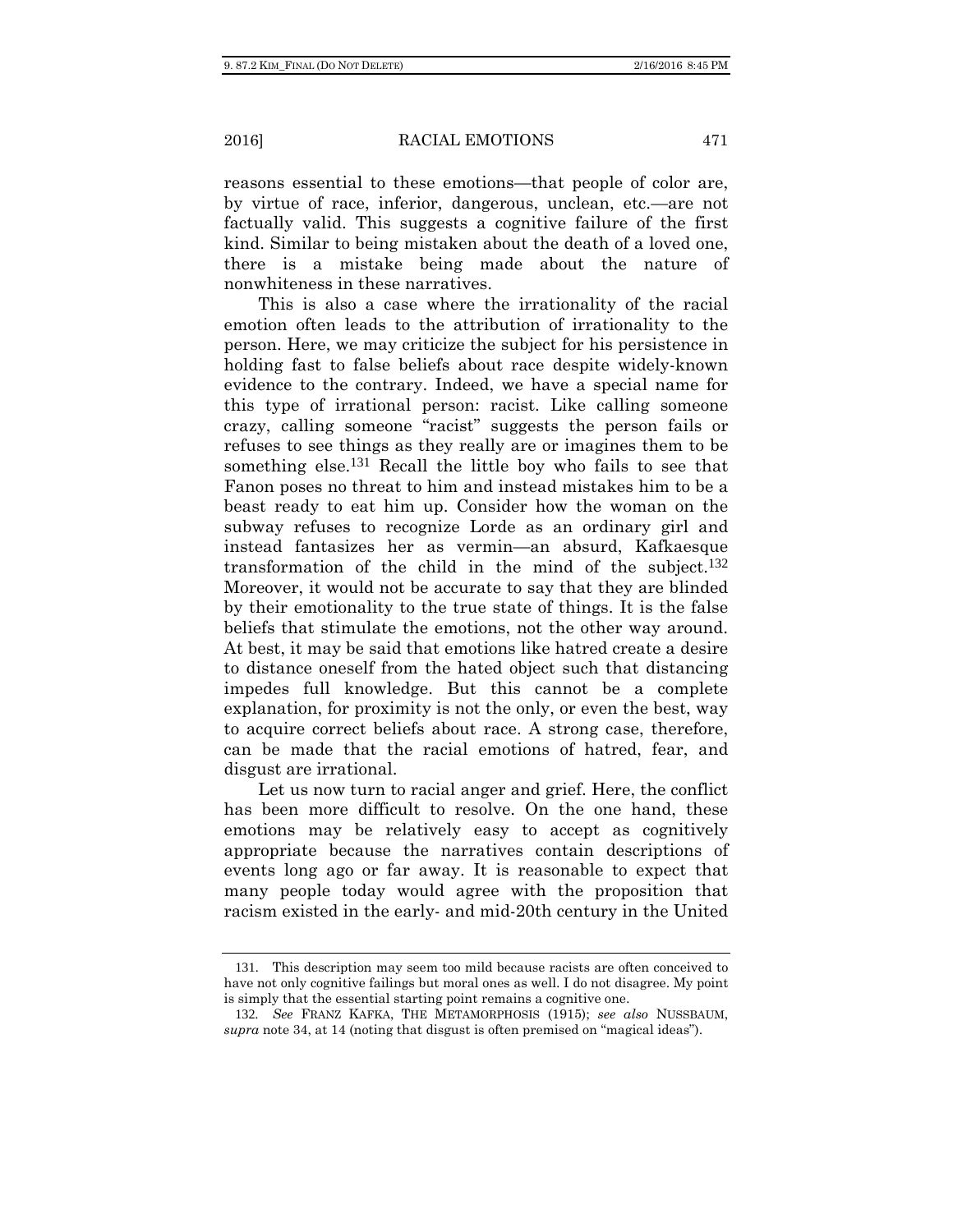reasons essential to these emotions—that people of color are, by virtue of race, inferior, dangerous, unclean, etc.—are not factually valid. This suggests a cognitive failure of the first kind. Similar to being mistaken about the death of a loved one, there is a mistake being made about the nature of nonwhiteness in these narratives.

This is also a case where the irrationality of the racial emotion often leads to the attribution of irrationality to the person. Here, we may criticize the subject for his persistence in holding fast to false beliefs about race despite widely-known evidence to the contrary. Indeed, we have a special name for this type of irrational person: racist. Like calling someone crazy, calling someone "racist" suggests the person fails or refuses to see things as they really are or imagines them to be something else.[131] Recall the little boy who fails to see that Fanon poses no threat to him and instead mistakes him to be a beast ready to eat him up. Consider how the woman on the subway refuses to recognize Lorde as an ordinary girl and instead fantasizes her as vermin—an absurd, Kafkaesque transformation of the child in the mind of the subject.[132] Moreover, it would not be accurate to say that they are blinded by their emotionality to the true state of things. It is the false beliefs that stimulate the emotions, not the other way around. At best, it may be said that emotions like hatred create a desire to distance oneself from the hated object such that distancing impedes full knowledge. But this cannot be a complete explanation, for proximity is not the only, or even the best, way to acquire correct beliefs about race. A strong case, therefore, can be made that the racial emotions of hatred, fear, and disgust are irrational.

Let us now turn to racial anger and grief. Here, the conflict has been more difficult to resolve. On the one hand, these emotions may be relatively easy to accept as cognitively appropriate because the narratives contain descriptions of events long ago or far away. It is reasonable to expect that many people today would agree with the proposition that racism existed in the early- and mid-20th century in the United

---

131. This description may seem too mild because racists are often conceived to have not only cognitive failings but moral ones as well. I do not disagree. My point is simply that the essential starting point remains a cognitive one.

132. *See* FRANZ KAFKA, THE METAMORPHOSIS (1915); *see also* NUSSBAUM, *supra* note 34, at 14 (noting that disgust is often premised on "magical ideas").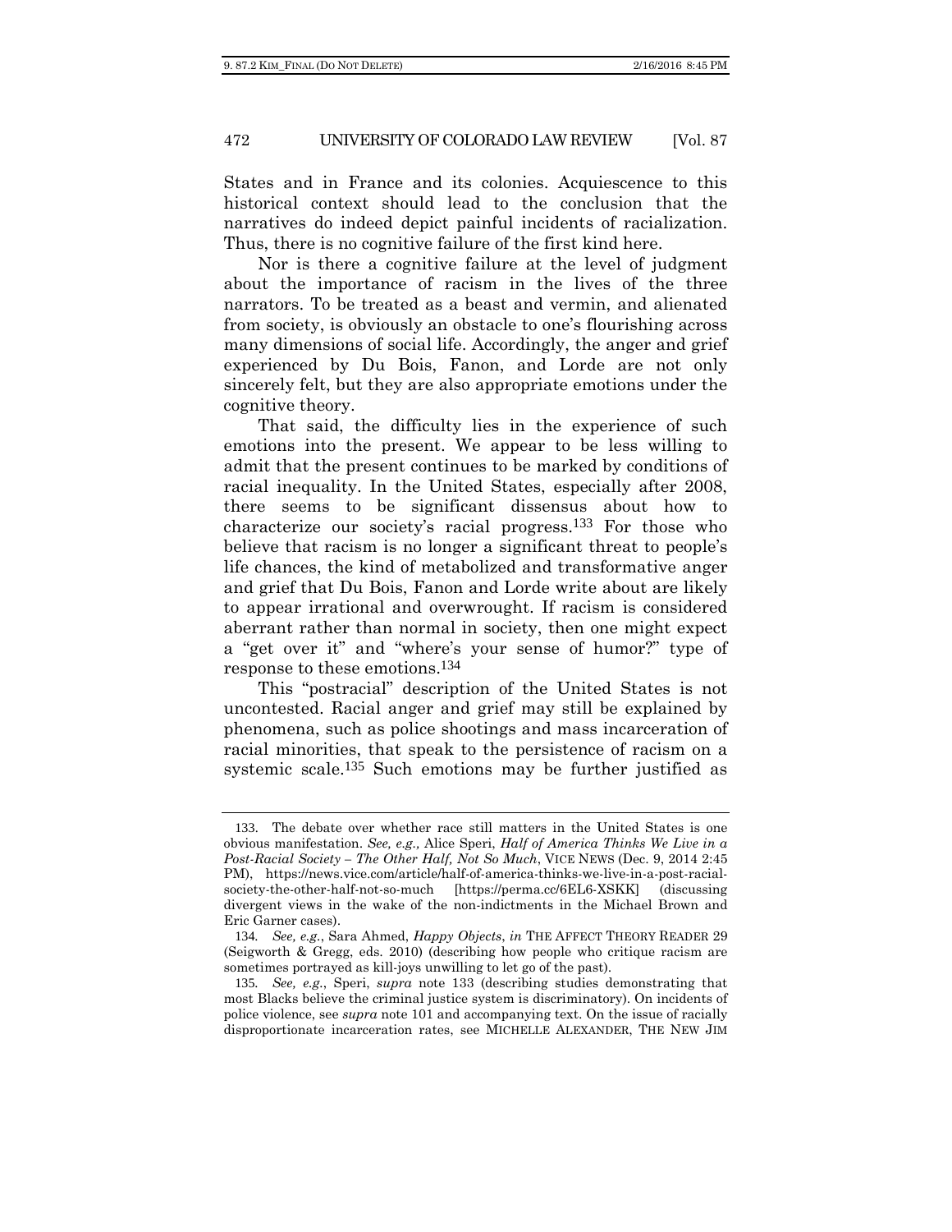States and in France and its colonies. Acquiescence to this historical context should lead to the conclusion that the narratives do indeed depict painful incidents of racialization. Thus, there is no cognitive failure of the first kind here.

Nor is there a cognitive failure at the level of judgment about the importance of racism in the lives of the three narrators. To be treated as a beast and vermin, and alienated from society, is obviously an obstacle to one's flourishing across many dimensions of social life. Accordingly, the anger and grief experienced by Du Bois, Fanon, and Lorde are not only sincerely felt, but they are also appropriate emotions under the cognitive theory.

That said, the difficulty lies in the experience of such emotions into the present. We appear to be less willing to admit that the present continues to be marked by conditions of racial inequality. In the United States, especially after 2008, there seems to be significant dissensus about how to characterize our society's racial progress.[133] For those who believe that racism is no longer a significant threat to people's life chances, the kind of metabolized and transformative anger and grief that Du Bois, Fanon and Lorde write about are likely to appear irrational and overwrought. If racism is considered aberrant rather than normal in society, then one might expect a "get over it" and "where's your sense of humor?" type of response to these emotions.[134]

This "postracial" description of the United States is not uncontested. Racial anger and grief may still be explained by phenomena, such as police shootings and mass incarceration of racial minorities, that speak to the persistence of racism on a systemic scale.[135] Such emotions may be further justified as

---

133. The debate over whether race still matters in the United States is one obvious manifestation. *See, e.g.,* Alice Speri, *Half of America Thinks We Live in a Post-Racial Society – The Other Half, Not So Much*, VICE NEWS (Dec. 9, 2014 2:45 PM), https://news.vice.com/article/half-of-america-thinks-we-live-in-a-post-racial-society-the-other-half-not-so-much [https://perma.cc/6EL6-XSKK] (discussing divergent views in the wake of the non-indictments in the Michael Brown and Eric Garner cases).

134. *See, e.g.*, Sara Ahmed, *Happy Objects*, *in* THE AFFECT THEORY READER 29 (Seigworth & Gregg, eds. 2010) (describing how people who critique racism are sometimes portrayed as kill-joys unwilling to let go of the past).

135. *See, e.g.*, Speri, *supra* note 133 (describing studies demonstrating that most Blacks believe the criminal justice system is discriminatory). On incidents of police violence, see *supra* note 101 and accompanying text. On the issue of racially disproportionate incarceration rates, see MICHELLE ALEXANDER, THE NEW JIM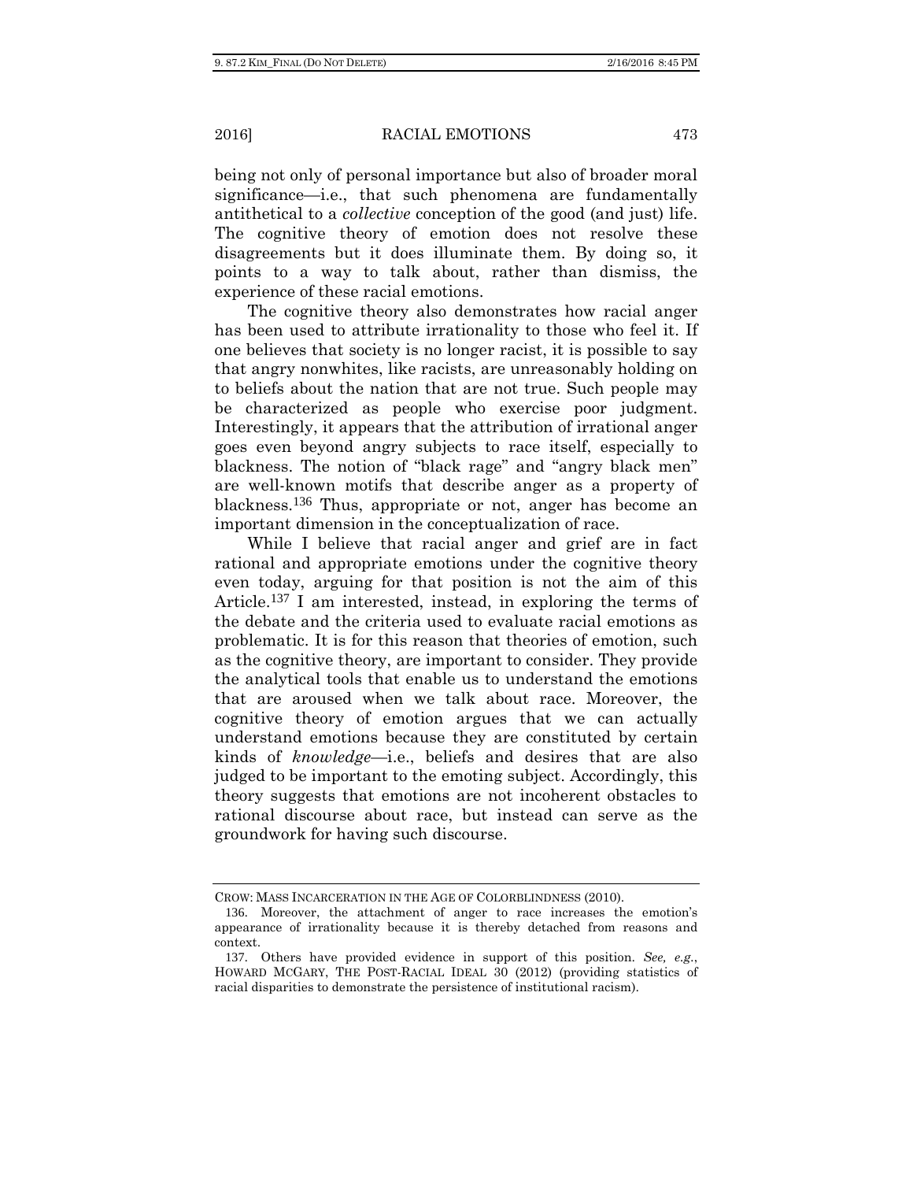being not only of personal importance but also of broader moral significance—i.e., that such phenomena are fundamentally antithetical to a *collective* conception of the good (and just) life. The cognitive theory of emotion does not resolve these disagreements but it does illuminate them. By doing so, it points to a way to talk about, rather than dismiss, the experience of these racial emotions.

The cognitive theory also demonstrates how racial anger has been used to attribute irrationality to those who feel it. If one believes that society is no longer racist, it is possible to say that angry nonwhites, like racists, are unreasonably holding on to beliefs about the nation that are not true. Such people may be characterized as people who exercise poor judgment. Interestingly, it appears that the attribution of irrational anger goes even beyond angry subjects to race itself, especially to blackness. The notion of "black rage" and "angry black men" are well-known motifs that describe anger as a property of blackness.[136] Thus, appropriate or not, anger has become an important dimension in the conceptualization of race.

While I believe that racial anger and grief are in fact rational and appropriate emotions under the cognitive theory even today, arguing for that position is not the aim of this Article.[137] I am interested, instead, in exploring the terms of the debate and the criteria used to evaluate racial emotions as problematic. It is for this reason that theories of emotion, such as the cognitive theory, are important to consider. They provide the analytical tools that enable us to understand the emotions that are aroused when we talk about race. Moreover, the cognitive theory of emotion argues that we can actually understand emotions because they are constituted by certain kinds of *knowledge*—i.e., beliefs and desires that are also judged to be important to the emoting subject. Accordingly, this theory suggests that emotions are not incoherent obstacles to rational discourse about race, but instead can serve as the groundwork for having such discourse.

---

CROW: MASS INCARCERATION IN THE AGE OF COLORBLINDNESS (2010).

136. Moreover, the attachment of anger to race increases the emotion's appearance of irrationality because it is thereby detached from reasons and context.

137. Others have provided evidence in support of this position. *See, e.g.*, HOWARD MCGARY, THE POST-RACIAL IDEAL 30 (2012) (providing statistics of racial disparities to demonstrate the persistence of institutional racism).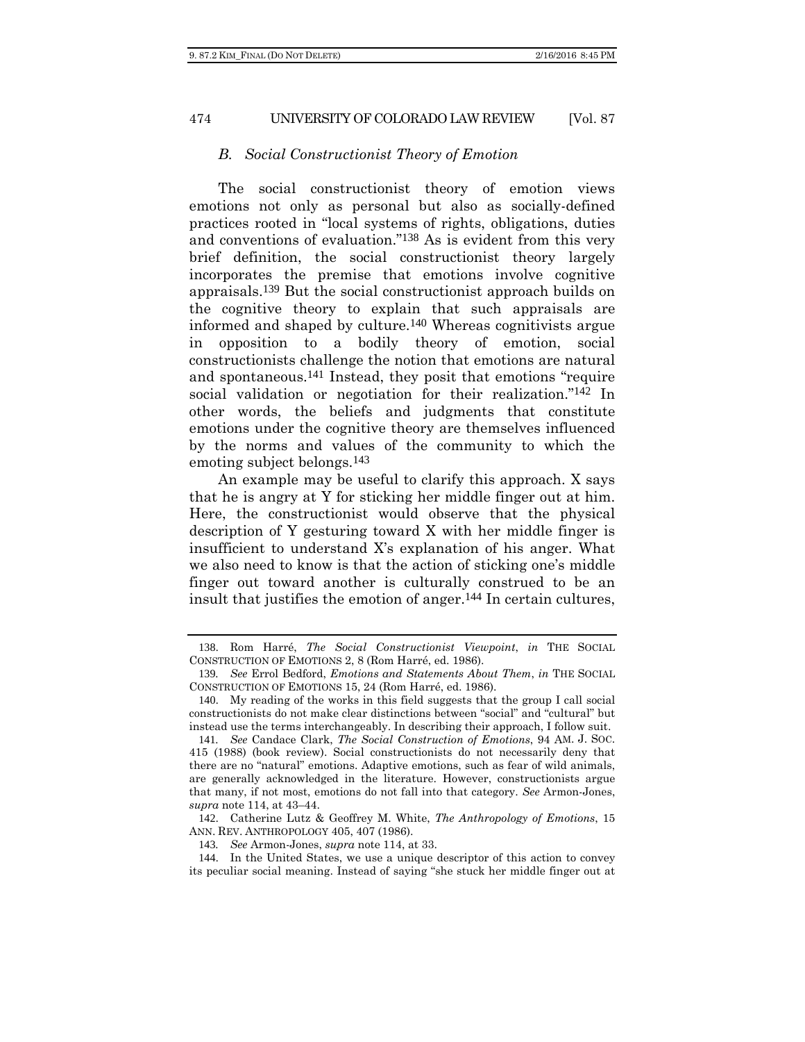### *B. Social Constructionist Theory of Emotion*

The social constructionist theory of emotion views emotions not only as personal but also as socially-defined practices rooted in "local systems of rights, obligations, duties and conventions of evaluation."[138] As is evident from this very brief definition, the social constructionist theory largely incorporates the premise that emotions involve cognitive appraisals.[139] But the social constructionist approach builds on the cognitive theory to explain that such appraisals are informed and shaped by culture.[140] Whereas cognitivists argue in opposition to a bodily theory of emotion, social constructionists challenge the notion that emotions are natural and spontaneous.[141] Instead, they posit that emotions "require social validation or negotiation for their realization."[142] In other words, the beliefs and judgments that constitute emotions under the cognitive theory are themselves influenced by the norms and values of the community to which the emoting subject belongs.[143]

An example may be useful to clarify this approach. X says that he is angry at Y for sticking her middle finger out at him. Here, the constructionist would observe that the physical description of Y gesturing toward X with her middle finger is insufficient to understand X's explanation of his anger. What we also need to know is that the action of sticking one's middle finger out toward another is culturally construed to be an insult that justifies the emotion of anger.[144] In certain cultures,

---

138. Rom Harré, *The Social Constructionist Viewpoint*, *in* THE SOCIAL CONSTRUCTION OF EMOTIONS 2, 8 (Rom Harré, ed. 1986).

139. *See* Errol Bedford, *Emotions and Statements About Them*, *in* THE SOCIAL CONSTRUCTION OF EMOTIONS 15, 24 (Rom Harré, ed. 1986).

140. My reading of the works in this field suggests that the group I call social constructionists do not make clear distinctions between "social" and "cultural" but instead use the terms interchangeably. In describing their approach, I follow suit.

141. *See* Candace Clark, *The Social Construction of Emotions*, 94 AM. J. SOC. 415 (1988) (book review). Social constructionists do not necessarily deny that there are no "natural" emotions. Adaptive emotions, such as fear of wild animals, are generally acknowledged in the literature. However, constructionists argue that many, if not most, emotions do not fall into that category. *See* Armon-Jones, *supra* note 114, at 43–44.

142. Catherine Lutz & Geoffrey M. White, *The Anthropology of Emotions*, 15 ANN. REV. ANTHROPOLOGY 405, 407 (1986).

143. *See* Armon-Jones, *supra* note 114, at 33.

144. In the United States, we use a unique descriptor of this action to convey its peculiar social meaning. Instead of saying "she stuck her middle finger out at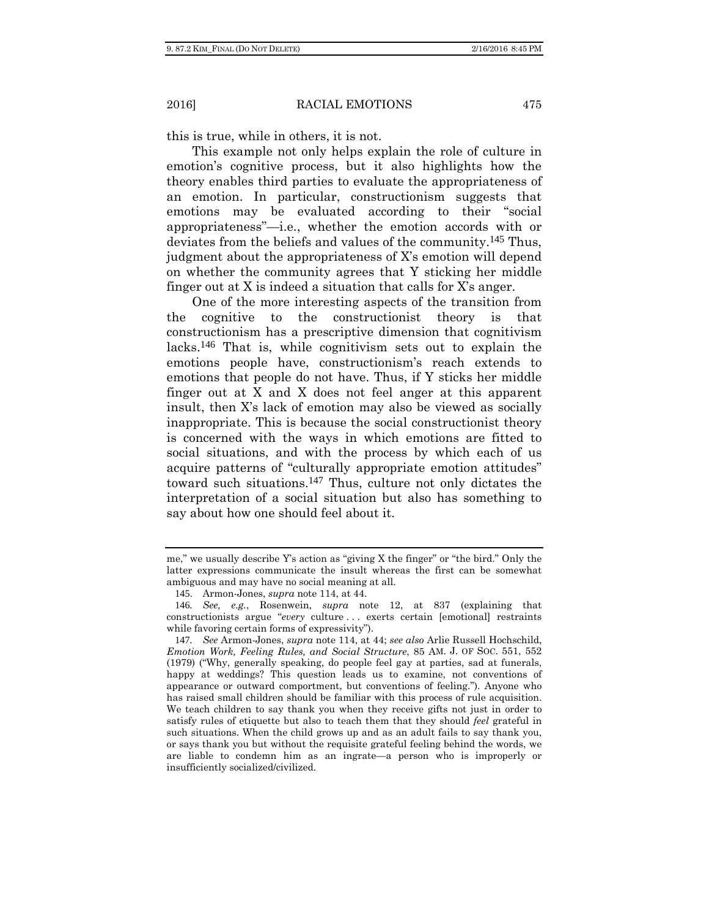this is true, while in others, it is not.

This example not only helps explain the role of culture in emotion's cognitive process, but it also highlights how the theory enables third parties to evaluate the appropriateness of an emotion. In particular, constructionism suggests that emotions may be evaluated according to their "social appropriateness"—i.e., whether the emotion accords with or deviates from the beliefs and values of the community.[145] Thus, judgment about the appropriateness of X's emotion will depend on whether the community agrees that Y sticking her middle finger out at X is indeed a situation that calls for X's anger.

One of the more interesting aspects of the transition from the cognitive to the constructionist theory is that constructionism has a prescriptive dimension that cognitivism lacks.[146] That is, while cognitivism sets out to explain the emotions people have, constructionism's reach extends to emotions that people do not have. Thus, if Y sticks her middle finger out at X and X does not feel anger at this apparent insult, then X's lack of emotion may also be viewed as socially inappropriate. This is because the social constructionist theory is concerned with the ways in which emotions are fitted to social situations, and with the process by which each of us acquire patterns of "culturally appropriate emotion attitudes" toward such situations.[147] Thus, culture not only dictates the interpretation of a social situation but also has something to say about how one should feel about it.

---

me," we usually describe Y's action as "giving X the finger" or "the bird." Only the latter expressions communicate the insult whereas the first can be somewhat ambiguous and may have no social meaning at all.

145. Armon-Jones, *supra* note 114, at 44.

146. *See, e.g.*, Rosenwein, *supra* note 12, at 837 (explaining that constructionists argue "*every* culture . . . exerts certain [emotional] restraints while favoring certain forms of expressivity").

147. *See* Armon-Jones, *supra* note 114, at 44; *see also* Arlie Russell Hochschild, *Emotion Work, Feeling Rules, and Social Structure*, 85 AM. J. OF SOC. 551, 552 (1979) ("Why, generally speaking, do people feel gay at parties, sad at funerals, happy at weddings? This question leads us to examine, not conventions of appearance or outward comportment, but conventions of feeling."). Anyone who has raised small children should be familiar with this process of rule acquisition. We teach children to say thank you when they receive gifts not just in order to satisfy rules of etiquette but also to teach them that they should *feel* grateful in such situations. When the child grows up and as an adult fails to say thank you, or says thank you but without the requisite grateful feeling behind the words, we are liable to condemn him as an ingrate—a person who is improperly or insufficiently socialized/civilized.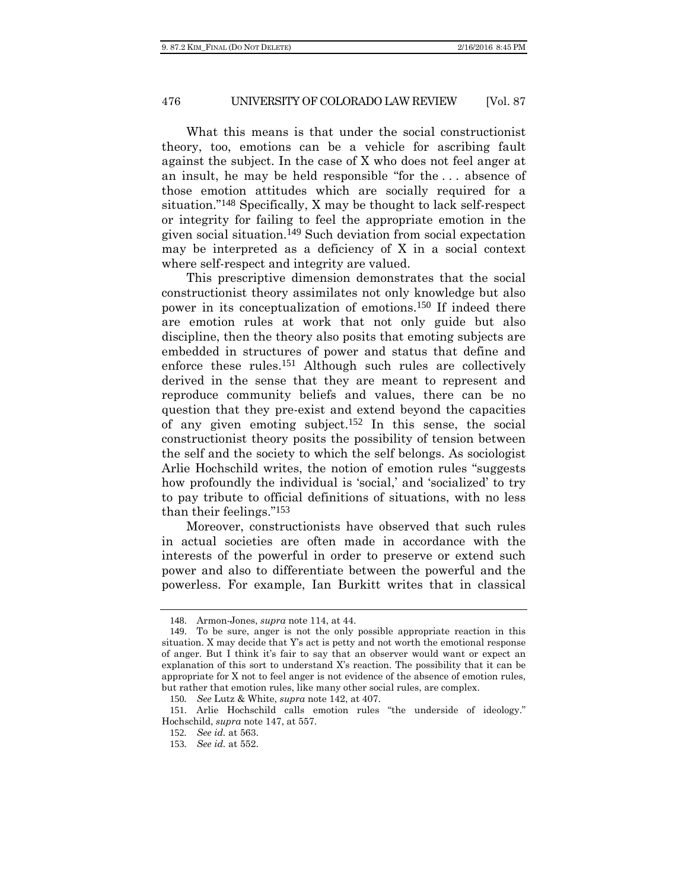What this means is that under the social constructionist theory, too, emotions can be a vehicle for ascribing fault against the subject. In the case of X who does not feel anger at an insult, he may be held responsible "for the . . . absence of those emotion attitudes which are socially required for a situation."[148] Specifically, X may be thought to lack self-respect or integrity for failing to feel the appropriate emotion in the given social situation.[149] Such deviation from social expectation may be interpreted as a deficiency of X in a social context where self-respect and integrity are valued.

This prescriptive dimension demonstrates that the social constructionist theory assimilates not only knowledge but also power in its conceptualization of emotions.[150] If indeed there are emotion rules at work that not only guide but also discipline, then the theory also posits that emoting subjects are embedded in structures of power and status that define and enforce these rules.[151] Although such rules are collectively derived in the sense that they are meant to represent and reproduce community beliefs and values, there can be no question that they pre-exist and extend beyond the capacities of any given emoting subject.[152] In this sense, the social constructionist theory posits the possibility of tension between the self and the society to which the self belongs. As sociologist Arlie Hochschild writes, the notion of emotion rules "suggests how profoundly the individual is 'social,' and 'socialized' to try to pay tribute to official definitions of situations, with no less than their feelings."[153]

Moreover, constructionists have observed that such rules in actual societies are often made in accordance with the interests of the powerful in order to preserve or extend such power and also to differentiate between the powerful and the powerless. For example, Ian Burkitt writes that in classical

---

148. Armon-Jones, *supra* note 114, at 44.

149. To be sure, anger is not the only possible appropriate reaction in this situation. X may decide that Y's act is petty and not worth the emotional response of anger. But I think it's fair to say that an observer would want or expect an explanation of this sort to understand X's reaction. The possibility that it can be appropriate for X not to feel anger is not evidence of the absence of emotion rules, but rather that emotion rules, like many other social rules, are complex.

150. *See* Lutz & White, *supra* note 142, at 407.

151. Arlie Hochschild calls emotion rules "the underside of ideology." Hochschild, *supra* note 147, at 557.

152. *See id.* at 563.

153. *See id.* at 552.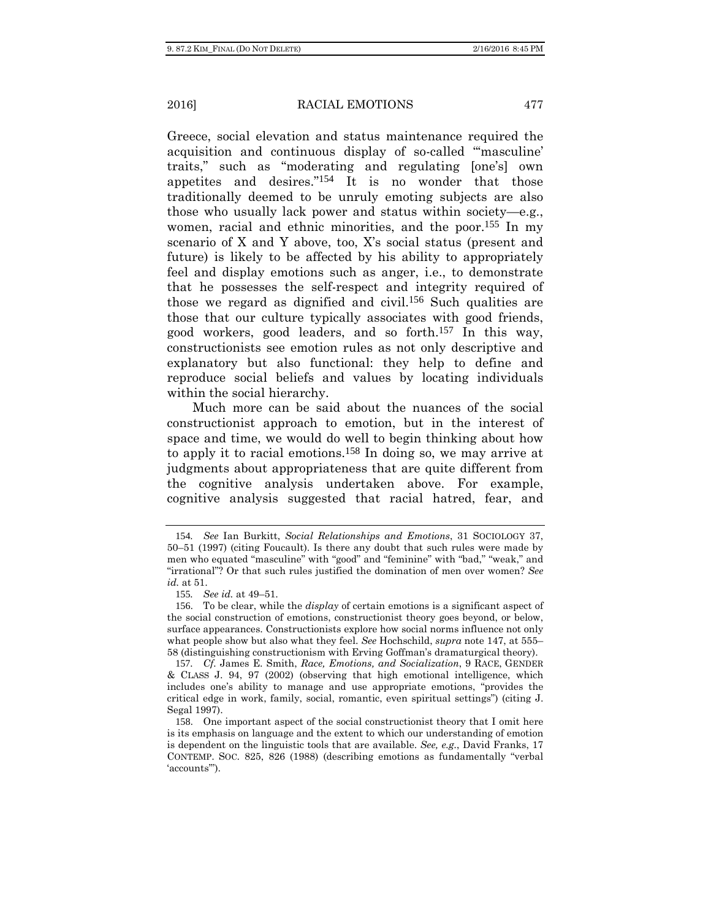Greece, social elevation and status maintenance required the acquisition and continuous display of so-called "'masculine' traits," such as "moderating and regulating [one's] own appetites and desires."[154] It is no wonder that those traditionally deemed to be unruly emoting subjects are also those who usually lack power and status within society—e.g., women, racial and ethnic minorities, and the poor.[155] In my scenario of X and Y above, too, X's social status (present and future) is likely to be affected by his ability to appropriately feel and display emotions such as anger, i.e., to demonstrate that he possesses the self-respect and integrity required of those we regard as dignified and civil.[156] Such qualities are those that our culture typically associates with good friends, good workers, good leaders, and so forth.[157] In this way, constructionists see emotion rules as not only descriptive and explanatory but also functional: they help to define and reproduce social beliefs and values by locating individuals within the social hierarchy.

Much more can be said about the nuances of the social constructionist approach to emotion, but in the interest of space and time, we would do well to begin thinking about how to apply it to racial emotions.[158] In doing so, we may arrive at judgments about appropriateness that are quite different from the cognitive analysis undertaken above. For example, cognitive analysis suggested that racial hatred, fear, and

---

154. *See* Ian Burkitt, *Social Relationships and Emotions*, 31 SOCIOLOGY 37, 50–51 (1997) (citing Foucault). Is there any doubt that such rules were made by men who equated "masculine" with "good" and "feminine" with "bad," "weak," and "irrational"? Or that such rules justified the domination of men over women? *See id.* at 51.

155. *See id.* at 49–51.

156. To be clear, while the *display* of certain emotions is a significant aspect of the social construction of emotions, constructionist theory goes beyond, or below, surface appearances. Constructionists explore how social norms influence not only what people show but also what they feel. *See* Hochschild, *supra* note 147, at 555–58 (distinguishing constructionism with Erving Goffman's dramaturgical theory).

157. *Cf.* James E. Smith, *Race, Emotions, and Socialization*, 9 RACE, GENDER & CLASS J. 94, 97 (2002) (observing that high emotional intelligence, which includes one's ability to manage and use appropriate emotions, "provides the critical edge in work, family, social, romantic, even spiritual settings") (citing J. Segal 1997).

158. One important aspect of the social constructionist theory that I omit here is its emphasis on language and the extent to which our understanding of emotion is dependent on the linguistic tools that are available. *See, e.g.*, David Franks, 17 CONTEMP. SOC. 825, 826 (1988) (describing emotions as fundamentally "verbal 'accounts'").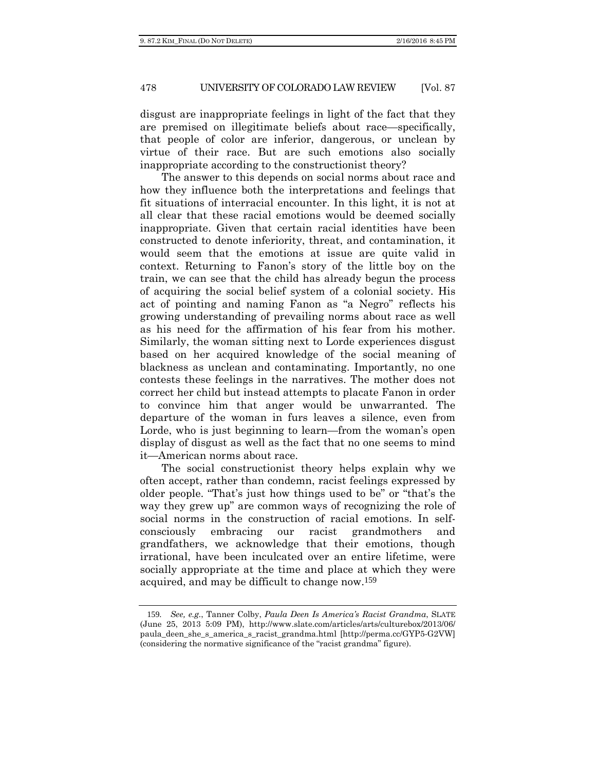disgust are inappropriate feelings in light of the fact that they are premised on illegitimate beliefs about race—specifically, that people of color are inferior, dangerous, or unclean by virtue of their race. But are such emotions also socially inappropriate according to the constructionist theory?

The answer to this depends on social norms about race and how they influence both the interpretations and feelings that fit situations of interracial encounter. In this light, it is not at all clear that these racial emotions would be deemed socially inappropriate. Given that certain racial identities have been constructed to denote inferiority, threat, and contamination, it would seem that the emotions at issue are quite valid in context. Returning to Fanon's story of the little boy on the train, we can see that the child has already begun the process of acquiring the social belief system of a colonial society. His act of pointing and naming Fanon as "a Negro" reflects his growing understanding of prevailing norms about race as well as his need for the affirmation of his fear from his mother. Similarly, the woman sitting next to Lorde experiences disgust based on her acquired knowledge of the social meaning of blackness as unclean and contaminating. Importantly, no one contests these feelings in the narratives. The mother does not correct her child but instead attempts to placate Fanon in order to convince him that anger would be unwarranted. The departure of the woman in furs leaves a silence, even from Lorde, who is just beginning to learn—from the woman's open display of disgust as well as the fact that no one seems to mind it—American norms about race.

The social constructionist theory helps explain why we often accept, rather than condemn, racist feelings expressed by older people. "That's just how things used to be" or "that's the way they grew up" are common ways of recognizing the role of social norms in the construction of racial emotions. In self-consciously embracing our racist grandmothers and grandfathers, we acknowledge that their emotions, though irrational, have been inculcated over an entire lifetime, were socially appropriate at the time and place at which they were acquired, and may be difficult to change now.[159]

---

159. *See, e.g.*, Tanner Colby, *Paula Deen Is America's Racist Grandma*, SLATE (June 25, 2013 5:09 PM), http://www.slate.com/articles/arts/culturebox/2013/06/paula_deen_she_s_america_s_racist_grandma.html [http://perma.cc/GYP5-G2VW] (considering the normative significance of the "racist grandma" figure).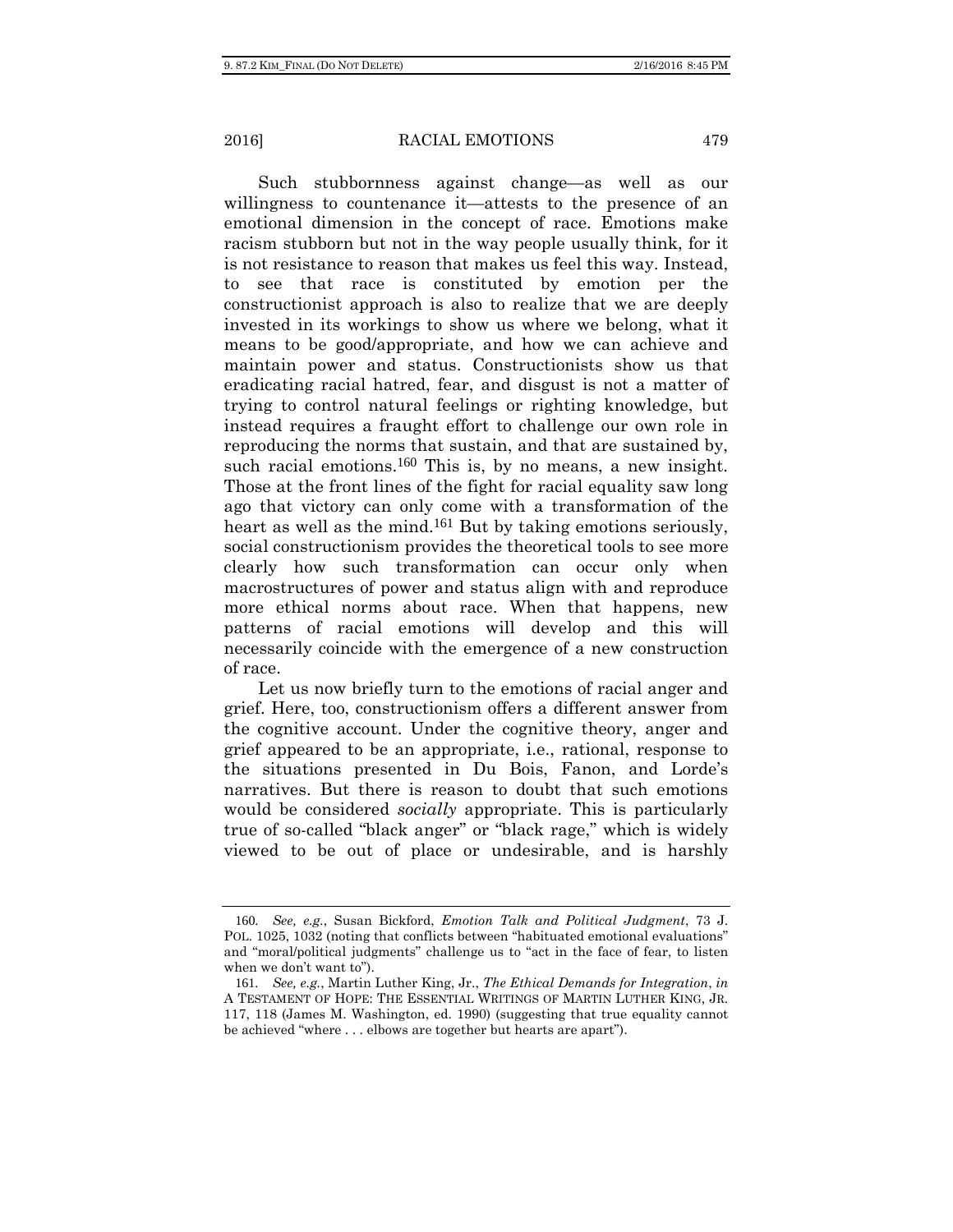Such stubbornness against change—as well as our willingness to countenance it—attests to the presence of an emotional dimension in the concept of race. Emotions make racism stubborn but not in the way people usually think, for it is not resistance to reason that makes us feel this way. Instead, to see that race is constituted by emotion per the constructionist approach is also to realize that we are deeply invested in its workings to show us where we belong, what it means to be good/appropriate, and how we can achieve and maintain power and status. Constructionists show us that eradicating racial hatred, fear, and disgust is not a matter of trying to control natural feelings or righting knowledge, but instead requires a fraught effort to challenge our own role in reproducing the norms that sustain, and that are sustained by, such racial emotions.[160] This is, by no means, a new insight. Those at the front lines of the fight for racial equality saw long ago that victory can only come with a transformation of the heart as well as the mind.[161] But by taking emotions seriously, social constructionism provides the theoretical tools to see more clearly how such transformation can occur only when macrostructures of power and status align with and reproduce more ethical norms about race. When that happens, new patterns of racial emotions will develop and this will necessarily coincide with the emergence of a new construction of race.

Let us now briefly turn to the emotions of racial anger and grief. Here, too, constructionism offers a different answer from the cognitive account. Under the cognitive theory, anger and grief appeared to be an appropriate, i.e., rational, response to the situations presented in Du Bois, Fanon, and Lorde's narratives. But there is reason to doubt that such emotions would be considered *socially* appropriate. This is particularly true of so-called "black anger" or "black rage," which is widely viewed to be out of place or undesirable, and is harshly

---

160. *See, e.g.*, Susan Bickford, *Emotion Talk and Political Judgment*, 73 J. POL. 1025, 1032 (noting that conflicts between "habituated emotional evaluations" and "moral/political judgments" challenge us to "act in the face of fear, to listen when we don't want to").

161. *See, e.g.*, Martin Luther King, Jr., *The Ethical Demands for Integration*, *in* A TESTAMENT OF HOPE: THE ESSENTIAL WRITINGS OF MARTIN LUTHER KING, JR. 117, 118 (James M. Washington, ed. 1990) (suggesting that true equality cannot be achieved "where . . . elbows are together but hearts are apart").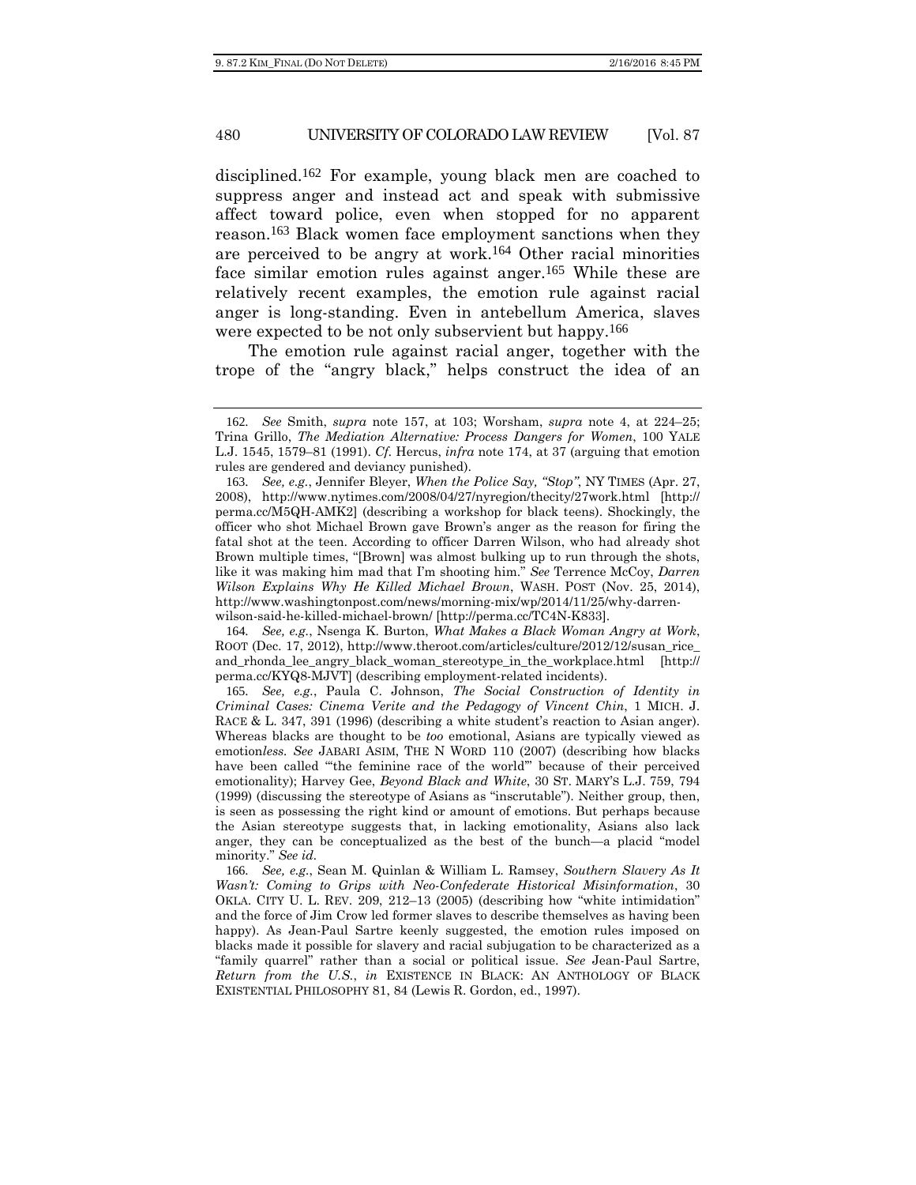disciplined.[162] For example, young black men are coached to suppress anger and instead act and speak with submissive affect toward police, even when stopped for no apparent reason.[163] Black women face employment sanctions when they are perceived to be angry at work.[164] Other racial minorities face similar emotion rules against anger.[165] While these are relatively recent examples, the emotion rule against racial anger is long-standing. Even in antebellum America, slaves were expected to be not only subservient but happy.[166]

The emotion rule against racial anger, together with the trope of the "angry black," helps construct the idea of an

---

162. *See* Smith, *supra* note 157, at 103; Worsham, *supra* note 4, at 224–25; Trina Grillo, *The Mediation Alternative: Process Dangers for Women*, 100 YALE L.J. 1545, 1579–81 (1991). *Cf.* Hercus, *infra* note 174, at 37 (arguing that emotion rules are gendered and deviancy punished).

163. *See, e.g.*, Jennifer Bleyer, *When the Police Say, "Stop"*, NY TIMES (Apr. 27, 2008), http://www.nytimes.com/2008/04/27/nyregion/thecity/27work.html [http://perma.cc/M5QH-AMK2] (describing a workshop for black teens). Shockingly, the officer who shot Michael Brown gave Brown's anger as the reason for firing the fatal shot at the teen. According to officer Darren Wilson, who had already shot Brown multiple times, "[Brown] was almost bulking up to run through the shots, like it was making him mad that I'm shooting him." *See* Terrence McCoy, *Darren Wilson Explains Why He Killed Michael Brown*, WASH. POST (Nov. 25, 2014), http://www.washingtonpost.com/news/morning-mix/wp/2014/11/25/why-darren-wilson-said-he-killed-michael-brown/ [http://perma.cc/TC4N-K833].

164. *See, e.g.*, Nsenga K. Burton, *What Makes a Black Woman Angry at Work*, ROOT (Dec. 17, 2012), http://www.theroot.com/articles/culture/2012/12/susan_rice_and_rhonda_lee_angry_black_woman_stereotype_in_the_workplace.html [http://perma.cc/KYQ8-MJVT] (describing employment-related incidents).

165. *See, e.g.*, Paula C. Johnson, *The Social Construction of Identity in Criminal Cases: Cinema Verite and the Pedagogy of Vincent Chin*, 1 MICH. J. RACE & L. 347, 391 (1996) (describing a white student's reaction to Asian anger). Whereas blacks are thought to be *too* emotional, Asians are typically viewed as emotion*less*. *See* JABARI ASIM, THE N WORD 110 (2007) (describing how blacks have been called "'the feminine race of the world'" because of their perceived emotionality); Harvey Gee, *Beyond Black and White*, 30 ST. MARY'S L.J. 759, 794 (1999) (discussing the stereotype of Asians as "inscrutable"). Neither group, then, is seen as possessing the right kind or amount of emotions. But perhaps because the Asian stereotype suggests that, in lacking emotionality, Asians also lack anger, they can be conceptualized as the best of the bunch—a placid "model minority." *See id.*

166. *See, e.g.*, Sean M. Quinlan & William L. Ramsey, *Southern Slavery As It Wasn't: Coming to Grips with Neo-Confederate Historical Misinformation*, 30 OKLA. CITY U. L. REV. 209, 212–13 (2005) (describing how "white intimidation" and the force of Jim Crow led former slaves to describe themselves as having been happy). As Jean-Paul Sartre keenly suggested, the emotion rules imposed on blacks made it possible for slavery and racial subjugation to be characterized as a "family quarrel" rather than a social or political issue. *See* Jean-Paul Sartre, *Return from the U.S.*, *in* EXISTENCE IN BLACK: AN ANTHOLOGY OF BLACK EXISTENTIAL PHILOSOPHY 81, 84 (Lewis R. Gordon, ed., 1997).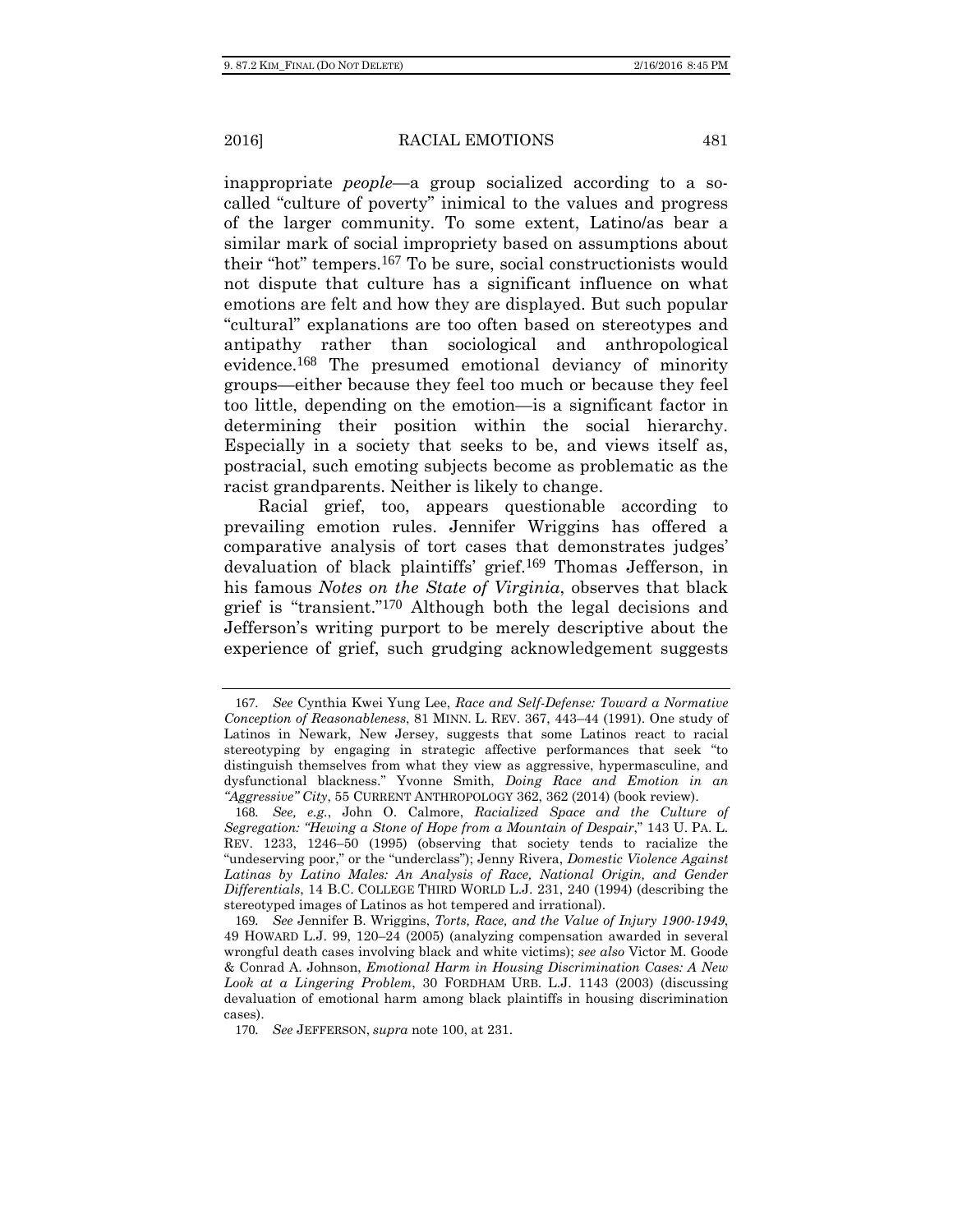inappropriate *people*—a group socialized according to a so-called "culture of poverty" inimical to the values and progress of the larger community. To some extent, Latino/as bear a similar mark of social impropriety based on assumptions about their "hot" tempers.[167] To be sure, social constructionists would not dispute that culture has a significant influence on what emotions are felt and how they are displayed. But such popular "cultural" explanations are too often based on stereotypes and antipathy rather than sociological and anthropological evidence.[168] The presumed emotional deviancy of minority groups—either because they feel too much or because they feel too little, depending on the emotion—is a significant factor in determining their position within the social hierarchy. Especially in a society that seeks to be, and views itself as, postracial, such emoting subjects become as problematic as the racist grandparents. Neither is likely to change.

Racial grief, too, appears questionable according to prevailing emotion rules. Jennifer Wriggins has offered a comparative analysis of tort cases that demonstrates judges' devaluation of black plaintiffs' grief.[169] Thomas Jefferson, in his famous *Notes on the State of Virginia*, observes that black grief is "transient."[170] Although both the legal decisions and Jefferson's writing purport to be merely descriptive about the experience of grief, such grudging acknowledgement suggests

---

167. *See* Cynthia Kwei Yung Lee, *Race and Self-Defense: Toward a Normative Conception of Reasonableness*, 81 MINN. L. REV. 367, 443–44 (1991). One study of Latinos in Newark, New Jersey, suggests that some Latinos react to racial stereotyping by engaging in strategic affective performances that seek "to distinguish themselves from what they view as aggressive, hypermasculine, and dysfunctional blackness." Yvonne Smith, *Doing Race and Emotion in an "Aggressive" City*, 55 CURRENT ANTHROPOLOGY 362, 362 (2014) (book review).

168. *See, e.g.*, John O. Calmore, *Racialized Space and the Culture of Segregation: "Hewing a Stone of Hope from a Mountain of Despair*," 143 U. PA. L. REV. 1233, 1246–50 (1995) (observing that society tends to racialize the "undeserving poor," or the "underclass"); Jenny Rivera, *Domestic Violence Against Latinas by Latino Males: An Analysis of Race, National Origin, and Gender Differentials*, 14 B.C. COLLEGE THIRD WORLD L.J. 231, 240 (1994) (describing the stereotyped images of Latinos as hot tempered and irrational).

169. *See* Jennifer B. Wriggins, *Torts, Race, and the Value of Injury 1900-1949*, 49 HOWARD L.J. 99, 120–24 (2005) (analyzing compensation awarded in several wrongful death cases involving black and white victims); *see also* Victor M. Goode & Conrad A. Johnson, *Emotional Harm in Housing Discrimination Cases: A New Look at a Lingering Problem*, 30 FORDHAM URB. L.J. 1143 (2003) (discussing devaluation of emotional harm among black plaintiffs in housing discrimination cases).

170. *See* JEFFERSON, *supra* note 100, at 231.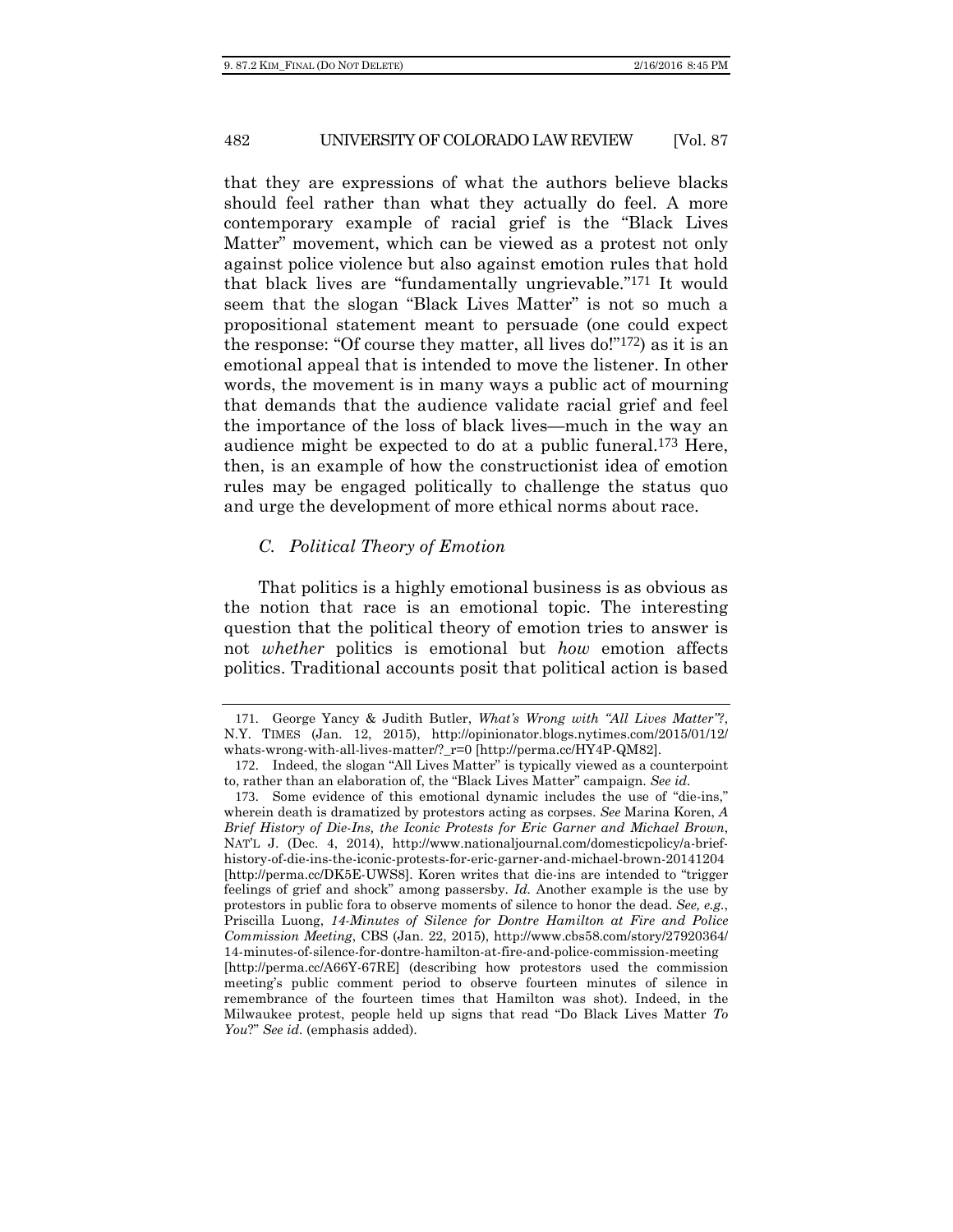that they are expressions of what the authors believe blacks should feel rather than what they actually do feel. A more contemporary example of racial grief is the "Black Lives Matter" movement, which can be viewed as a protest not only against police violence but also against emotion rules that hold that black lives are "fundamentally ungrievable."[171] It would seem that the slogan "Black Lives Matter" is not so much a propositional statement meant to persuade (one could expect the response: "Of course they matter, all lives do!"[172]) as it is an emotional appeal that is intended to move the listener. In other words, the movement is in many ways a public act of mourning that demands that the audience validate racial grief and feel the importance of the loss of black lives—much in the way an audience might be expected to do at a public funeral.[173] Here, then, is an example of how the constructionist idea of emotion rules may be engaged politically to challenge the status quo and urge the development of more ethical norms about race.

### *C. Political Theory of Emotion*

That politics is a highly emotional business is as obvious as the notion that race is an emotional topic. The interesting question that the political theory of emotion tries to answer is not *whether* politics is emotional but *how* emotion affects politics. Traditional accounts posit that political action is based

---

171. George Yancy & Judith Butler, *What's Wrong with "All Lives Matter"?*, N.Y. TIMES (Jan. 12, 2015), http://opinionator.blogs.nytimes.com/2015/01/12/whats-wrong-with-all-lives-matter/?_r=0 [http://perma.cc/HY4P-QM82].

172. Indeed, the slogan "All Lives Matter" is typically viewed as a counterpoint to, rather than an elaboration of, the "Black Lives Matter" campaign. *See id.*

173. Some evidence of this emotional dynamic includes the use of "die-ins," wherein death is dramatized by protestors acting as corpses. *See* Marina Koren, *A Brief History of Die-Ins, the Iconic Protests for Eric Garner and Michael Brown*, NAT'L J. (Dec. 4, 2014), http://www.nationaljournal.com/domesticpolicy/a-brief-history-of-die-ins-the-iconic-protests-for-eric-garner-and-michael-brown-20141204 [http://perma.cc/DK5E-UWS8]. Koren writes that die-ins are intended to "trigger feelings of grief and shock" among passersby. *Id.* Another example is the use by protestors in public fora to observe moments of silence to honor the dead. *See, e.g.*, Priscilla Luong, *14-Minutes of Silence for Dontre Hamilton at Fire and Police Commission Meeting*, CBS (Jan. 22, 2015), http://www.cbs58.com/story/27920364/14-minutes-of-silence-for-dontre-hamilton-at-fire-and-police-commission-meeting [http://perma.cc/A66Y-67RE] (describing how protestors used the commission meeting's public comment period to observe fourteen minutes of silence in remembrance of the fourteen times that Hamilton was shot). Indeed, in the Milwaukee protest, people held up signs that read "Do Black Lives Matter *To You*?" *See id.* (emphasis added).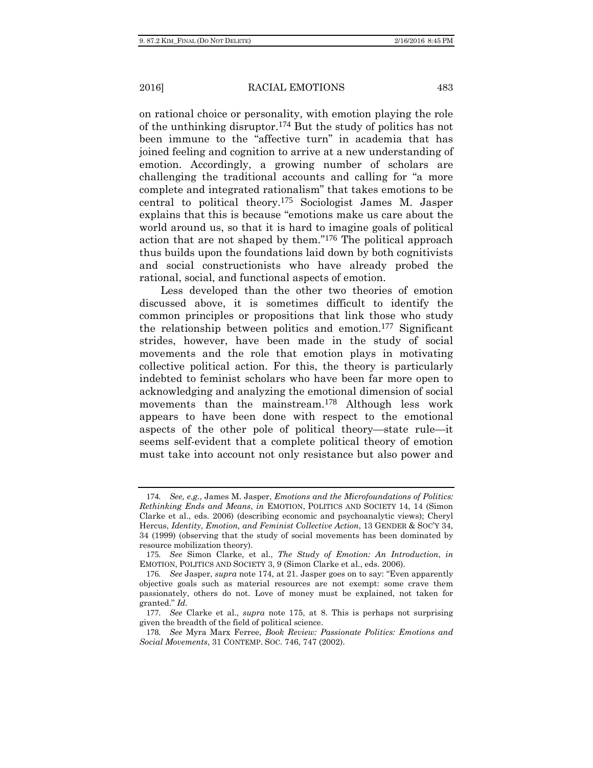on rational choice or personality, with emotion playing the role of the unthinking disruptor.[174] But the study of politics has not been immune to the "affective turn" in academia that has joined feeling and cognition to arrive at a new understanding of emotion. Accordingly, a growing number of scholars are challenging the traditional accounts and calling for "a more complete and integrated rationalism" that takes emotions to be central to political theory.[175] Sociologist James M. Jasper explains that this is because "emotions make us care about the world around us, so that it is hard to imagine goals of political action that are not shaped by them."[176] The political approach thus builds upon the foundations laid down by both cognitivists and social constructionists who have already probed the rational, social, and functional aspects of emotion.

Less developed than the other two theories of emotion discussed above, it is sometimes difficult to identify the common principles or propositions that link those who study the relationship between politics and emotion.[177] Significant strides, however, have been made in the study of social movements and the role that emotion plays in motivating collective political action. For this, the theory is particularly indebted to feminist scholars who have been far more open to acknowledging and analyzing the emotional dimension of social movements than the mainstream.[178] Although less work appears to have been done with respect to the emotional aspects of the other pole of political theory—state rule—it seems self-evident that a complete political theory of emotion must take into account not only resistance but also power and

---

174. *See, e.g.*, James M. Jasper, *Emotions and the Microfoundations of Politics: Rethinking Ends and Means*, *in* EMOTION, POLITICS AND SOCIETY 14, 14 (Simon Clarke et al., eds. 2006) (describing economic and psychoanalytic views); Cheryl Hercus, *Identity, Emotion, and Feminist Collective Action*, 13 GENDER & SOC'Y 34, 34 (1999) (observing that the study of social movements has been dominated by resource mobilization theory).

175. *See* Simon Clarke, et al., *The Study of Emotion: An Introduction*, *in* EMOTION, POLITICS AND SOCIETY 3, 9 (Simon Clarke et al., eds. 2006).

176. *See* Jasper, *supra* note 174, at 21. Jasper goes on to say: "Even apparently objective goals such as material resources are not exempt: some crave them passionately, others do not. Love of money must be explained, not taken for granted." *Id.*

177. *See* Clarke et al., *supra* note 175, at 8. This is perhaps not surprising given the breadth of the field of political science.

178. *See* Myra Marx Ferree, *Book Review: Passionate Politics: Emotions and Social Movements*, 31 CONTEMP. SOC. 746, 747 (2002).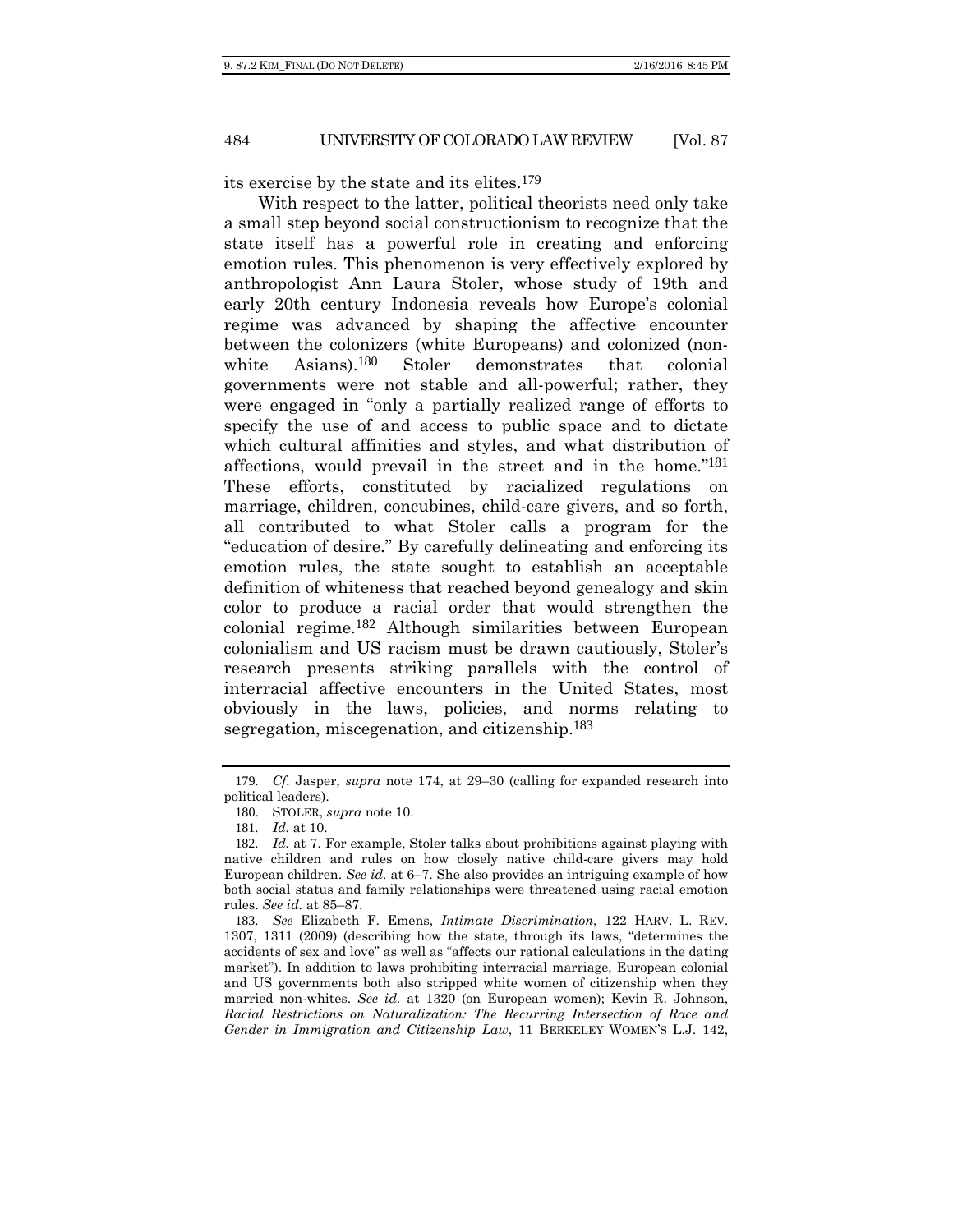its exercise by the state and its elites.[179]

With respect to the latter, political theorists need only take a small step beyond social constructionism to recognize that the state itself has a powerful role in creating and enforcing emotion rules. This phenomenon is very effectively explored by anthropologist Ann Laura Stoler, whose study of 19th and early 20th century Indonesia reveals how Europe's colonial regime was advanced by shaping the affective encounter between the colonizers (white Europeans) and colonized (non-white Asians).[180] Stoler demonstrates that colonial governments were not stable and all-powerful; rather, they were engaged in "only a partially realized range of efforts to specify the use of and access to public space and to dictate which cultural affinities and styles, and what distribution of affections, would prevail in the street and in the home."[181] These efforts, constituted by racialized regulations on marriage, children, concubines, child-care givers, and so forth, all contributed to what Stoler calls a program for the "education of desire." By carefully delineating and enforcing its emotion rules, the state sought to establish an acceptable definition of whiteness that reached beyond genealogy and skin color to produce a racial order that would strengthen the colonial regime.[182] Although similarities between European colonialism and US racism must be drawn cautiously, Stoler's research presents striking parallels with the control of interracial affective encounters in the United States, most obviously in the laws, policies, and norms relating to segregation, miscegenation, and citizenship.[183]

---

179. *Cf.* Jasper, *supra* note 174, at 29–30 (calling for expanded research into political leaders).

180. STOLER, *supra* note 10.

181. *Id.* at 10.

182. *Id.* at 7. For example, Stoler talks about prohibitions against playing with native children and rules on how closely native child-care givers may hold European children. *See id.* at 6–7. She also provides an intriguing example of how both social status and family relationships were threatened using racial emotion rules. *See id.* at 85–87.

183. *See* Elizabeth F. Emens, *Intimate Discrimination*, 122 HARV. L. REV. 1307, 1311 (2009) (describing how the state, through its laws, "determines the accidents of sex and love" as well as "affects our rational calculations in the dating market"). In addition to laws prohibiting interracial marriage, European colonial and US governments both also stripped white women of citizenship when they married non-whites. *See id.* at 1320 (on European women); Kevin R. Johnson, *Racial Restrictions on Naturalization: The Recurring Intersection of Race and Gender in Immigration and Citizenship Law*, 11 BERKELEY WOMEN'S L.J. 142,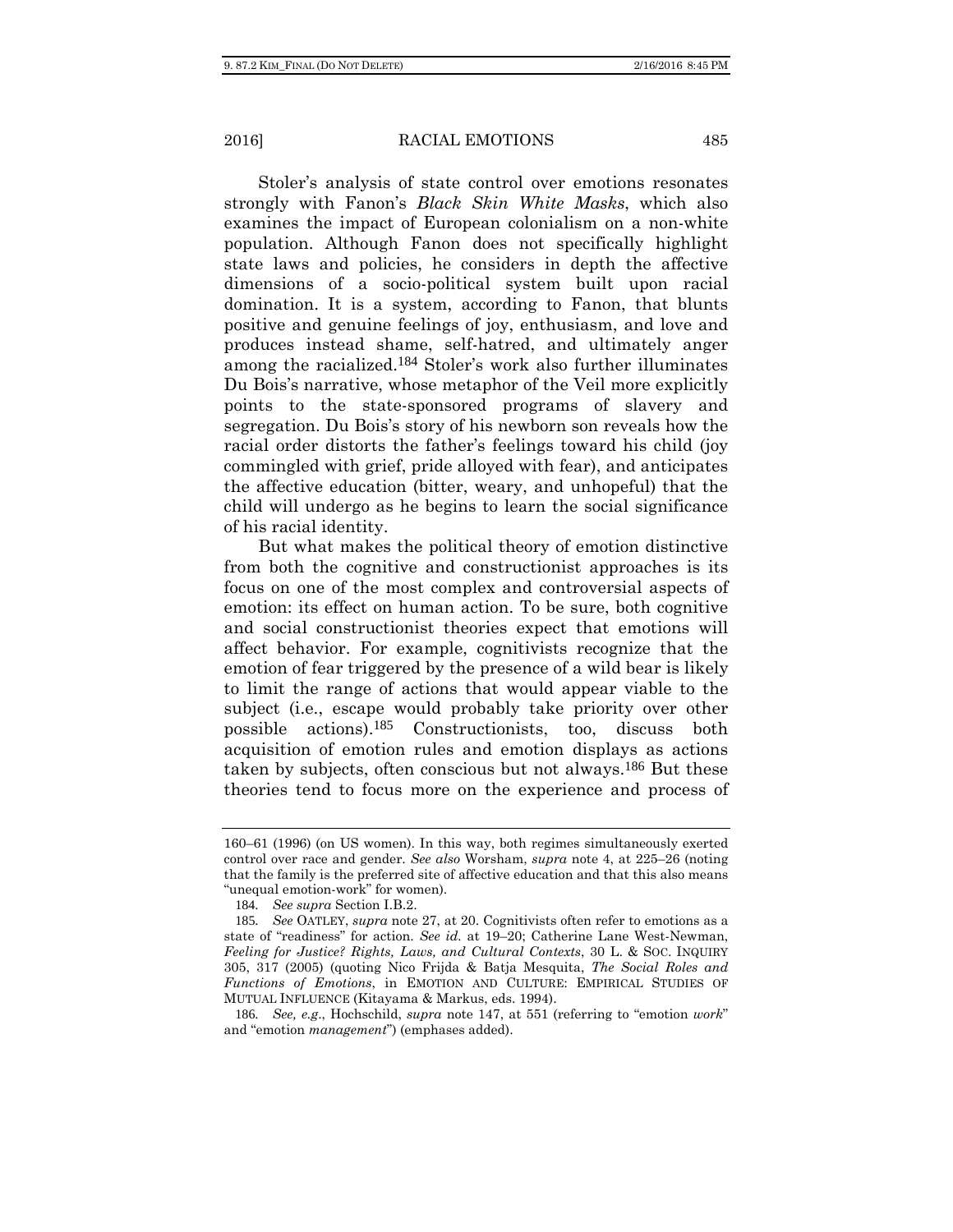Stoler's analysis of state control over emotions resonates strongly with Fanon's *Black Skin White Masks*, which also examines the impact of European colonialism on a non-white population. Although Fanon does not specifically highlight state laws and policies, he considers in depth the affective dimensions of a socio-political system built upon racial domination. It is a system, according to Fanon, that blunts positive and genuine feelings of joy, enthusiasm, and love and produces instead shame, self-hatred, and ultimately anger among the racialized.[184] Stoler's work also further illuminates Du Bois's narrative, whose metaphor of the Veil more explicitly points to the state-sponsored programs of slavery and segregation. Du Bois's story of his newborn son reveals how the racial order distorts the father's feelings toward his child (joy commingled with grief, pride alloyed with fear), and anticipates the affective education (bitter, weary, and unhopeful) that the child will undergo as he begins to learn the social significance of his racial identity.

But what makes the political theory of emotion distinctive from both the cognitive and constructionist approaches is its focus on one of the most complex and controversial aspects of emotion: its effect on human action. To be sure, both cognitive and social constructionist theories expect that emotions will affect behavior. For example, cognitivists recognize that the emotion of fear triggered by the presence of a wild bear is likely to limit the range of actions that would appear viable to the subject (i.e., escape would probably take priority over other possible actions).[185] Constructionists, too, discuss both acquisition of emotion rules and emotion displays as actions taken by subjects, often conscious but not always.[186] But these theories tend to focus more on the experience and process of

---

160–61 (1996) (on US women). In this way, both regimes simultaneously exerted control over race and gender. *See also* Worsham, *supra* note 4, at 225–26 (noting that the family is the preferred site of affective education and that this also means "unequal emotion-work" for women).

184. *See supra* Section I.B.2.

185. *See* OATLEY, *supra* note 27, at 20. Cognitivists often refer to emotions as a state of "readiness" for action. *See id.* at 19–20; Catherine Lane West-Newman, *Feeling for Justice? Rights, Laws, and Cultural Contexts*, 30 L. & SOC. INQUIRY 305, 317 (2005) (quoting Nico Frijda & Batja Mesquita, *The Social Roles and Functions of Emotions*, in EMOTION AND CULTURE: EMPIRICAL STUDIES OF MUTUAL INFLUENCE (Kitayama & Markus, eds. 1994).

186. *See, e.g.*, Hochschild, *supra* note 147, at 551 (referring to "emotion *work*" and "emotion *management*") (emphases added).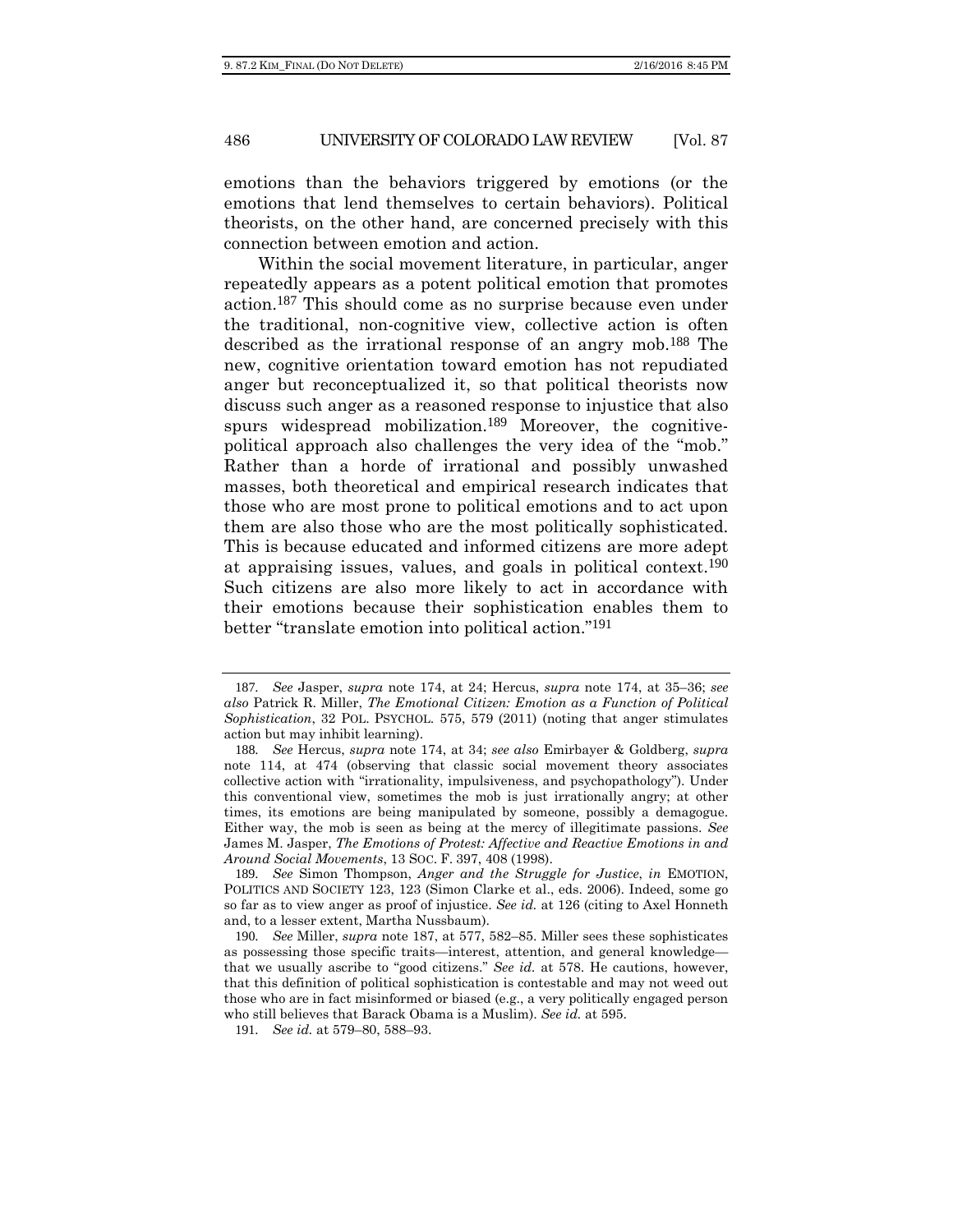emotions than the behaviors triggered by emotions (or the emotions that lend themselves to certain behaviors). Political theorists, on the other hand, are concerned precisely with this connection between emotion and action.

Within the social movement literature, in particular, anger repeatedly appears as a potent political emotion that promotes action.[187] This should come as no surprise because even under the traditional, non-cognitive view, collective action is often described as the irrational response of an angry mob.[188] The new, cognitive orientation toward emotion has not repudiated anger but reconceptualized it, so that political theorists now discuss such anger as a reasoned response to injustice that also spurs widespread mobilization.[189] Moreover, the cognitive-political approach also challenges the very idea of the "mob." Rather than a horde of irrational and possibly unwashed masses, both theoretical and empirical research indicates that those who are most prone to political emotions and to act upon them are also those who are the most politically sophisticated. This is because educated and informed citizens are more adept at appraising issues, values, and goals in political context.[190] Such citizens are also more likely to act in accordance with their emotions because their sophistication enables them to better "translate emotion into political action."[191]

---

187. *See* Jasper, *supra* note 174, at 24; Hercus, *supra* note 174, at 35–36; *see also* Patrick R. Miller, *The Emotional Citizen: Emotion as a Function of Political Sophistication*, 32 POL. PSYCHOL. 575, 579 (2011) (noting that anger stimulates action but may inhibit learning).

188. *See* Hercus, *supra* note 174, at 34; *see also* Emirbayer & Goldberg, *supra* note 114, at 474 (observing that classic social movement theory associates collective action with "irrationality, impulsiveness, and psychopathology"). Under this conventional view, sometimes the mob is just irrationally angry; at other times, its emotions are being manipulated by someone, possibly a demagogue. Either way, the mob is seen as being at the mercy of illegitimate passions. *See* James M. Jasper, *The Emotions of Protest: Affective and Reactive Emotions in and Around Social Movements*, 13 SOC. F. 397, 408 (1998).

189. *See* Simon Thompson, *Anger and the Struggle for Justice*, *in* EMOTION, POLITICS AND SOCIETY 123, 123 (Simon Clarke et al., eds. 2006). Indeed, some go so far as to view anger as proof of injustice. *See id.* at 126 (citing to Axel Honneth and, to a lesser extent, Martha Nussbaum).

190. *See* Miller, *supra* note 187, at 577, 582–85. Miller sees these sophisticates as possessing those specific traits—interest, attention, and general knowledge—that we usually ascribe to "good citizens." *See id.* at 578. He cautions, however, that this definition of political sophistication is contestable and may not weed out those who are in fact misinformed or biased (e.g., a very politically engaged person who still believes that Barack Obama is a Muslim). *See id.* at 595.

191. *See id.* at 579–80, 588–93.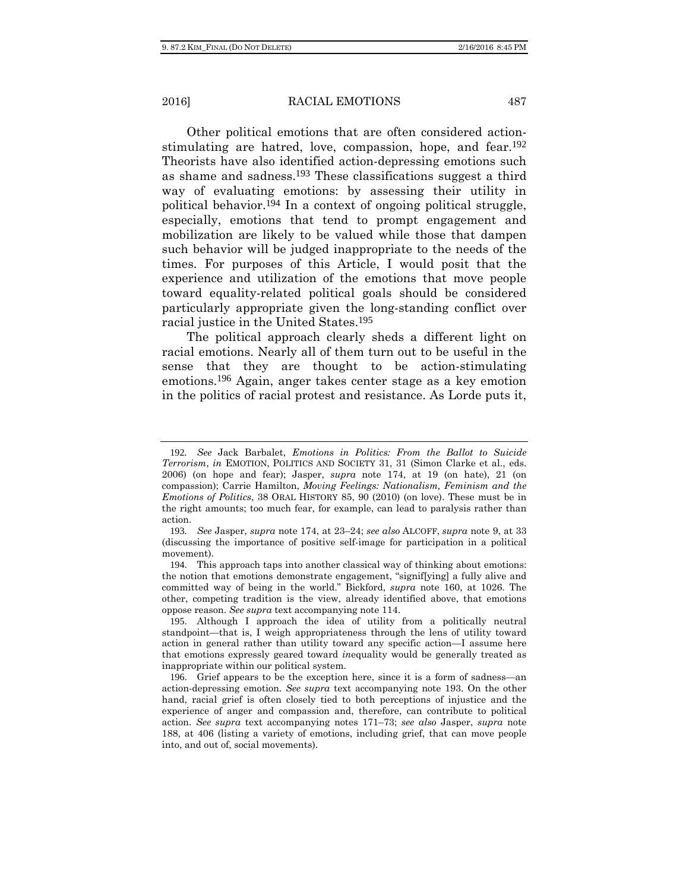Other political emotions that are often considered action-stimulating are hatred, love, compassion, hope, and fear.[192] Theorists have also identified action-depressing emotions such as shame and sadness.[193] These classifications suggest a third way of evaluating emotions: by assessing their utility in political behavior.[194] In a context of ongoing political struggle, especially, emotions that tend to prompt engagement and mobilization are likely to be valued while those that dampen such behavior will be judged inappropriate to the needs of the times. For purposes of this Article, I would posit that the experience and utilization of the emotions that move people toward equality-related political goals should be considered particularly appropriate given the long-standing conflict over racial justice in the United States.[195]

The political approach clearly sheds a different light on racial emotions. Nearly all of them turn out to be useful in the sense that they are thought to be action-stimulating emotions.[196] Again, anger takes center stage as a key emotion in the politics of racial protest and resistance. As Lorde puts it,

---

192. *See* Jack Barbalet, *Emotions in Politics: From the Ballot to Suicide Terrorism*, *in* EMOTION, POLITICS AND SOCIETY 31, 31 (Simon Clarke et al., eds. 2006) (on hope and fear); Jasper, *supra* note 174, at 19 (on hate), 21 (on compassion); Carrie Hamilton, *Moving Feelings: Nationalism, Feminism and the Emotions of Politics*, 38 ORAL HISTORY 85, 90 (2010) (on love). These must be in the right amounts; too much fear, for example, can lead to paralysis rather than action.

193. *See* Jasper, *supra* note 174, at 23–24; *see also* ALCOFF, *supra* note 9, at 33 (discussing the importance of positive self-image for participation in a political movement).

194. This approach taps into another classical way of thinking about emotions: the notion that emotions demonstrate engagement, "signif[ying] a fully alive and committed way of being in the world." Bickford, *supra* note 160, at 1026. The other, competing tradition is the view, already identified above, that emotions oppose reason. *See supra* text accompanying note 114.

195. Although I approach the idea of utility from a politically neutral standpoint—that is, I weigh appropriateness through the lens of utility toward action in general rather than utility toward any specific action—I assume here that emotions expressly geared toward *in*equality would be generally treated as inappropriate within our political system.

196. Grief appears to be the exception here, since it is a form of sadness—an action-depressing emotion. *See supra* text accompanying note 193. On the other hand, racial grief is often closely tied to both perceptions of injustice and the experience of anger and compassion and, therefore, can contribute to political action. *See supra* text accompanying notes 171–73; *see also* Jasper, *supra* note 188, at 406 (listing a variety of emotions, including grief, that can move people into, and out of, social movements).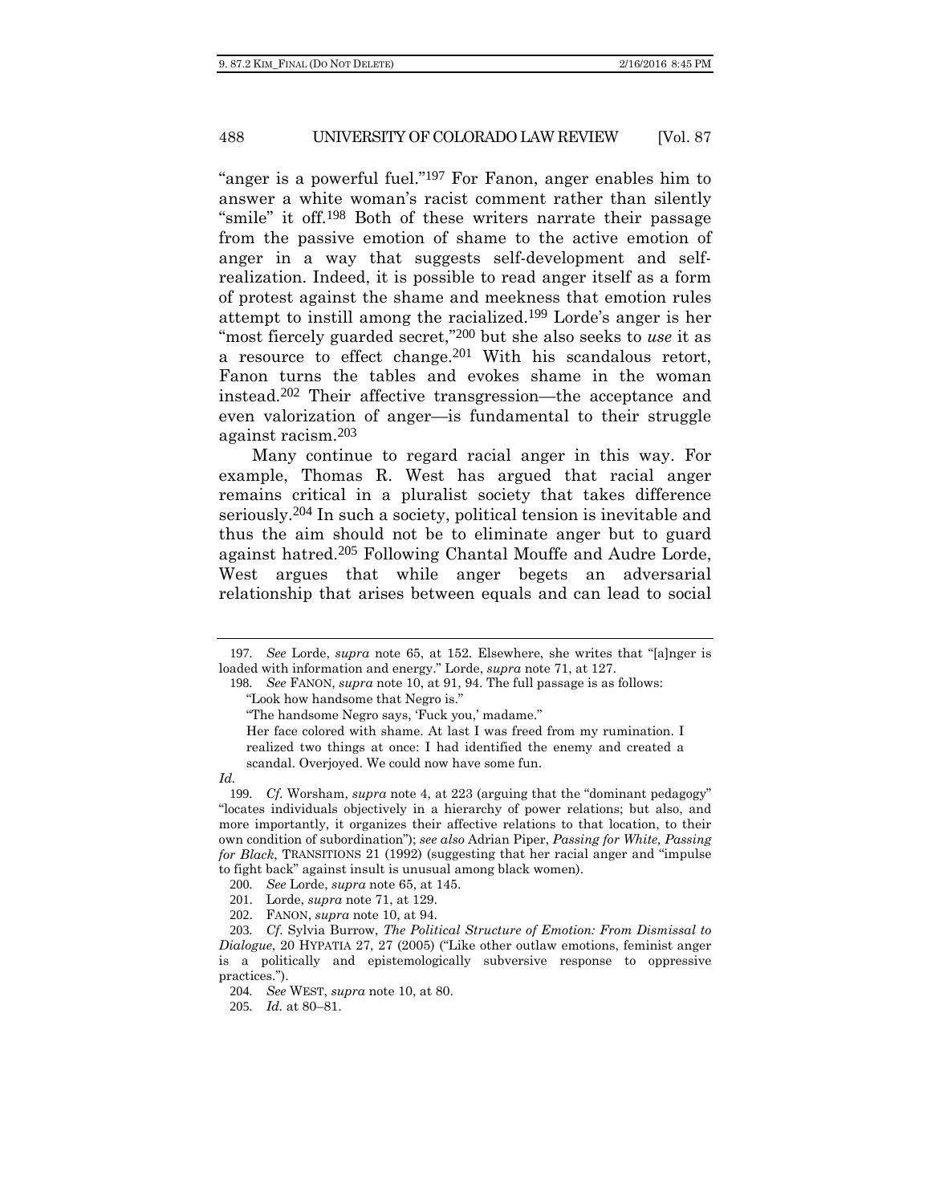"anger is a powerful fuel."[197] For Fanon, anger enables him to answer a white woman's racist comment rather than silently "smile" it off.[198] Both of these writers narrate their passage from the passive emotion of shame to the active emotion of anger in a way that suggests self-development and self-realization. Indeed, it is possible to read anger itself as a form of protest against the shame and meekness that emotion rules attempt to instill among the racialized.[199] Lorde's anger is her "most fiercely guarded secret,"[200] but she also seeks to *use* it as a resource to effect change.[201] With his scandalous retort, Fanon turns the tables and evokes shame in the woman instead.[202] Their affective transgression—the acceptance and even valorization of anger—is fundamental to their struggle against racism.[203]

Many continue to regard racial anger in this way. For example, Thomas R. West has argued that racial anger remains critical in a pluralist society that takes difference seriously.[204] In such a society, political tension is inevitable and thus the aim should not be to eliminate anger but to guard against hatred.[205] Following Chantal Mouffe and Audre Lorde, West argues that while anger begets an adversarial relationship that arises between equals and can lead to social

---

197. *See* Lorde, *supra* note 65, at 152. Elsewhere, she writes that "[a]nger is loaded with information and energy." Lorde, *supra* note 71, at 127.

198. *See* FANON, *supra* note 10, at 91, 94. The full passage is as follows:

> "Look how handsome that Negro is."
>
> "The handsome Negro says, 'Fuck you,' madame."
>
> Her face colored with shame. At last I was freed from my rumination. I realized two things at once: I had identified the enemy and created a scandal. Overjoyed. We could now have some fun.

*Id.*

199. *Cf.* Worsham, *supra* note 4, at 223 (arguing that the "dominant pedagogy" "locates individuals objectively in a hierarchy of power relations; but also, and more importantly, it organizes their affective relations to that location, to their own condition of subordination"); *see also* Adrian Piper, *Passing for White, Passing for Black*, TRANSITIONS 21 (1992) (suggesting that her racial anger and "impulse to fight back" against insult is unusual among black women).

200. *See* Lorde, *supra* note 65, at 145.

201. Lorde, *supra* note 71, at 129.

202. FANON, *supra* note 10, at 94.

203. *Cf.* Sylvia Burrow, *The Political Structure of Emotion: From Dismissal to Dialogue*, 20 HYPATIA 27, 27 (2005) ("Like other outlaw emotions, feminist anger is a politically and epistemologically subversive response to oppressive practices.").

204. *See* WEST, *supra* note 10, at 80.

205. *Id.* at 80–81.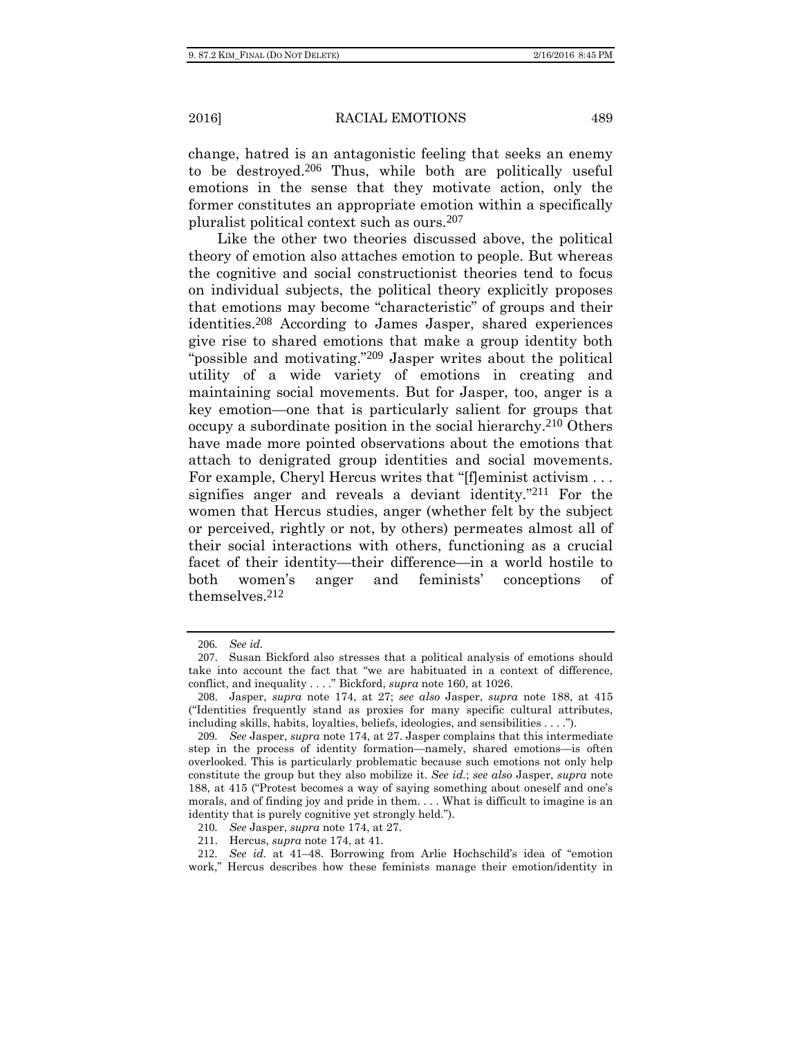change, hatred is an antagonistic feeling that seeks an enemy to be destroyed.[206] Thus, while both are politically useful emotions in the sense that they motivate action, only the former constitutes an appropriate emotion within a specifically pluralist political context such as ours.[207]

Like the other two theories discussed above, the political theory of emotion also attaches emotion to people. But whereas the cognitive and social constructionist theories tend to focus on individual subjects, the political theory explicitly proposes that emotions may become "characteristic" of groups and their identities.[208] According to James Jasper, shared experiences give rise to shared emotions that make a group identity both "possible and motivating."[209] Jasper writes about the political utility of a wide variety of emotions in creating and maintaining social movements. But for Jasper, too, anger is a key emotion—one that is particularly salient for groups that occupy a subordinate position in the social hierarchy.[210] Others have made more pointed observations about the emotions that attach to denigrated group identities and social movements. For example, Cheryl Hercus writes that "[f]eminist activism . . . signifies anger and reveals a deviant identity."[211] For the women that Hercus studies, anger (whether felt by the subject or perceived, rightly or not, by others) permeates almost all of their social interactions with others, functioning as a crucial facet of their identity—their difference—in a world hostile to both women's anger and feminists' conceptions of themselves.[212]

---

206. *See id.*

207. Susan Bickford also stresses that a political analysis of emotions should take into account the fact that "we are habituated in a context of difference, conflict, and inequality . . . ." Bickford, *supra* note 160, at 1026.

208. Jasper, *supra* note 174, at 27; *see also* Jasper, *supra* note 188, at 415 ("Identities frequently stand as proxies for many specific cultural attributes, including skills, habits, loyalties, beliefs, ideologies, and sensibilities . . . .").

209. *See* Jasper, *supra* note 174, at 27. Jasper complains that this intermediate step in the process of identity formation—namely, shared emotions—is often overlooked. This is particularly problematic because such emotions not only help constitute the group but they also mobilize it. *See id.*; *see also* Jasper, *supra* note 188, at 415 ("Protest becomes a way of saying something about oneself and one's morals, and of finding joy and pride in them. . . . What is difficult to imagine is an identity that is purely cognitive yet strongly held.").

210. *See* Jasper, *supra* note 174, at 27.

211. Hercus, *supra* note 174, at 41.

212. *See id.* at 41–48. Borrowing from Arlie Hochschild's idea of "emotion work," Hercus describes how these feminists manage their emotion/identity in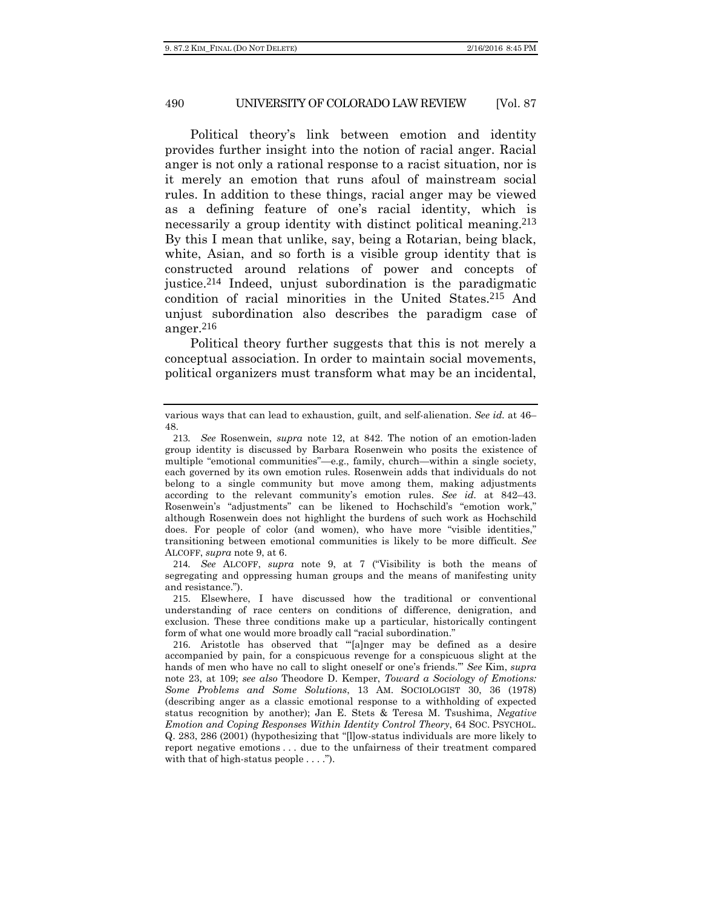Political theory's link between emotion and identity provides further insight into the notion of racial anger. Racial anger is not only a rational response to a racist situation, nor is it merely an emotion that runs afoul of mainstream social rules. In addition to these things, racial anger may be viewed as a defining feature of one's racial identity, which is necessarily a group identity with distinct political meaning.[213] By this I mean that unlike, say, being a Rotarian, being black, white, Asian, and so forth is a visible group identity that is constructed around relations of power and concepts of justice.[214] Indeed, unjust subordination is the paradigmatic condition of racial minorities in the United States.[215] And unjust subordination also describes the paradigm case of anger.[216]

Political theory further suggests that this is not merely a conceptual association. In order to maintain social movements, political organizers must transform what may be an incidental,

---

various ways that can lead to exhaustion, guilt, and self-alienation. *See id.* at 46–48.

213. *See* Rosenwein, *supra* note 12, at 842. The notion of an emotion-laden group identity is discussed by Barbara Rosenwein who posits the existence of multiple "emotional communities"—e.g., family, church—within a single society, each governed by its own emotion rules. Rosenwein adds that individuals do not belong to a single community but move among them, making adjustments according to the relevant community's emotion rules. *See id.* at 842–43. Rosenwein's "adjustments" can be likened to Hochschild's "emotion work," although Rosenwein does not highlight the burdens of such work as Hochschild does. For people of color (and women), who have more "visible identities," transitioning between emotional communities is likely to be more difficult. *See* ALCOFF, *supra* note 9, at 6.

214. *See* ALCOFF, *supra* note 9, at 7 ("Visibility is both the means of segregating and oppressing human groups and the means of manifesting unity and resistance.").

215. Elsewhere, I have discussed how the traditional or conventional understanding of race centers on conditions of difference, denigration, and exclusion. These three conditions make up a particular, historically contingent form of what one would more broadly call "racial subordination."

216. Aristotle has observed that "'[a]nger may be defined as a desire accompanied by pain, for a conspicuous revenge for a conspicuous slight at the hands of men who have no call to slight oneself or one's friends.'" *See* Kim, *supra* note 23, at 109; *see also* Theodore D. Kemper, *Toward a Sociology of Emotions: Some Problems and Some Solutions*, 13 AM. SOCIOLOGIST 30, 36 (1978) (describing anger as a classic emotional response to a withholding of expected status recognition by another); Jan E. Stets & Teresa M. Tsushima, *Negative Emotion and Coping Responses Within Identity Control Theory*, 64 SOC. PSYCHOL. Q. 283, 286 (2001) (hypothesizing that "[l]ow-status individuals are more likely to report negative emotions . . . due to the unfairness of their treatment compared with that of high-status people . . . .").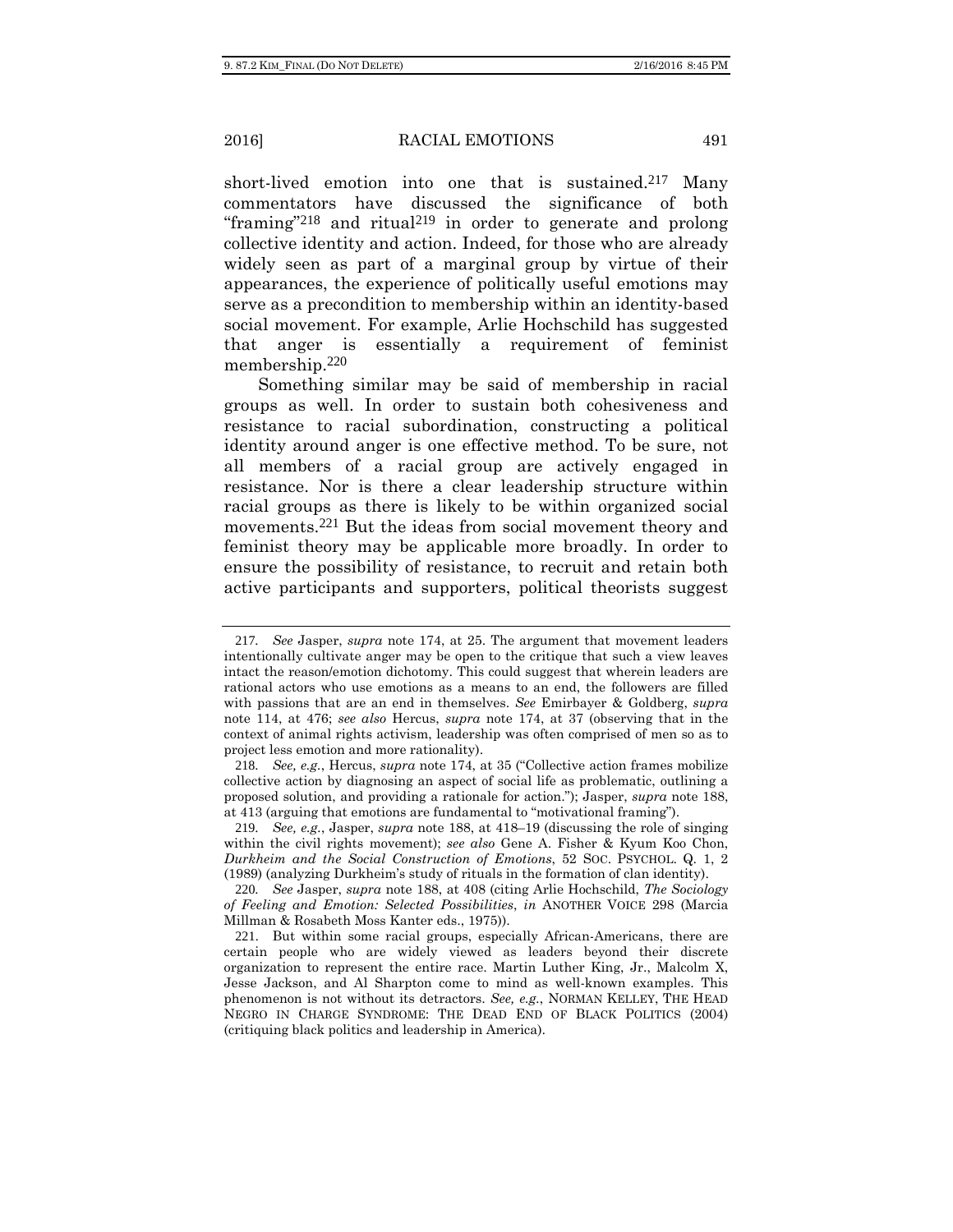short-lived emotion into one that is sustained.[217] Many commentators have discussed the significance of both "framing"[218] and ritual[219] in order to generate and prolong collective identity and action. Indeed, for those who are already widely seen as part of a marginal group by virtue of their appearances, the experience of politically useful emotions may serve as a precondition to membership within an identity-based social movement. For example, Arlie Hochschild has suggested that anger is essentially a requirement of feminist membership.[220]

Something similar may be said of membership in racial groups as well. In order to sustain both cohesiveness and resistance to racial subordination, constructing a political identity around anger is one effective method. To be sure, not all members of a racial group are actively engaged in resistance. Nor is there a clear leadership structure within racial groups as there is likely to be within organized social movements.[221] But the ideas from social movement theory and feminist theory may be applicable more broadly. In order to ensure the possibility of resistance, to recruit and retain both active participants and supporters, political theorists suggest

---

217. *See* Jasper, *supra* note 174, at 25. The argument that movement leaders intentionally cultivate anger may be open to the critique that such a view leaves intact the reason/emotion dichotomy. This could suggest that wherein leaders are rational actors who use emotions as a means to an end, the followers are filled with passions that are an end in themselves. *See* Emirbayer & Goldberg, *supra* note 114, at 476; *see also* Hercus, *supra* note 174, at 37 (observing that in the context of animal rights activism, leadership was often comprised of men so as to project less emotion and more rationality).

218. *See, e.g.*, Hercus, *supra* note 174, at 35 ("Collective action frames mobilize collective action by diagnosing an aspect of social life as problematic, outlining a proposed solution, and providing a rationale for action."); Jasper, *supra* note 188, at 413 (arguing that emotions are fundamental to "motivational framing").

219. *See, e.g.*, Jasper, *supra* note 188, at 418–19 (discussing the role of singing within the civil rights movement); *see also* Gene A. Fisher & Kyum Koo Chon, *Durkheim and the Social Construction of Emotions*, 52 SOC. PSYCHOL. Q. 1, 2 (1989) (analyzing Durkheim's study of rituals in the formation of clan identity).

220. *See* Jasper, *supra* note 188, at 408 (citing Arlie Hochschild, *The Sociology of Feeling and Emotion: Selected Possibilities*, *in* ANOTHER VOICE 298 (Marcia Millman & Rosabeth Moss Kanter eds., 1975)).

221. But within some racial groups, especially African-Americans, there are certain people who are widely viewed as leaders beyond their discrete organization to represent the entire race. Martin Luther King, Jr., Malcolm X, Jesse Jackson, and Al Sharpton come to mind as well-known examples. This phenomenon is not without its detractors. *See, e.g.*, NORMAN KELLEY, THE HEAD NEGRO IN CHARGE SYNDROME: THE DEAD END OF BLACK POLITICS (2004) (critiquing black politics and leadership in America).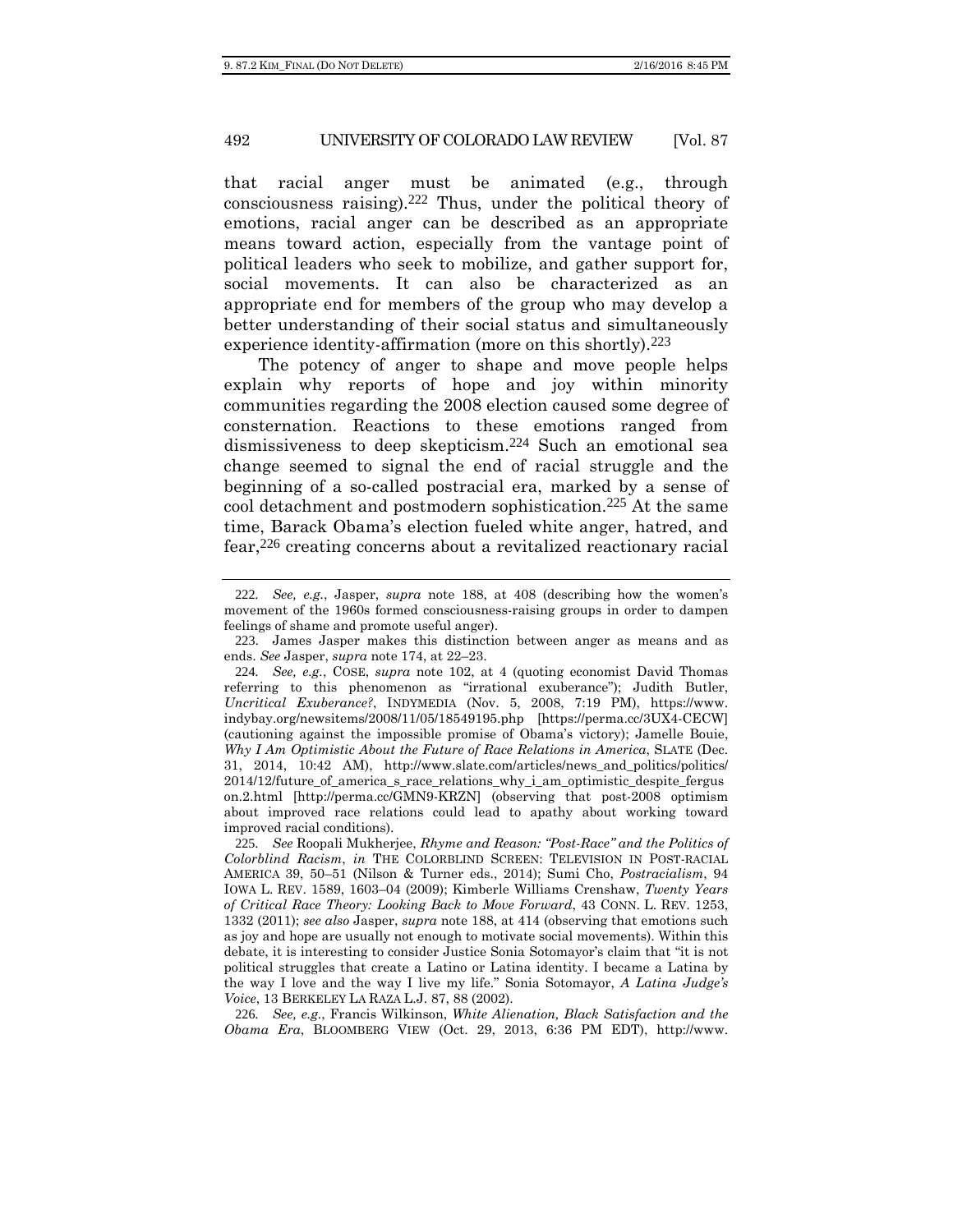that racial anger must be animated (e.g., through consciousness raising).[222] Thus, under the political theory of emotions, racial anger can be described as an appropriate means toward action, especially from the vantage point of political leaders who seek to mobilize, and gather support for, social movements. It can also be characterized as an appropriate end for members of the group who may develop a better understanding of their social status and simultaneously experience identity-affirmation (more on this shortly).[223]

The potency of anger to shape and move people helps explain why reports of hope and joy within minority communities regarding the 2008 election caused some degree of consternation. Reactions to these emotions ranged from dismissiveness to deep skepticism.[224] Such an emotional sea change seemed to signal the end of racial struggle and the beginning of a so-called postracial era, marked by a sense of cool detachment and postmodern sophistication.[225] At the same time, Barack Obama's election fueled white anger, hatred, and fear,[226] creating concerns about a revitalized reactionary racial

---

222. *See, e.g.*, Jasper, *supra* note 188, at 408 (describing how the women's movement of the 1960s formed consciousness-raising groups in order to dampen feelings of shame and promote useful anger).

223. James Jasper makes this distinction between anger as means and as ends. *See* Jasper, *supra* note 174, at 22–23.

224. *See, e.g.*, COSE, *supra* note 102, at 4 (quoting economist David Thomas referring to this phenomenon as "irrational exuberance"); Judith Butler, *Uncritical Exuberance?*, INDYMEDIA (Nov. 5, 2008, 7:19 PM), https://www.indybay.org/newsitems/2008/11/05/18549195.php [https://perma.cc/3UX4-CECW] (cautioning against the impossible promise of Obama's victory); Jamelle Bouie, *Why I Am Optimistic About the Future of Race Relations in America*, SLATE (Dec. 31, 2014, 10:42 AM), http://www.slate.com/articles/news_and_politics/politics/2014/12/future_of_america_s_race_relations_why_i_am_optimistic_despite_ferguson.2.html [http://perma.cc/GMN9-KRZN] (observing that post-2008 optimism about improved race relations could lead to apathy about working toward improved racial conditions).

225. *See* Roopali Mukherjee, *Rhyme and Reason: "Post-Race" and the Politics of Colorblind Racism*, *in* THE COLORBLIND SCREEN: TELEVISION IN POST-RACIAL AMERICA 39, 50–51 (Nilson & Turner eds., 2014); Sumi Cho, *Postracialism*, 94 IOWA L. REV. 1589, 1603–04 (2009); Kimberle Williams Crenshaw, *Twenty Years of Critical Race Theory: Looking Back to Move Forward*, 43 CONN. L. REV. 1253, 1332 (2011); *see also* Jasper, *supra* note 188, at 414 (observing that emotions such as joy and hope are usually not enough to motivate social movements). Within this debate, it is interesting to consider Justice Sonia Sotomayor's claim that "it is not political struggles that create a Latino or Latina identity. I became a Latina by the way I love and the way I live my life." Sonia Sotomayor, *A Latina Judge's Voice*, 13 BERKELEY LA RAZA L.J. 87, 88 (2002).

226. *See, e.g.*, Francis Wilkinson, *White Alienation, Black Satisfaction and the Obama Era*, BLOOMBERG VIEW (Oct. 29, 2013, 6:36 PM EDT), http://www.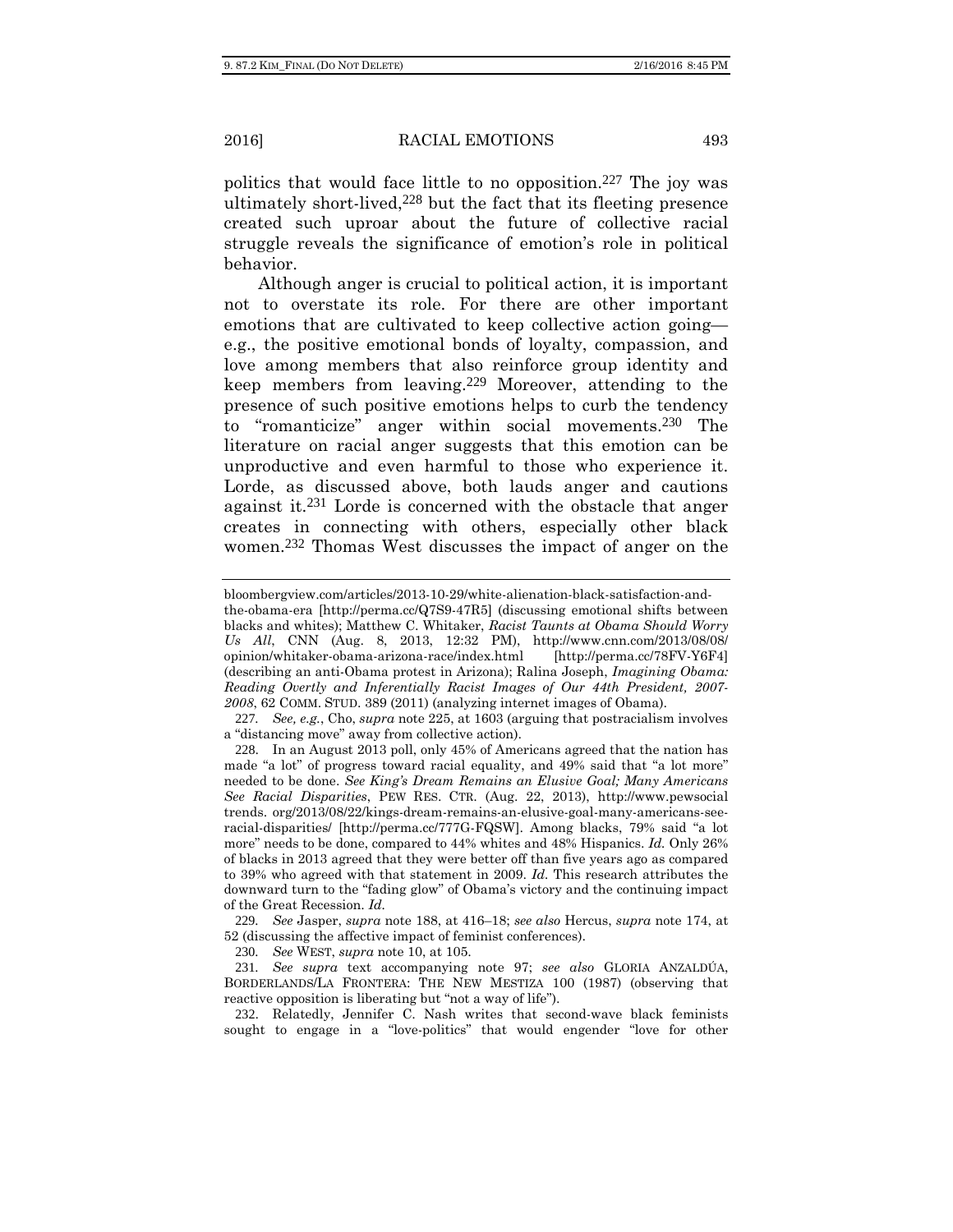politics that would face little to no opposition.[227] The joy was ultimately short-lived,[228] but the fact that its fleeting presence created such uproar about the future of collective racial struggle reveals the significance of emotion's role in political behavior.

Although anger is crucial to political action, it is important not to overstate its role. For there are other important emotions that are cultivated to keep collective action going—e.g., the positive emotional bonds of loyalty, compassion, and love among members that also reinforce group identity and keep members from leaving.[229] Moreover, attending to the presence of such positive emotions helps to curb the tendency to "romanticize" anger within social movements.[230] The literature on racial anger suggests that this emotion can be unproductive and even harmful to those who experience it. Lorde, as discussed above, both lauds anger and cautions against it.[231] Lorde is concerned with the obstacle that anger creates in connecting with others, especially other black women.[232] Thomas West discusses the impact of anger on the

---

bloombergview.com/articles/2013-10-29/white-alienation-black-satisfaction-and-the-obama-era [http://perma.cc/Q7S9-47R5] (discussing emotional shifts between blacks and whites); Matthew C. Whitaker, *Racist Taunts at Obama Should Worry Us All*, CNN (Aug. 8, 2013, 12:32 PM), http://www.cnn.com/2013/08/08/opinion/whitaker-obama-arizona-race/index.html [http://perma.cc/78FV-Y6F4] (describing an anti-Obama protest in Arizona); Ralina Joseph, *Imagining Obama: Reading Overtly and Inferentially Racist Images of Our 44th President, 2007-2008*, 62 COMM. STUD. 389 (2011) (analyzing internet images of Obama).

227. *See, e.g.*, Cho, *supra* note 225, at 1603 (arguing that postracialism involves a "distancing move" away from collective action).

228. In an August 2013 poll, only 45% of Americans agreed that the nation has made "a lot" of progress toward racial equality, and 49% said that "a lot more" needed to be done. *See King's Dream Remains an Elusive Goal; Many Americans See Racial Disparities*, PEW RES. CTR. (Aug. 22, 2013), http://www.pewsocial trends. org/2013/08/22/kings-dream-remains-an-elusive-goal-many-americans-see-racial-disparities/ [http://perma.cc/777G-FQSW]. Among blacks, 79% said "a lot more" needs to be done, compared to 44% whites and 48% Hispanics. *Id.* Only 26% of blacks in 2013 agreed that they were better off than five years ago as compared to 39% who agreed with that statement in 2009. *Id.* This research attributes the downward turn to the "fading glow" of Obama's victory and the continuing impact of the Great Recession. *Id.*

229. *See* Jasper, *supra* note 188, at 416–18; *see also* Hercus, *supra* note 174, at 52 (discussing the affective impact of feminist conferences).

230. *See* WEST, *supra* note 10, at 105.

231. *See supra* text accompanying note 97; *see also* GLORIA ANZALDÚA, BORDERLANDS/LA FRONTERA: THE NEW MESTIZA 100 (1987) (observing that reactive opposition is liberating but "not a way of life").

232. Relatedly, Jennifer C. Nash writes that second-wave black feminists sought to engage in a "love-politics" that would engender "love for other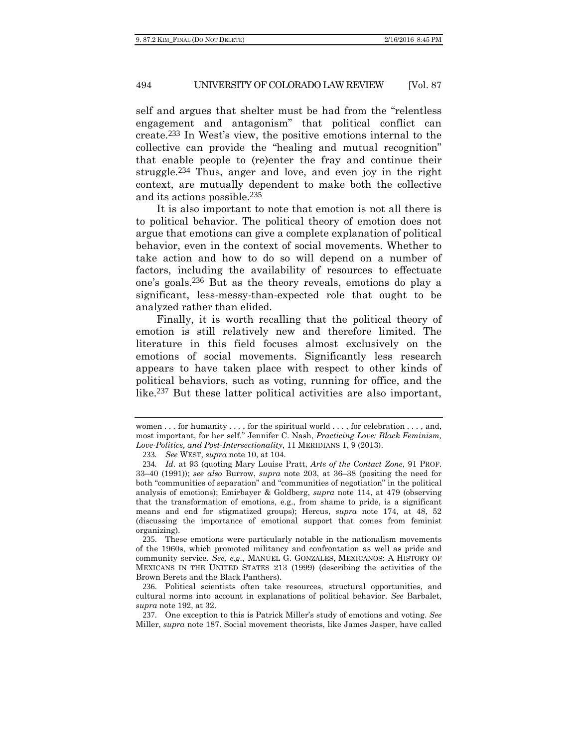self and argues that shelter must be had from the "relentless engagement and antagonism" that political conflict can create.[233] In West's view, the positive emotions internal to the collective can provide the "healing and mutual recognition" that enable people to (re)enter the fray and continue their struggle.[234] Thus, anger and love, and even joy in the right context, are mutually dependent to make both the collective and its actions possible.[235]

It is also important to note that emotion is not all there is to political behavior. The political theory of emotion does not argue that emotions can give a complete explanation of political behavior, even in the context of social movements. Whether to take action and how to do so will depend on a number of factors, including the availability of resources to effectuate one's goals.[236] But as the theory reveals, emotions do play a significant, less-messy-than-expected role that ought to be analyzed rather than elided.

Finally, it is worth recalling that the political theory of emotion is still relatively new and therefore limited. The literature in this field focuses almost exclusively on the emotions of social movements. Significantly less research appears to have taken place with respect to other kinds of political behaviors, such as voting, running for office, and the like.[237] But these latter political activities are also important,

---

women . . . for humanity . . . , for the spiritual world . . . , for celebration . . . , and, most important, for her self." Jennifer C. Nash, *Practicing Love: Black Feminism, Love-Politics, and Post-Intersectionality*, 11 MERIDIANS 1, 9 (2013).

233. *See* WEST, *supra* note 10, at 104.

234. *Id.* at 93 (quoting Mary Louise Pratt, *Arts of the Contact Zone*, 91 PROF. 33–40 (1991)); *see also* Burrow, *supra* note 203, at 36–38 (positing the need for both "communities of separation" and "communities of negotiation" in the political analysis of emotions); Emirbayer & Goldberg, *supra* note 114, at 479 (observing that the transformation of emotions, e.g., from shame to pride, is a significant means and end for stigmatized groups); Hercus, *supra* note 174, at 48, 52 (discussing the importance of emotional support that comes from feminist organizing).

235. These emotions were particularly notable in the nationalism movements of the 1960s, which promoted militancy and confrontation as well as pride and community service. *See, e.g.*, MANUEL G. GONZALES, MEXICANOS: A HISTORY OF MEXICANS IN THE UNITED STATES 213 (1999) (describing the activities of the Brown Berets and the Black Panthers).

236. Political scientists often take resources, structural opportunities, and cultural norms into account in explanations of political behavior. *See* Barbalet, *supra* note 192, at 32.

237. One exception to this is Patrick Miller's study of emotions and voting. *See* Miller, *supra* note 187. Social movement theorists, like James Jasper, have called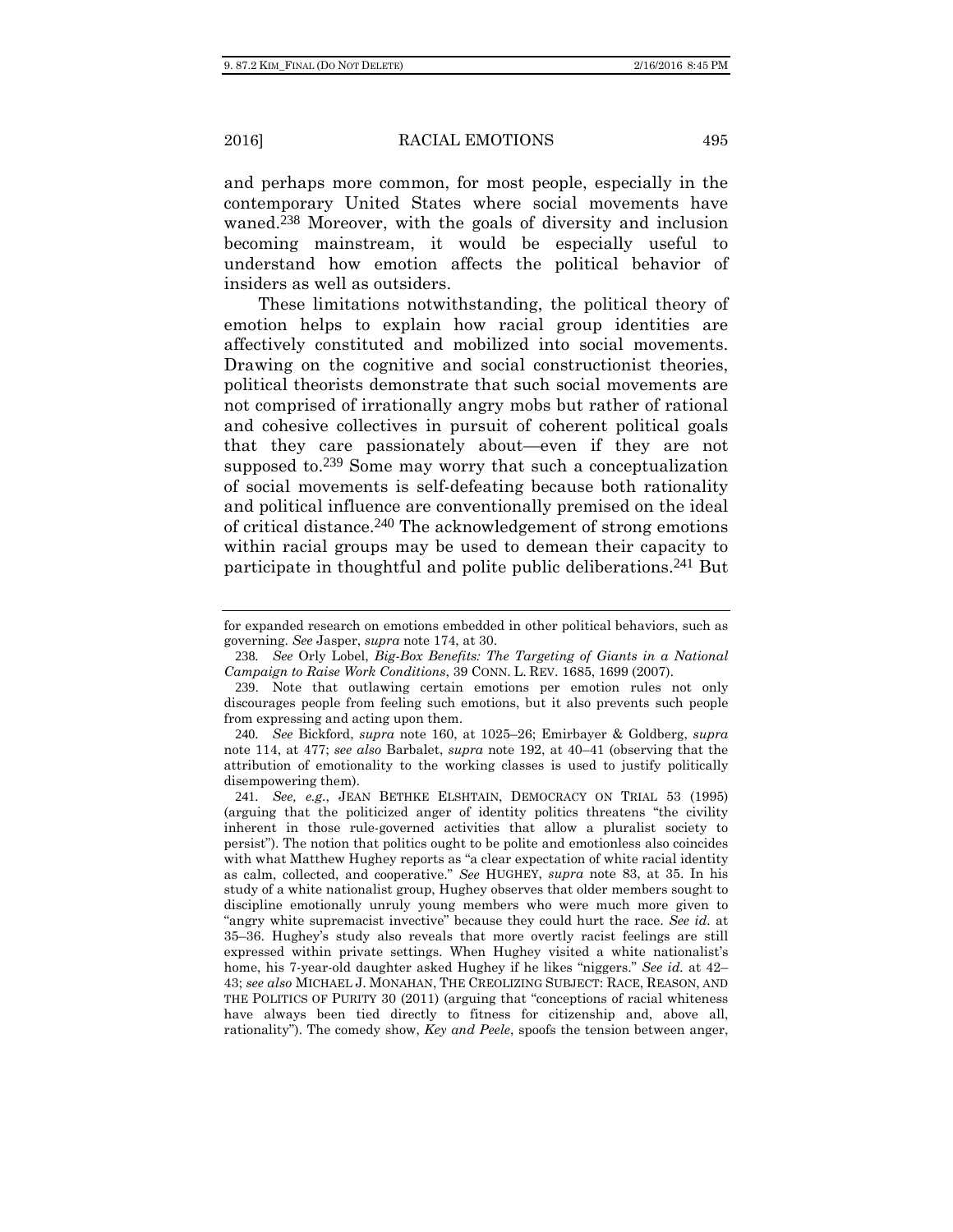and perhaps more common, for most people, especially in the contemporary United States where social movements have waned.[238] Moreover, with the goals of diversity and inclusion becoming mainstream, it would be especially useful to understand how emotion affects the political behavior of insiders as well as outsiders.

These limitations notwithstanding, the political theory of emotion helps to explain how racial group identities are affectively constituted and mobilized into social movements. Drawing on the cognitive and social constructionist theories, political theorists demonstrate that such social movements are not comprised of irrationally angry mobs but rather of rational and cohesive collectives in pursuit of coherent political goals that they care passionately about—even if they are not supposed to.[239] Some may worry that such a conceptualization of social movements is self-defeating because both rationality and political influence are conventionally premised on the ideal of critical distance.[240] The acknowledgement of strong emotions within racial groups may be used to demean their capacity to participate in thoughtful and polite public deliberations.[241] But

---

for expanded research on emotions embedded in other political behaviors, such as governing. *See* Jasper, *supra* note 174, at 30.

238. *See* Orly Lobel, *Big-Box Benefits: The Targeting of Giants in a National Campaign to Raise Work Conditions*, 39 CONN. L. REV. 1685, 1699 (2007).

239. Note that outlawing certain emotions per emotion rules not only discourages people from feeling such emotions, but it also prevents such people from expressing and acting upon them.

240. *See* Bickford, *supra* note 160, at 1025–26; Emirbayer & Goldberg, *supra* note 114, at 477; *see also* Barbalet, *supra* note 192, at 40–41 (observing that the attribution of emotionality to the working classes is used to justify politically disempowering them).

241. *See, e.g.*, JEAN BETHKE ELSHTAIN, DEMOCRACY ON TRIAL 53 (1995) (arguing that the politicized anger of identity politics threatens "the civility inherent in those rule-governed activities that allow a pluralist society to persist"). The notion that politics ought to be polite and emotionless also coincides with what Matthew Hughey reports as "a clear expectation of white racial identity as calm, collected, and cooperative." *See* HUGHEY, *supra* note 83, at 35. In his study of a white nationalist group, Hughey observes that older members sought to discipline emotionally unruly young members who were much more given to "angry white supremacist invective" because they could hurt the race. *See id.* at 35–36. Hughey's study also reveals that more overtly racist feelings are still expressed within private settings. When Hughey visited a white nationalist's home, his 7-year-old daughter asked Hughey if he likes "niggers." *See id.* at 42–43; *see also* MICHAEL J. MONAHAN, THE CREOLIZING SUBJECT: RACE, REASON, AND THE POLITICS OF PURITY 30 (2011) (arguing that "conceptions of racial whiteness have always been tied directly to fitness for citizenship and, above all, rationality"). The comedy show, *Key and Peele*, spoofs the tension between anger,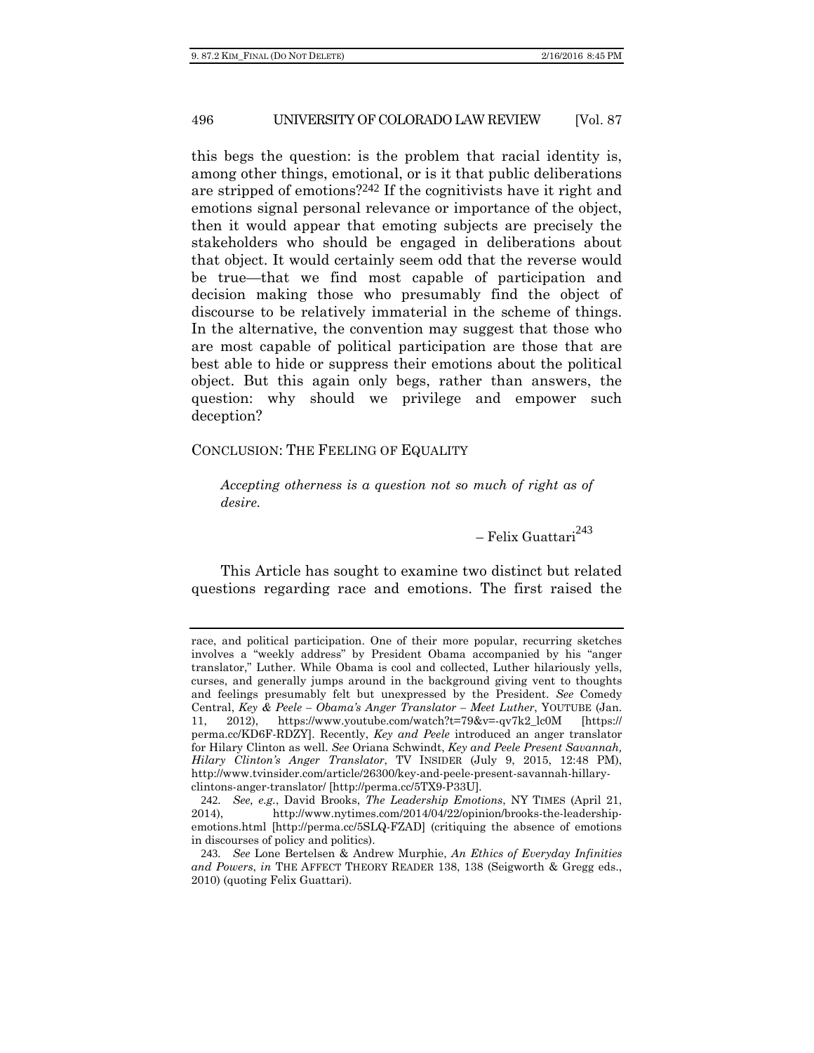this begs the question: is the problem that racial identity is, among other things, emotional, or is it that public deliberations are stripped of emotions?[242] If the cognitivists have it right and emotions signal personal relevance or importance of the object, then it would appear that emoting subjects are precisely the stakeholders who should be engaged in deliberations about that object. It would certainly seem odd that the reverse would be true—that we find most capable of participation and decision making those who presumably find the object of discourse to be relatively immaterial in the scheme of things. In the alternative, the convention may suggest that those who are most capable of political participation are those that are best able to hide or suppress their emotions about the political object. But this again only begs, rather than answers, the question: why should we privilege and empower such deception?

## CONCLUSION: THE FEELING OF EQUALITY

> *Accepting otherness is a question not so much of right as of desire.*
>
> – Felix Guattari[243]

This Article has sought to examine two distinct but related questions regarding race and emotions. The first raised the

---

race, and political participation. One of their more popular, recurring sketches involves a "weekly address" by President Obama accompanied by his "anger translator," Luther. While Obama is cool and collected, Luther hilariously yells, curses, and generally jumps around in the background giving vent to thoughts and feelings presumably felt but unexpressed by the President. *See* Comedy Central, *Key & Peele – Obama's Anger Translator – Meet Luther*, YOUTUBE (Jan. 11, 2012), https://www.youtube.com/watch?t=79&v=-qv7k2_lc0M [https://perma.cc/KD6F-RDZY]. Recently, *Key and Peele* introduced an anger translator for Hilary Clinton as well. *See* Oriana Schwindt, *Key and Peele Present Savannah, Hilary Clinton's Anger Translator*, TV INSIDER (July 9, 2015, 12:48 PM), http://www.tvinsider.com/article/26300/key-and-peele-present-savannah-hillary-clintons-anger-translator/ [http://perma.cc/5TX9-P33U].

242. *See, e.g.*, David Brooks, *The Leadership Emotions*, NY TIMES (April 21, 2014), http://www.nytimes.com/2014/04/22/opinion/brooks-the-leadership-emotions.html [http://perma.cc/5SLQ-FZAD] (critiquing the absence of emotions in discourses of policy and politics).

243. *See* Lone Bertelsen & Andrew Murphie, *An Ethics of Everyday Infinities and Powers*, *in* THE AFFECT THEORY READER 138, 138 (Seigworth & Gregg eds., 2010) (quoting Felix Guattari).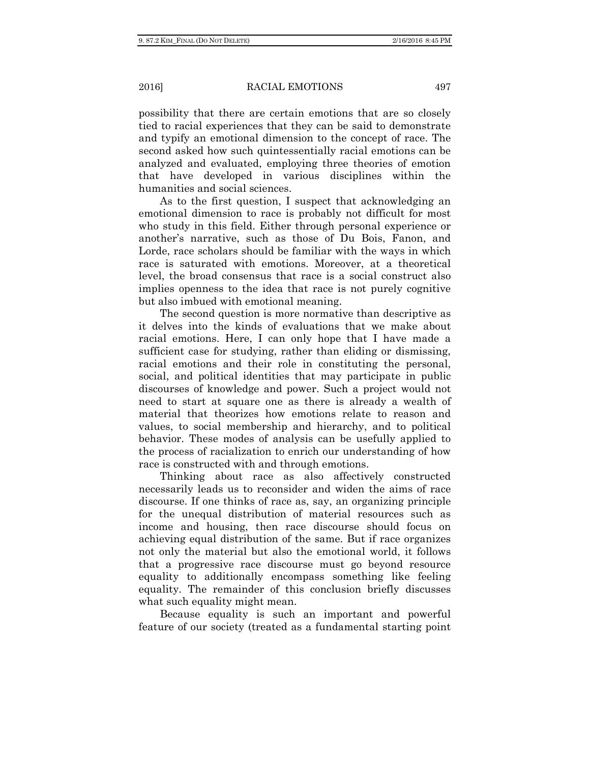possibility that there are certain emotions that are so closely tied to racial experiences that they can be said to demonstrate and typify an emotional dimension to the concept of race. The second asked how such quintessentially racial emotions can be analyzed and evaluated, employing three theories of emotion that have developed in various disciplines within the humanities and social sciences.

As to the first question, I suspect that acknowledging an emotional dimension to race is probably not difficult for most who study in this field. Either through personal experience or another's narrative, such as those of Du Bois, Fanon, and Lorde, race scholars should be familiar with the ways in which race is saturated with emotions. Moreover, at a theoretical level, the broad consensus that race is a social construct also implies openness to the idea that race is not purely cognitive but also imbued with emotional meaning.

The second question is more normative than descriptive as it delves into the kinds of evaluations that we make about racial emotions. Here, I can only hope that I have made a sufficient case for studying, rather than eliding or dismissing, racial emotions and their role in constituting the personal, social, and political identities that may participate in public discourses of knowledge and power. Such a project would not need to start at square one as there is already a wealth of material that theorizes how emotions relate to reason and values, to social membership and hierarchy, and to political behavior. These modes of analysis can be usefully applied to the process of racialization to enrich our understanding of how race is constructed with and through emotions.

Thinking about race as also affectively constructed necessarily leads us to reconsider and widen the aims of race discourse. If one thinks of race as, say, an organizing principle for the unequal distribution of material resources such as income and housing, then race discourse should focus on achieving equal distribution of the same. But if race organizes not only the material but also the emotional world, it follows that a progressive race discourse must go beyond resource equality to additionally encompass something like feeling equality. The remainder of this conclusion briefly discusses what such equality might mean.

Because equality is such an important and powerful feature of our society (treated as a fundamental starting point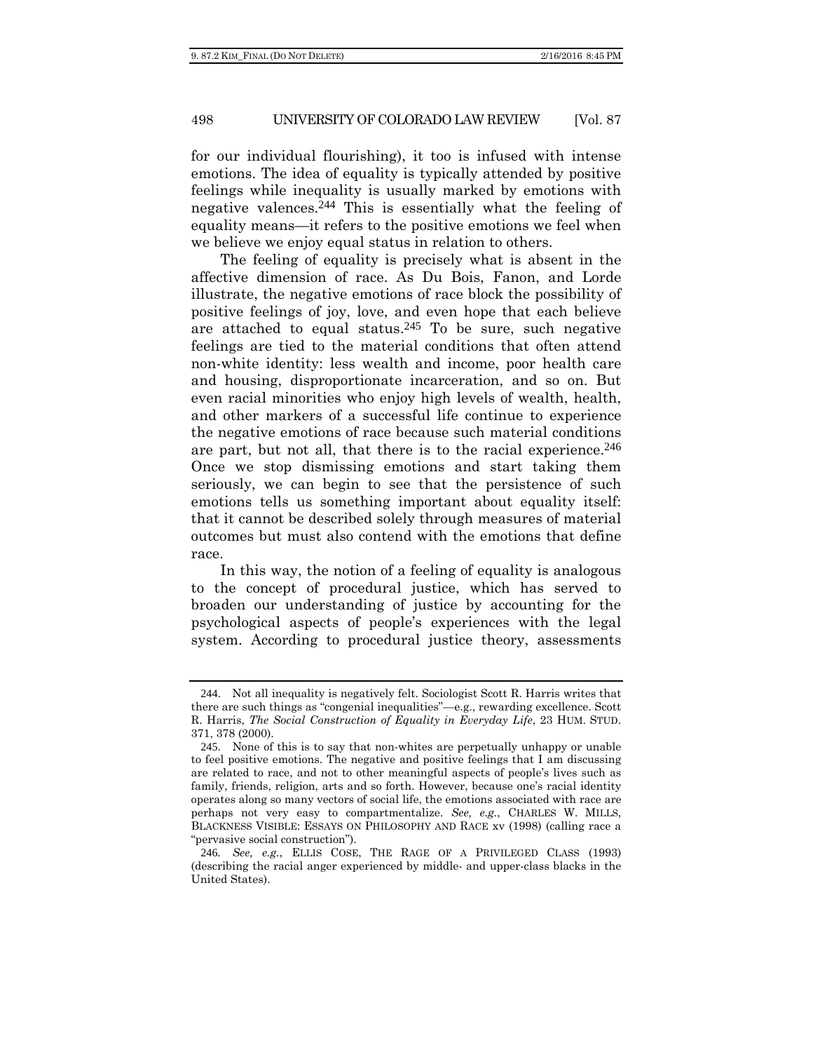for our individual flourishing), it too is infused with intense emotions. The idea of equality is typically attended by positive feelings while inequality is usually marked by emotions with negative valences.[244] This is essentially what the feeling of equality means—it refers to the positive emotions we feel when we believe we enjoy equal status in relation to others.

The feeling of equality is precisely what is absent in the affective dimension of race. As Du Bois, Fanon, and Lorde illustrate, the negative emotions of race block the possibility of positive feelings of joy, love, and even hope that each believe are attached to equal status.[245] To be sure, such negative feelings are tied to the material conditions that often attend non-white identity: less wealth and income, poor health care and housing, disproportionate incarceration, and so on. But even racial minorities who enjoy high levels of wealth, health, and other markers of a successful life continue to experience the negative emotions of race because such material conditions are part, but not all, that there is to the racial experience.[246] Once we stop dismissing emotions and start taking them seriously, we can begin to see that the persistence of such emotions tells us something important about equality itself: that it cannot be described solely through measures of material outcomes but must also contend with the emotions that define race.

In this way, the notion of a feeling of equality is analogous to the concept of procedural justice, which has served to broaden our understanding of justice by accounting for the psychological aspects of people's experiences with the legal system. According to procedural justice theory, assessments

---

244. Not all inequality is negatively felt. Sociologist Scott R. Harris writes that there are such things as "congenial inequalities"—e.g., rewarding excellence. Scott R. Harris, *The Social Construction of Equality in Everyday Life*, 23 HUM. STUD. 371, 378 (2000).

245. None of this is to say that non-whites are perpetually unhappy or unable to feel positive emotions. The negative and positive feelings that I am discussing are related to race, and not to other meaningful aspects of people's lives such as family, friends, religion, arts and so forth. However, because one's racial identity operates along so many vectors of social life, the emotions associated with race are perhaps not very easy to compartmentalize. *See, e.g.*, CHARLES W. MILLS, BLACKNESS VISIBLE: ESSAYS ON PHILOSOPHY AND RACE xv (1998) (calling race a "pervasive social construction").

246. *See, e.g.*, ELLIS COSE, THE RAGE OF A PRIVILEGED CLASS (1993) (describing the racial anger experienced by middle- and upper-class blacks in the United States).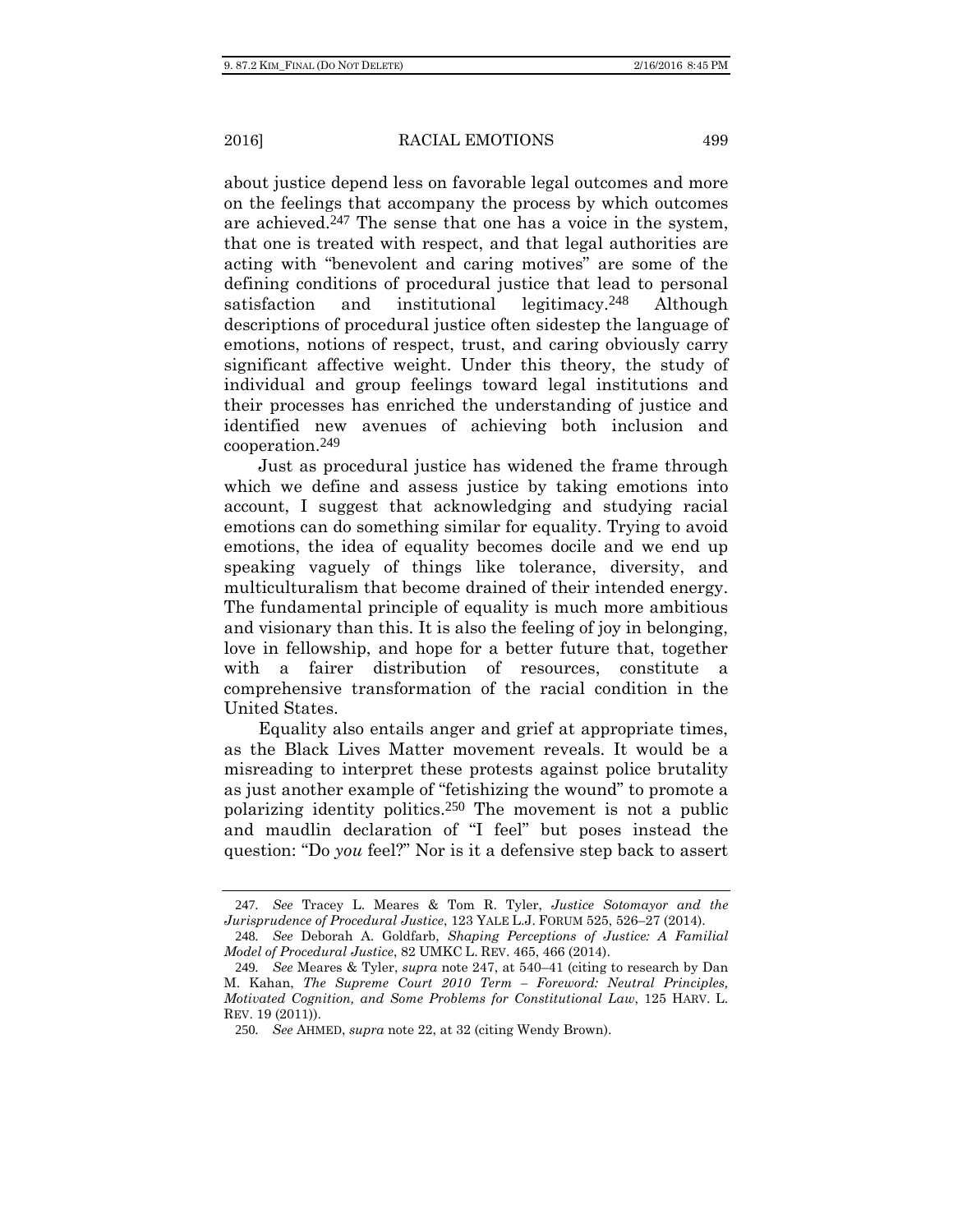about justice depend less on favorable legal outcomes and more on the feelings that accompany the process by which outcomes are achieved.[247] The sense that one has a voice in the system, that one is treated with respect, and that legal authorities are acting with "benevolent and caring motives" are some of the defining conditions of procedural justice that lead to personal satisfaction and institutional legitimacy.[248] Although descriptions of procedural justice often sidestep the language of emotions, notions of respect, trust, and caring obviously carry significant affective weight. Under this theory, the study of individual and group feelings toward legal institutions and their processes has enriched the understanding of justice and identified new avenues of achieving both inclusion and cooperation.[249]

Just as procedural justice has widened the frame through which we define and assess justice by taking emotions into account, I suggest that acknowledging and studying racial emotions can do something similar for equality. Trying to avoid emotions, the idea of equality becomes docile and we end up speaking vaguely of things like tolerance, diversity, and multiculturalism that become drained of their intended energy. The fundamental principle of equality is much more ambitious and visionary than this. It is also the feeling of joy in belonging, love in fellowship, and hope for a better future that, together with a fairer distribution of resources, constitute a comprehensive transformation of the racial condition in the United States.

Equality also entails anger and grief at appropriate times, as the Black Lives Matter movement reveals. It would be a misreading to interpret these protests against police brutality as just another example of "fetishizing the wound" to promote a polarizing identity politics.[250] The movement is not a public and maudlin declaration of "I feel" but poses instead the question: "Do *you* feel?" Nor is it a defensive step back to assert

---

247. *See* Tracey L. Meares & Tom R. Tyler, *Justice Sotomayor and the Jurisprudence of Procedural Justice*, 123 YALE L.J. FORUM 525, 526–27 (2014).

248. *See* Deborah A. Goldfarb, *Shaping Perceptions of Justice: A Familial Model of Procedural Justice*, 82 UMKC L. REV. 465, 466 (2014).

249. *See* Meares & Tyler, *supra* note 247, at 540–41 (citing to research by Dan M. Kahan, *The Supreme Court 2010 Term – Foreword: Neutral Principles, Motivated Cognition, and Some Problems for Constitutional Law*, 125 HARV. L. REV. 19 (2011)).

250. *See* AHMED, *supra* note 22, at 32 (citing Wendy Brown).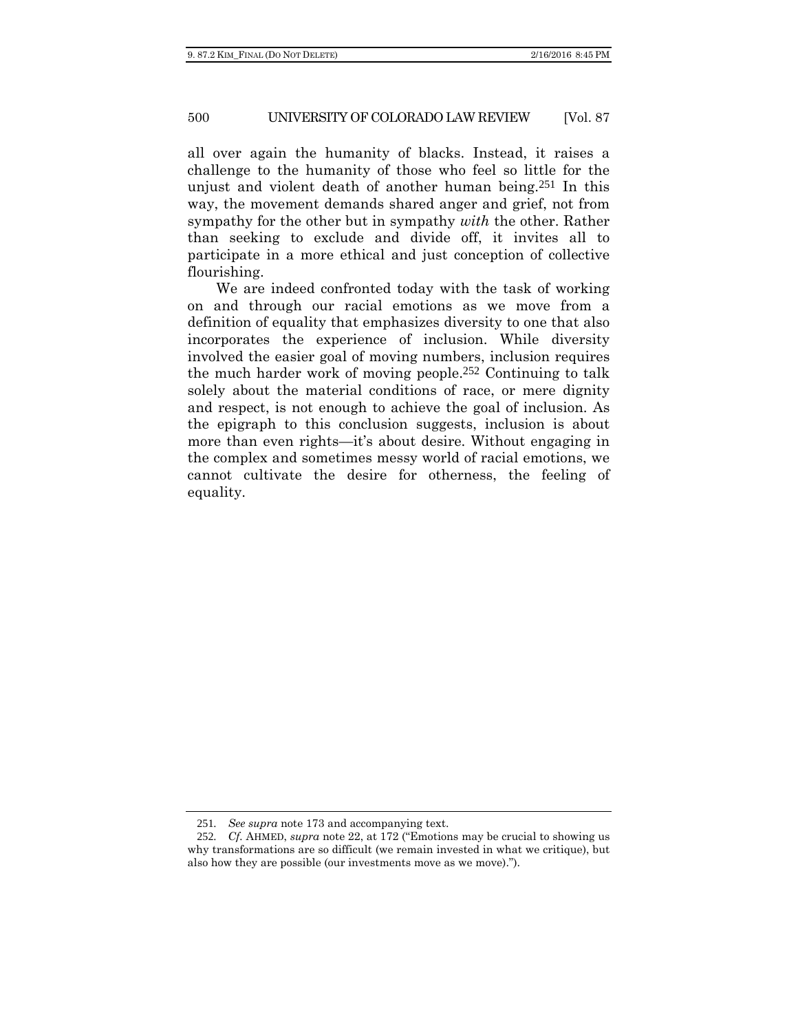all over again the humanity of blacks. Instead, it raises a challenge to the humanity of those who feel so little for the unjust and violent death of another human being.[251] In this way, the movement demands shared anger and grief, not from sympathy for the other but in sympathy *with* the other. Rather than seeking to exclude and divide off, it invites all to participate in a more ethical and just conception of collective flourishing.

We are indeed confronted today with the task of working on and through our racial emotions as we move from a definition of equality that emphasizes diversity to one that also incorporates the experience of inclusion. While diversity involved the easier goal of moving numbers, inclusion requires the much harder work of moving people.[252] Continuing to talk solely about the material conditions of race, or mere dignity and respect, is not enough to achieve the goal of inclusion. As the epigraph to this conclusion suggests, inclusion is about more than even rights—it's about desire. Without engaging in the complex and sometimes messy world of racial emotions, we cannot cultivate the desire for otherness, the feeling of equality.

---

251. *See supra* note 173 and accompanying text.

252. *Cf.* AHMED, *supra* note 22, at 172 ("Emotions may be crucial to showing us why transformations are so difficult (we remain invested in what we critique), but also how they are possible (our investments move as we move).").